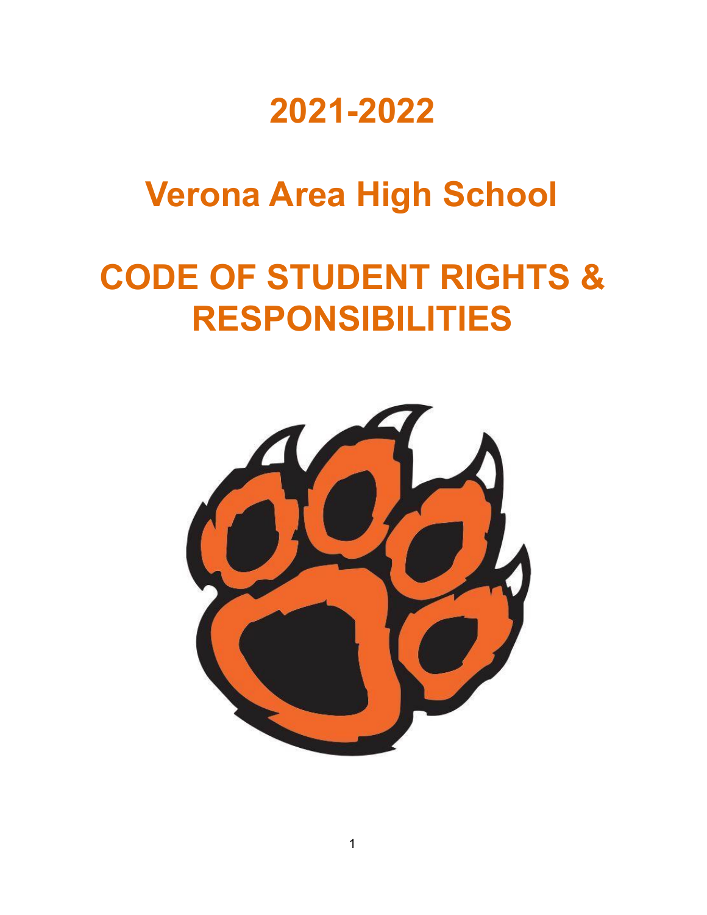# 2021-2022

# Verona Area High School

# CODE OF STUDENT RIGHTS & RESPONSIBILITIES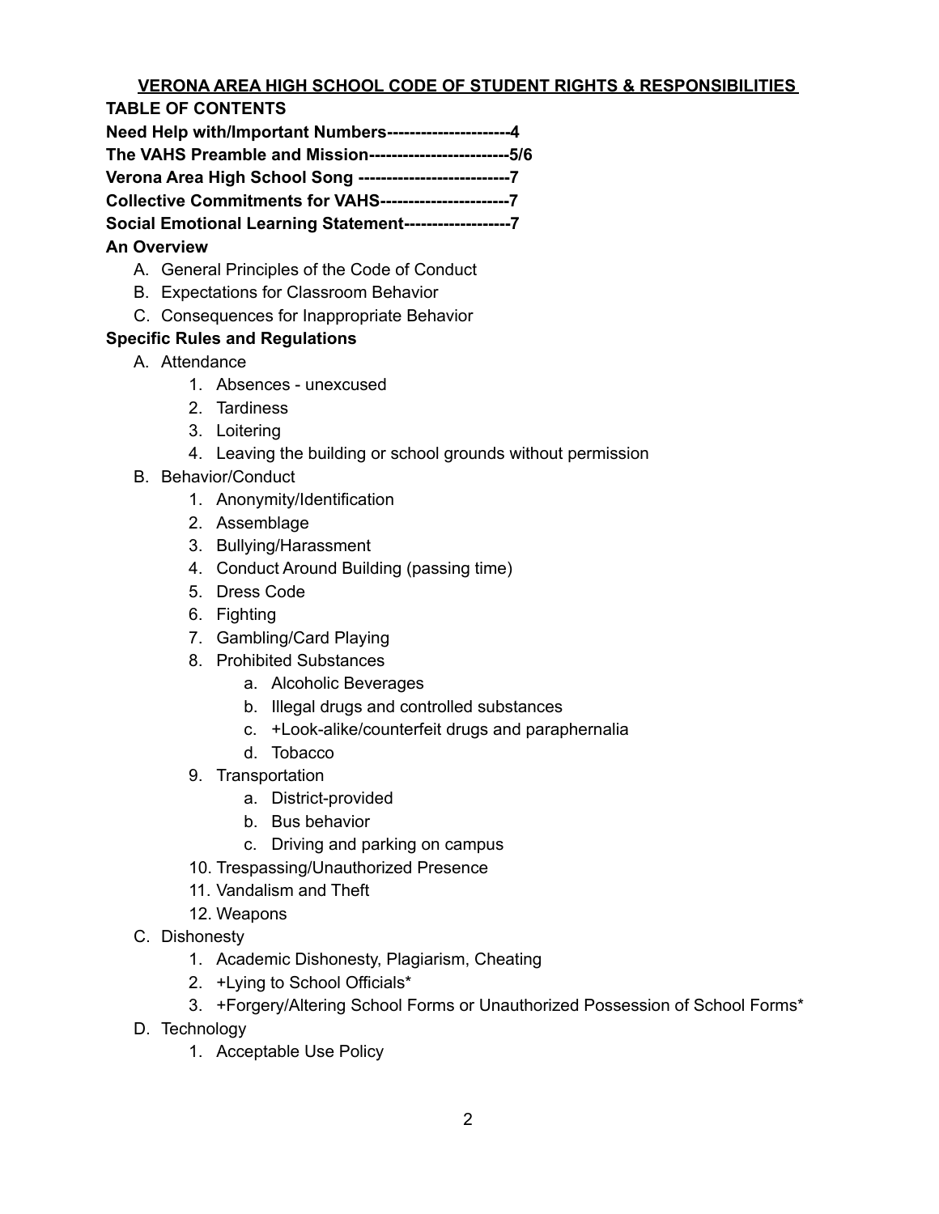# VERONA AREA HIGH SCHOOL CODE OF STUDENT RIGHTS & RESPONSIBILITIES

**TABLE OF CONTENTS**

**Need Help with/Important Numbers---------------------4**

**The VAHS Preamble and Mission------------------------5/6**

**Verona Area High School Song --------------------------7**

**Collective Commitments for VAHS----------------------7**

**Social Emotional Learning Statement------------------7**

**An Overview**

A. General Principles of the Code of Conduct
B. Expectations for Classroom Behavior
C. Consequences for Inappropriate Behavior

**Specific Rules and Regulations**

A. Attendance
    1. Absences - unexcused
    2. Tardiness
    3. Loitering
    4. Leaving the building or school grounds without permission
B. Behavior/Conduct
    1. Anonymity/Identification
    2. Assemblage
    3. Bullying/Harassment
    4. Conduct Around Building (passing time)
    5. Dress Code
    6. Fighting
    7. Gambling/Card Playing
    8. Prohibited Substances
        a. Alcoholic Beverages
        b. Illegal drugs and controlled substances
        c. +Look-alike/counterfeit drugs and paraphernalia
        d. Tobacco
    9. Transportation
        a. District-provided
        b. Bus behavior
        c. Driving and parking on campus
    10. Trespassing/Unauthorized Presence
    11. Vandalism and Theft
    12. Weapons
C. Dishonesty
    1. Academic Dishonesty, Plagiarism, Cheating
    2. +Lying to School Officials*
    3. +Forgery/Altering School Forms or Unauthorized Possession of School Forms*
D. Technology
    1. Acceptable Use Policy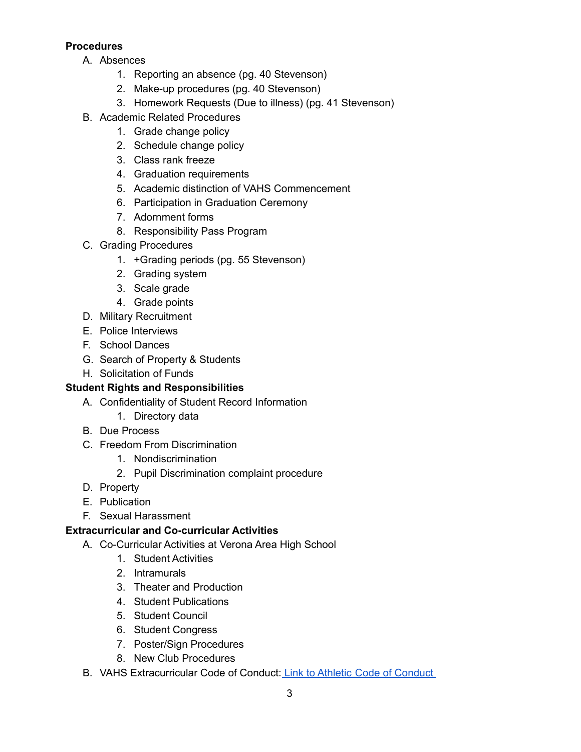**Procedures**

A. Absences
   1. Reporting an absence (pg. 40 Stevenson)
   2. Make-up procedures (pg. 40 Stevenson)
   3. Homework Requests (Due to illness) (pg. 41 Stevenson)

B. Academic Related Procedures
   1. Grade change policy
   2. Schedule change policy
   3. Class rank freeze
   4. Graduation requirements
   5. Academic distinction of VAHS Commencement
   6. Participation in Graduation Ceremony
   7. Adornment forms
   8. Responsibility Pass Program

C. Grading Procedures
   1. +Grading periods (pg. 55 Stevenson)
   2. Grading system
   3. Scale grade
   4. Grade points

D. Military Recruitment

E. Police Interviews

F. School Dances

G. Search of Property & Students

H. Solicitation of Funds

**Student Rights and Responsibilities**

A. Confidentiality of Student Record Information
   1. Directory data

B. Due Process

C. Freedom From Discrimination
   1. Nondiscrimination
   2. Pupil Discrimination complaint procedure

D. Property

E. Publication

F. Sexual Harassment

**Extracurricular and Co-curricular Activities**

A. Co-Curricular Activities at Verona Area High School
   1. Student Activities
   2. Intramurals
   3. Theater and Production
   4. Student Publications
   5. Student Council
   6. Student Congress
   7. Poster/Sign Procedures
   8. New Club Procedures

B. VAHS Extracurricular Code of Conduct: Link to Athletic Code of Conduct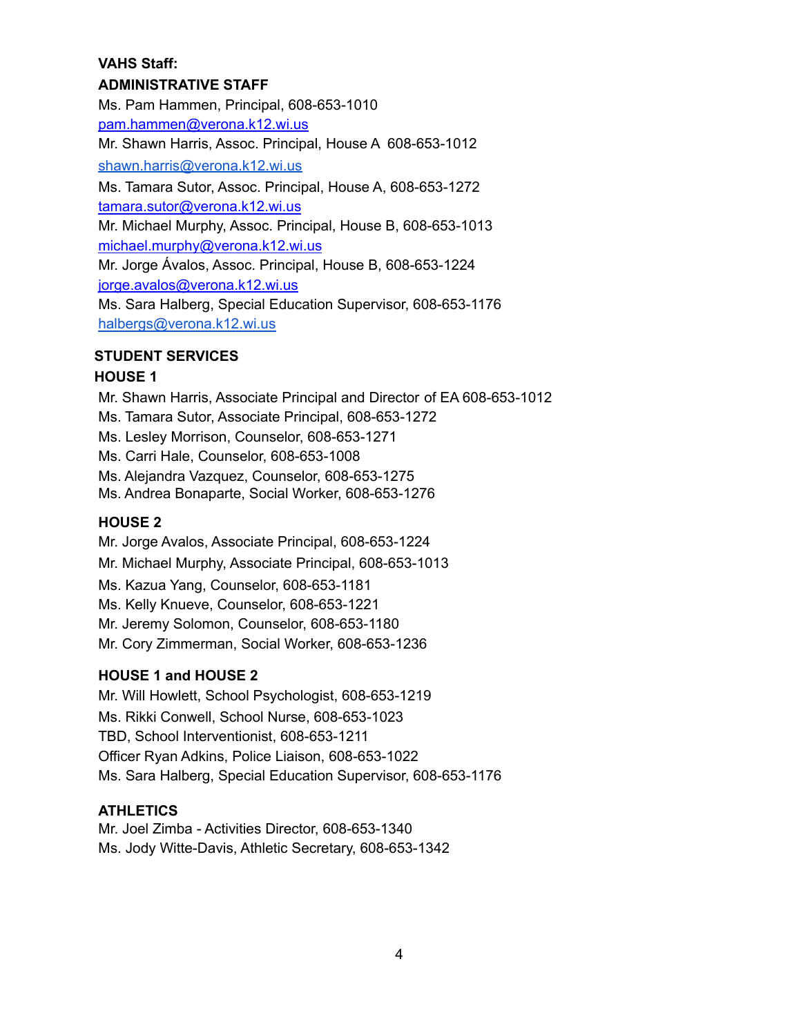**VAHS Staff:**

**ADMINISTRATIVE STAFF**

Ms. Pam Hammen, Principal, 608-653-1010
pam.hammen@verona.k12.wi.us
Mr. Shawn Harris, Assoc. Principal, House A 608-653-1012
shawn.harris@verona.k12.wi.us
Ms. Tamara Sutor, Assoc. Principal, House A, 608-653-1272
tamara.sutor@verona.k12.wi.us
Mr. Michael Murphy, Assoc. Principal, House B, 608-653-1013
michael.murphy@verona.k12.wi.us
Mr. Jorge Ávalos, Assoc. Principal, House B, 608-653-1224
jorge.avalos@verona.k12.wi.us
Ms. Sara Halberg, Special Education Supervisor, 608-653-1176
halbergs@verona.k12.wi.us

**STUDENT SERVICES**

**HOUSE 1**

Mr. Shawn Harris, Associate Principal and Director of EA 608-653-1012
Ms. Tamara Sutor, Associate Principal, 608-653-1272
Ms. Lesley Morrison, Counselor, 608-653-1271
Ms. Carri Hale, Counselor, 608-653-1008
Ms. Alejandra Vazquez, Counselor, 608-653-1275
Ms. Andrea Bonaparte, Social Worker, 608-653-1276

**HOUSE 2**

Mr. Jorge Avalos, Associate Principal, 608-653-1224
Mr. Michael Murphy, Associate Principal, 608-653-1013
Ms. Kazua Yang, Counselor, 608-653-1181
Ms. Kelly Knueve, Counselor, 608-653-1221
Mr. Jeremy Solomon, Counselor, 608-653-1180
Mr. Cory Zimmerman, Social Worker, 608-653-1236

**HOUSE 1 and HOUSE 2**

Mr. Will Howlett, School Psychologist, 608-653-1219
Ms. Rikki Conwell, School Nurse, 608-653-1023
TBD, School Interventionist, 608-653-1211
Officer Ryan Adkins, Police Liaison, 608-653-1022
Ms. Sara Halberg, Special Education Supervisor, 608-653-1176

**ATHLETICS**

Mr. Joel Zimba - Activities Director, 608-653-1340
Ms. Jody Witte-Davis, Athletic Secretary, 608-653-1342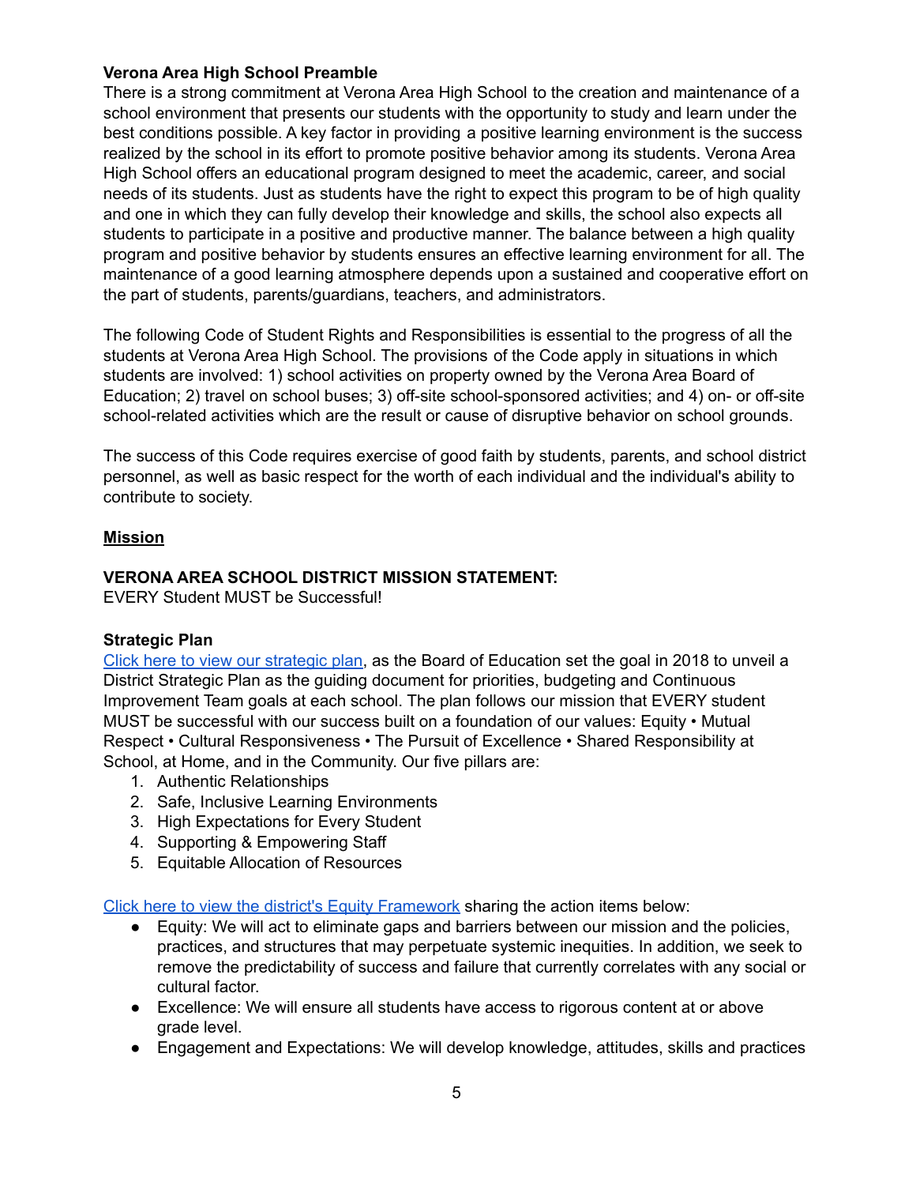**Verona Area High School Preamble**

There is a strong commitment at Verona Area High School to the creation and maintenance of a school environment that presents our students with the opportunity to study and learn under the best conditions possible. A key factor in providing a positive learning environment is the success realized by the school in its effort to promote positive behavior among its students. Verona Area High School offers an educational program designed to meet the academic, career, and social needs of its students. Just as students have the right to expect this program to be of high quality and one in which they can fully develop their knowledge and skills, the school also expects all students to participate in a positive and productive manner. The balance between a high quality program and positive behavior by students ensures an effective learning environment for all. The maintenance of a good learning atmosphere depends upon a sustained and cooperative effort on the part of students, parents/guardians, teachers, and administrators.

The following Code of Student Rights and Responsibilities is essential to the progress of all the students at Verona Area High School. The provisions of the Code apply in situations in which students are involved: 1) school activities on property owned by the Verona Area Board of Education; 2) travel on school buses; 3) off-site school-sponsored activities; and 4) on- or off-site school-related activities which are the result or cause of disruptive behavior on school grounds.

The success of this Code requires exercise of good faith by students, parents, and school district personnel, as well as basic respect for the worth of each individual and the individual's ability to contribute to society.

**Mission**

**VERONA AREA SCHOOL DISTRICT MISSION STATEMENT:**
EVERY Student MUST be Successful!

**Strategic Plan**

Click here to view our strategic plan, as the Board of Education set the goal in 2018 to unveil a District Strategic Plan as the guiding document for priorities, budgeting and Continuous Improvement Team goals at each school. The plan follows our mission that EVERY student MUST be successful with our success built on a foundation of our values: Equity • Mutual Respect • Cultural Responsiveness • The Pursuit of Excellence • Shared Responsibility at School, at Home, and in the Community. Our five pillars are:

1. Authentic Relationships
2. Safe, Inclusive Learning Environments
3. High Expectations for Every Student
4. Supporting & Empowering Staff
5. Equitable Allocation of Resources

Click here to view the district's Equity Framework sharing the action items below:

- Equity: We will act to eliminate gaps and barriers between our mission and the policies, practices, and structures that may perpetuate systemic inequities. In addition, we seek to remove the predictability of success and failure that currently correlates with any social or cultural factor.
- Excellence: We will ensure all students have access to rigorous content at or above grade level.
- Engagement and Expectations: We will develop knowledge, attitudes, skills and practices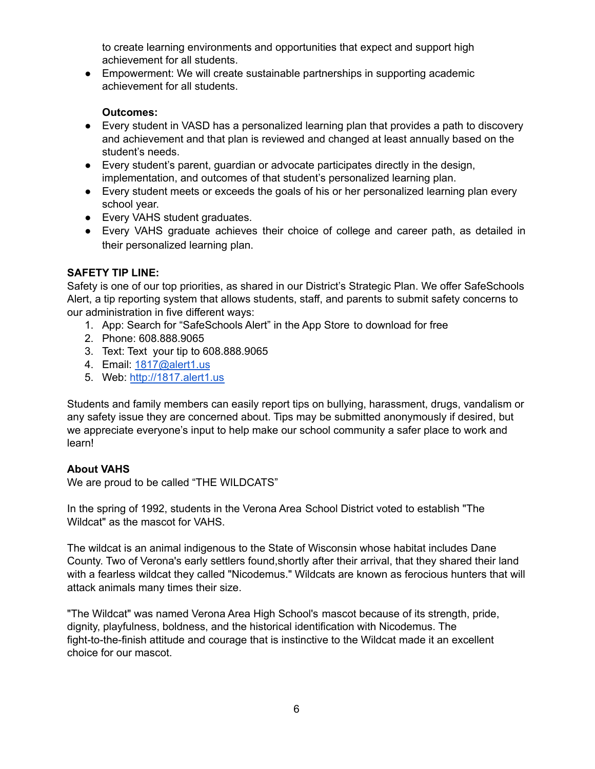to create learning environments and opportunities that expect and support high achievement for all students.
- Empowerment: We will create sustainable partnerships in supporting academic achievement for all students.

**Outcomes:**

- Every student in VASD has a personalized learning plan that provides a path to discovery and achievement and that plan is reviewed and changed at least annually based on the student's needs.
- Every student's parent, guardian or advocate participates directly in the design, implementation, and outcomes of that student's personalized learning plan.
- Every student meets or exceeds the goals of his or her personalized learning plan every school year.
- Every VAHS student graduates.
- Every VAHS graduate achieves their choice of college and career path, as detailed in their personalized learning plan.

**SAFETY TIP LINE:**

Safety is one of our top priorities, as shared in our District's Strategic Plan. We offer SafeSchools Alert, a tip reporting system that allows students, staff, and parents to submit safety concerns to our administration in five different ways:

1. App: Search for "SafeSchools Alert" in the App Store to download for free
2. Phone: 608.888.9065
3. Text: Text your tip to 608.888.9065
4. Email: [1817@alert1.us](mailto:1817@alert1.us)
5. Web: [http://1817.alert1.us](http://1817.alert1.us)

Students and family members can easily report tips on bullying, harassment, drugs, vandalism or any safety issue they are concerned about. Tips may be submitted anonymously if desired, but we appreciate everyone's input to help make our school community a safer place to work and learn!

**About VAHS**

We are proud to be called "THE WILDCATS"

In the spring of 1992, students in the Verona Area School District voted to establish "The Wildcat" as the mascot for VAHS.

The wildcat is an animal indigenous to the State of Wisconsin whose habitat includes Dane County. Two of Verona's early settlers found,shortly after their arrival, that they shared their land with a fearless wildcat they called "Nicodemus." Wildcats are known as ferocious hunters that will attack animals many times their size.

"The Wildcat" was named Verona Area High School's mascot because of its strength, pride, dignity, playfulness, boldness, and the historical identification with Nicodemus. The fight-to-the-finish attitude and courage that is instinctive to the Wildcat made it an excellent choice for our mascot.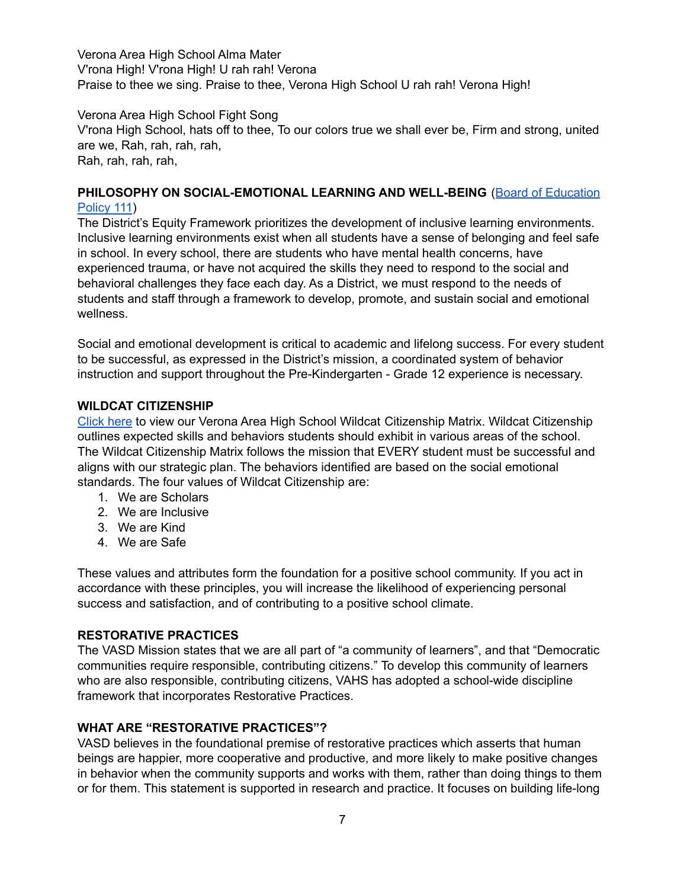Verona Area High School Alma Mater
V'rona High! V'rona High! U rah rah! Verona
Praise to thee we sing. Praise to thee, Verona High School U rah rah! Verona High!

Verona Area High School Fight Song
V'rona High School, hats off to thee, To our colors true we shall ever be, Firm and strong, united are we, Rah, rah, rah, rah,
Rah, rah, rah, rah,

**PHILOSOPHY ON SOCIAL-EMOTIONAL LEARNING AND WELL-BEING** (Board of Education Policy 111)

The District's Equity Framework prioritizes the development of inclusive learning environments. Inclusive learning environments exist when all students have a sense of belonging and feel safe in school. In every school, there are students who have mental health concerns, have experienced trauma, or have not acquired the skills they need to respond to the social and behavioral challenges they face each day. As a District, we must respond to the needs of students and staff through a framework to develop, promote, and sustain social and emotional wellness.

Social and emotional development is critical to academic and lifelong success. For every student to be successful, as expressed in the District's mission, a coordinated system of behavior instruction and support throughout the Pre-Kindergarten - Grade 12 experience is necessary.

**WILDCAT CITIZENSHIP**

Click here to view our Verona Area High School Wildcat Citizenship Matrix. Wildcat Citizenship outlines expected skills and behaviors students should exhibit in various areas of the school. The Wildcat Citizenship Matrix follows the mission that EVERY student must be successful and aligns with our strategic plan. The behaviors identified are based on the social emotional standards. The four values of Wildcat Citizenship are:

1. We are Scholars
2. We are Inclusive
3. We are Kind
4. We are Safe

These values and attributes form the foundation for a positive school community. If you act in accordance with these principles, you will increase the likelihood of experiencing personal success and satisfaction, and of contributing to a positive school climate.

**RESTORATIVE PRACTICES**

The VASD Mission states that we are all part of "a community of learners", and that "Democratic communities require responsible, contributing citizens." To develop this community of learners who are also responsible, contributing citizens, VAHS has adopted a school-wide discipline framework that incorporates Restorative Practices.

**WHAT ARE "RESTORATIVE PRACTICES"?**

VASD believes in the foundational premise of restorative practices which asserts that human beings are happier, more cooperative and productive, and more likely to make positive changes in behavior when the community supports and works with them, rather than doing things to them or for them. This statement is supported in research and practice. It focuses on building life-long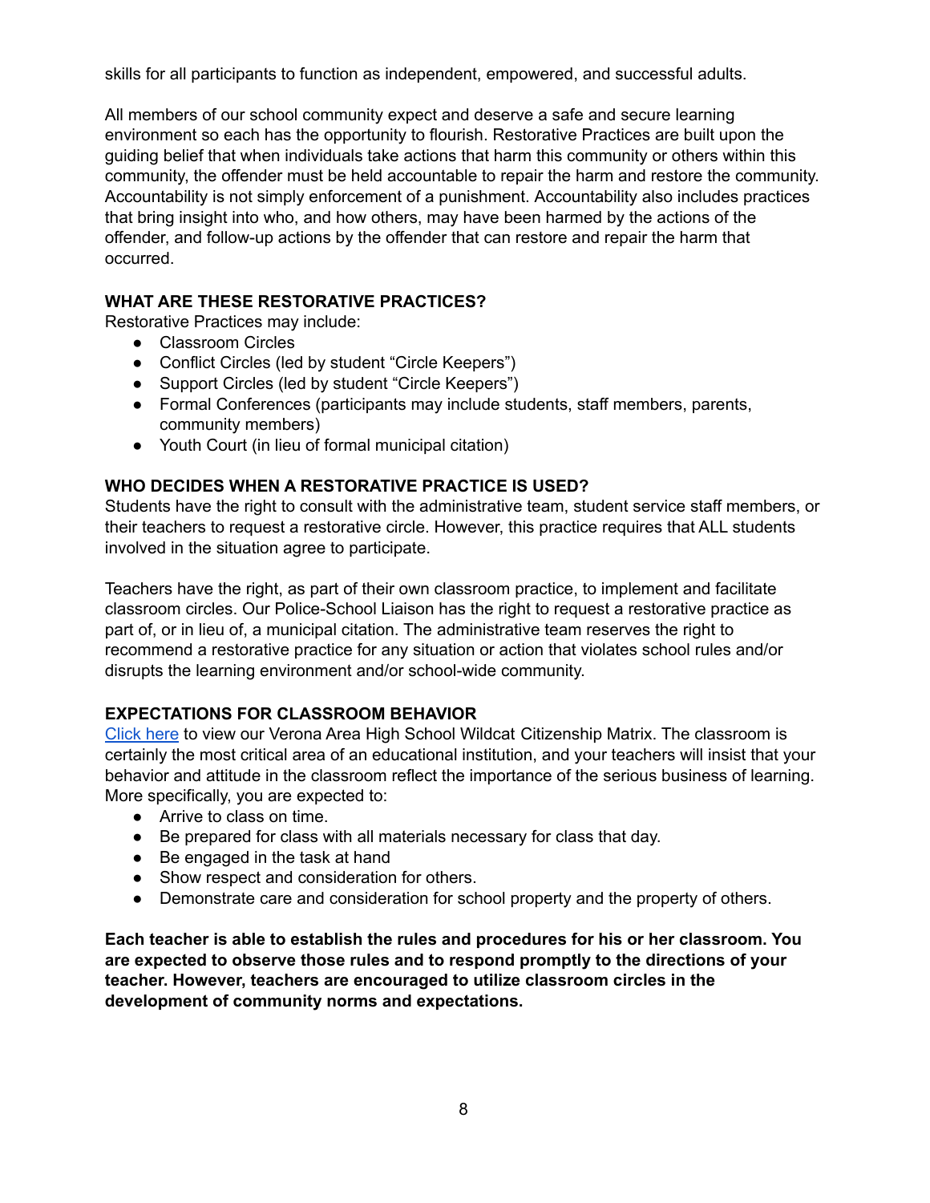skills for all participants to function as independent, empowered, and successful adults.

All members of our school community expect and deserve a safe and secure learning environment so each has the opportunity to flourish. Restorative Practices are built upon the guiding belief that when individuals take actions that harm this community or others within this community, the offender must be held accountable to repair the harm and restore the community. Accountability is not simply enforcement of a punishment. Accountability also includes practices that bring insight into who, and how others, may have been harmed by the actions of the offender, and follow-up actions by the offender that can restore and repair the harm that occurred.

### WHAT ARE THESE RESTORATIVE PRACTICES?

Restorative Practices may include:

- Classroom Circles
- Conflict Circles (led by student "Circle Keepers")
- Support Circles (led by student "Circle Keepers")
- Formal Conferences (participants may include students, staff members, parents, community members)
- Youth Court (in lieu of formal municipal citation)

### WHO DECIDES WHEN A RESTORATIVE PRACTICE IS USED?

Students have the right to consult with the administrative team, student service staff members, or their teachers to request a restorative circle. However, this practice requires that ALL students involved in the situation agree to participate.

Teachers have the right, as part of their own classroom practice, to implement and facilitate classroom circles. Our Police-School Liaison has the right to request a restorative practice as part of, or in lieu of, a municipal citation. The administrative team reserves the right to recommend a restorative practice for any situation or action that violates school rules and/or disrupts the learning environment and/or school-wide community.

### EXPECTATIONS FOR CLASSROOM BEHAVIOR

Click here to view our Verona Area High School Wildcat Citizenship Matrix. The classroom is certainly the most critical area of an educational institution, and your teachers will insist that your behavior and attitude in the classroom reflect the importance of the serious business of learning. More specifically, you are expected to:

- Arrive to class on time.
- Be prepared for class with all materials necessary for class that day.
- Be engaged in the task at hand
- Show respect and consideration for others.
- Demonstrate care and consideration for school property and the property of others.

**Each teacher is able to establish the rules and procedures for his or her classroom. You are expected to observe those rules and to respond promptly to the directions of your teacher. However, teachers are encouraged to utilize classroom circles in the development of community norms and expectations.**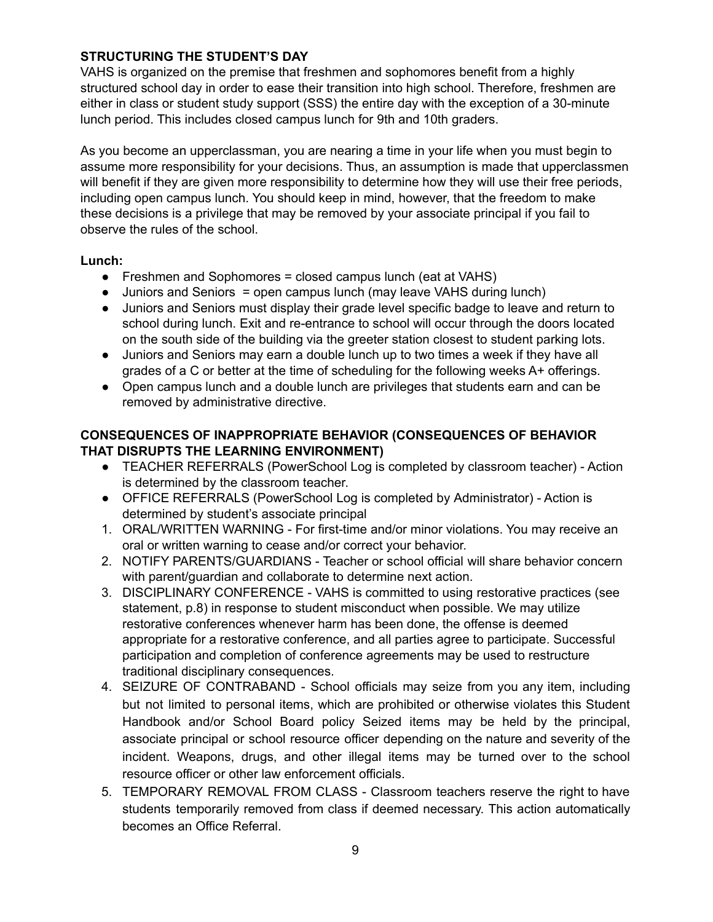**STRUCTURING THE STUDENT'S DAY**

VAHS is organized on the premise that freshmen and sophomores benefit from a highly structured school day in order to ease their transition into high school. Therefore, freshmen are either in class or student study support (SSS) the entire day with the exception of a 30-minute lunch period. This includes closed campus lunch for 9th and 10th graders.

As you become an upperclassman, you are nearing a time in your life when you must begin to assume more responsibility for your decisions. Thus, an assumption is made that upperclassmen will benefit if they are given more responsibility to determine how they will use their free periods, including open campus lunch. You should keep in mind, however, that the freedom to make these decisions is a privilege that may be removed by your associate principal if you fail to observe the rules of the school.

**Lunch:**

- Freshmen and Sophomores = closed campus lunch (eat at VAHS)
- Juniors and Seniors = open campus lunch (may leave VAHS during lunch)
- Juniors and Seniors must display their grade level specific badge to leave and return to school during lunch. Exit and re-entrance to school will occur through the doors located on the south side of the building via the greeter station closest to student parking lots.
- Juniors and Seniors may earn a double lunch up to two times a week if they have all grades of a C or better at the time of scheduling for the following weeks A+ offerings.
- Open campus lunch and a double lunch are privileges that students earn and can be removed by administrative directive.

**CONSEQUENCES OF INAPPROPRIATE BEHAVIOR (CONSEQUENCES OF BEHAVIOR THAT DISRUPTS THE LEARNING ENVIRONMENT)**

- TEACHER REFERRALS (PowerSchool Log is completed by classroom teacher) - Action is determined by the classroom teacher.
- OFFICE REFERRALS (PowerSchool Log is completed by Administrator) - Action is determined by student's associate principal

1. ORAL/WRITTEN WARNING - For first-time and/or minor violations. You may receive an oral or written warning to cease and/or correct your behavior.
2. NOTIFY PARENTS/GUARDIANS - Teacher or school official will share behavior concern with parent/guardian and collaborate to determine next action.
3. DISCIPLINARY CONFERENCE - VAHS is committed to using restorative practices (see statement, p.8) in response to student misconduct when possible. We may utilize restorative conferences whenever harm has been done, the offense is deemed appropriate for a restorative conference, and all parties agree to participate. Successful participation and completion of conference agreements may be used to restructure traditional disciplinary consequences.
4. SEIZURE OF CONTRABAND - School officials may seize from you any item, including but not limited to personal items, which are prohibited or otherwise violates this Student Handbook and/or School Board policy Seized items may be held by the principal, associate principal or school resource officer depending on the nature and severity of the incident. Weapons, drugs, and other illegal items may be turned over to the school resource officer or other law enforcement officials.
5. TEMPORARY REMOVAL FROM CLASS - Classroom teachers reserve the right to have students temporarily removed from class if deemed necessary. This action automatically becomes an Office Referral.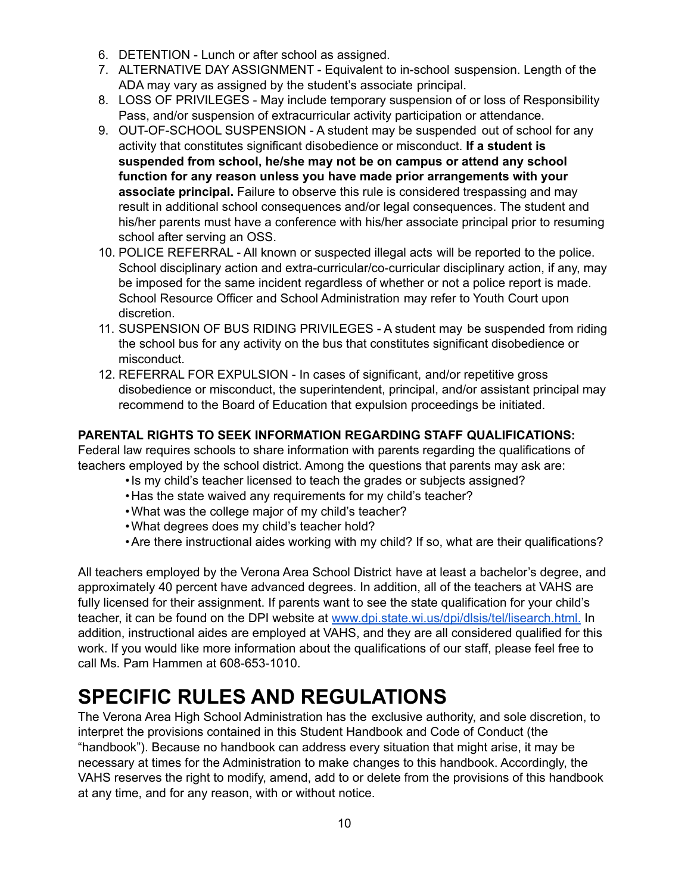6. DETENTION - Lunch or after school as assigned.
7. ALTERNATIVE DAY ASSIGNMENT - Equivalent to in-school suspension. Length of the ADA may vary as assigned by the student's associate principal.
8. LOSS OF PRIVILEGES - May include temporary suspension of or loss of Responsibility Pass, and/or suspension of extracurricular activity participation or attendance.
9. OUT-OF-SCHOOL SUSPENSION - A student may be suspended out of school for any activity that constitutes significant disobedience or misconduct. **If a student is suspended from school, he/she may not be on campus or attend any school function for any reason unless you have made prior arrangements with your associate principal.** Failure to observe this rule is considered trespassing and may result in additional school consequences and/or legal consequences. The student and his/her parents must have a conference with his/her associate principal prior to resuming school after serving an OSS.
10. POLICE REFERRAL - All known or suspected illegal acts will be reported to the police. School disciplinary action and extra-curricular/co-curricular disciplinary action, if any, may be imposed for the same incident regardless of whether or not a police report is made. School Resource Officer and School Administration may refer to Youth Court upon discretion.
11. SUSPENSION OF BUS RIDING PRIVILEGES - A student may be suspended from riding the school bus for any activity on the bus that constitutes significant disobedience or misconduct.
12. REFERRAL FOR EXPULSION - In cases of significant, and/or repetitive gross disobedience or misconduct, the superintendent, principal, and/or assistant principal may recommend to the Board of Education that expulsion proceedings be initiated.

**PARENTAL RIGHTS TO SEEK INFORMATION REGARDING STAFF QUALIFICATIONS:**
Federal law requires schools to share information with parents regarding the qualifications of teachers employed by the school district. Among the questions that parents may ask are:

- Is my child's teacher licensed to teach the grades or subjects assigned?
- Has the state waived any requirements for my child's teacher?
- What was the college major of my child's teacher?
- What degrees does my child's teacher hold?
- Are there instructional aides working with my child? If so, what are their qualifications?

All teachers employed by the Verona Area School District have at least a bachelor's degree, and approximately 40 percent have advanced degrees. In addition, all of the teachers at VAHS are fully licensed for their assignment. If parents want to see the state qualification for your child's teacher, it can be found on the DPI website at [www.dpi.state.wi.us/dpi/dlsis/tel/lisearch.html.](www.dpi.state.wi.us/dpi/dlsis/tel/lisearch.html) In addition, instructional aides are employed at VAHS, and they are all considered qualified for this work. If you would like more information about the qualifications of our staff, please feel free to call Ms. Pam Hammen at 608-653-1010.

# SPECIFIC RULES AND REGULATIONS

The Verona Area High School Administration has the exclusive authority, and sole discretion, to interpret the provisions contained in this Student Handbook and Code of Conduct (the "handbook"). Because no handbook can address every situation that might arise, it may be necessary at times for the Administration to make changes to this handbook. Accordingly, the VAHS reserves the right to modify, amend, add to or delete from the provisions of this handbook at any time, and for any reason, with or without notice.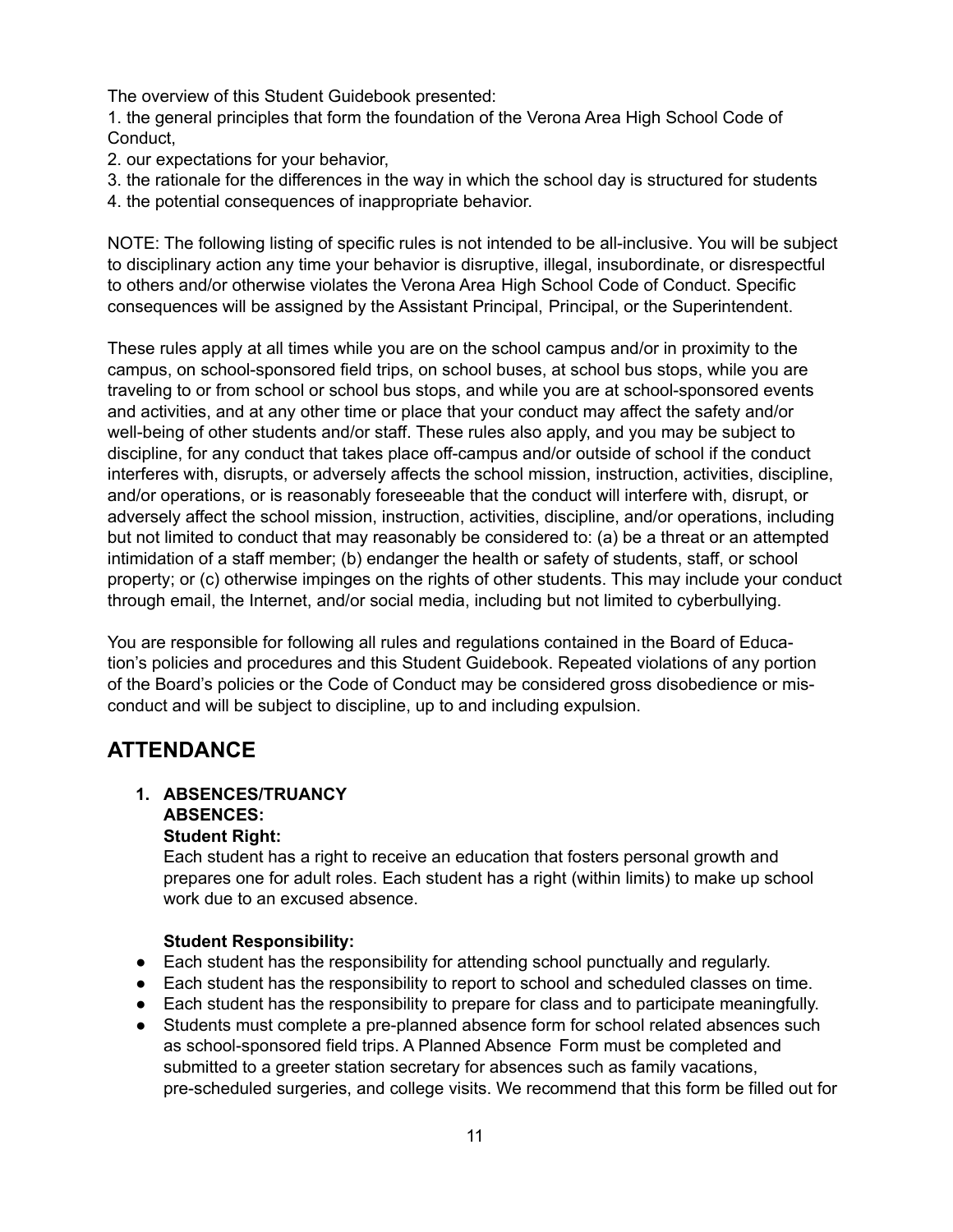The overview of this Student Guidebook presented:
1. the general principles that form the foundation of the Verona Area High School Code of Conduct,
2. our expectations for your behavior,
3. the rationale for the differences in the way in which the school day is structured for students
4. the potential consequences of inappropriate behavior.

NOTE: The following listing of specific rules is not intended to be all-inclusive. You will be subject to disciplinary action any time your behavior is disruptive, illegal, insubordinate, or disrespectful to others and/or otherwise violates the Verona Area High School Code of Conduct. Specific consequences will be assigned by the Assistant Principal, Principal, or the Superintendent.

These rules apply at all times while you are on the school campus and/or in proximity to the campus, on school-sponsored field trips, on school buses, at school bus stops, while you are traveling to or from school or school bus stops, and while you are at school-sponsored events and activities, and at any other time or place that your conduct may affect the safety and/or well-being of other students and/or staff. These rules also apply, and you may be subject to discipline, for any conduct that takes place off-campus and/or outside of school if the conduct interferes with, disrupts, or adversely affects the school mission, instruction, activities, discipline, and/or operations, or is reasonably foreseeable that the conduct will interfere with, disrupt, or adversely affect the school mission, instruction, activities, discipline, and/or operations, including but not limited to conduct that may reasonably be considered to: (a) be a threat or an attempted intimidation of a staff member; (b) endanger the health or safety of students, staff, or school property; or (c) otherwise impinges on the rights of other students. This may include your conduct through email, the Internet, and/or social media, including but not limited to cyberbullying.

You are responsible for following all rules and regulations contained in the Board of Education's policies and procedures and this Student Guidebook. Repeated violations of any portion of the Board's policies or the Code of Conduct may be considered gross disobedience or misconduct and will be subject to discipline, up to and including expulsion.

## ATTENDANCE

1. **ABSENCES/TRUANCY**

   **ABSENCES:**

   **Student Right:**

   Each student has a right to receive an education that fosters personal growth and prepares one for adult roles. Each student has a right (within limits) to make up school work due to an excused absence.

   **Student Responsibility:**

- Each student has the responsibility for attending school punctually and regularly.
- Each student has the responsibility to report to school and scheduled classes on time.
- Each student has the responsibility to prepare for class and to participate meaningfully.
- Students must complete a pre-planned absence form for school related absences such as school-sponsored field trips. A Planned Absence Form must be completed and submitted to a greeter station secretary for absences such as family vacations, pre-scheduled surgeries, and college visits. We recommend that this form be filled out for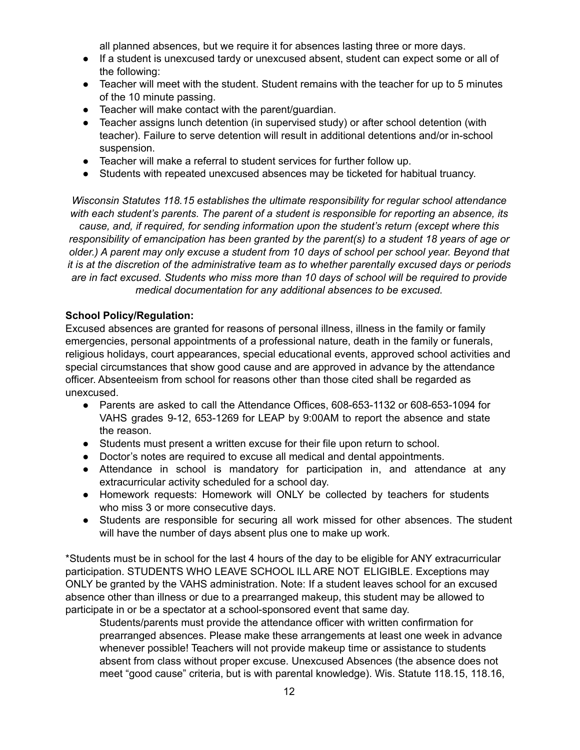all planned absences, but we require it for absences lasting three or more days.

- If a student is unexcused tardy or unexcused absent, student can expect some or all of the following:
- Teacher will meet with the student. Student remains with the teacher for up to 5 minutes of the 10 minute passing.
- Teacher will make contact with the parent/guardian.
- Teacher assigns lunch detention (in supervised study) or after school detention (with teacher). Failure to serve detention will result in additional detentions and/or in-school suspension.
- Teacher will make a referral to student services for further follow up.
- Students with repeated unexcused absences may be ticketed for habitual truancy.

*Wisconsin Statutes 118.15 establishes the ultimate responsibility for regular school attendance with each student's parents. The parent of a student is responsible for reporting an absence, its cause, and, if required, for sending information upon the student's return (except where this responsibility of emancipation has been granted by the parent(s) to a student 18 years of age or older.) A parent may only excuse a student from 10 days of school per school year. Beyond that it is at the discretion of the administrative team as to whether parentally excused days or periods are in fact excused. Students who miss more than 10 days of school will be required to provide medical documentation for any additional absences to be excused.*

**School Policy/Regulation:**

Excused absences are granted for reasons of personal illness, illness in the family or family emergencies, personal appointments of a professional nature, death in the family or funerals, religious holidays, court appearances, special educational events, approved school activities and special circumstances that show good cause and are approved in advance by the attendance officer. Absenteeism from school for reasons other than those cited shall be regarded as unexcused.

- Parents are asked to call the Attendance Offices, 608-653-1132 or 608-653-1094 for VAHS grades 9-12, 653-1269 for LEAP by 9:00AM to report the absence and state the reason.
- Students must present a written excuse for their file upon return to school.
- Doctor's notes are required to excuse all medical and dental appointments.
- Attendance in school is mandatory for participation in, and attendance at any extracurricular activity scheduled for a school day.
- Homework requests: Homework will ONLY be collected by teachers for students who miss 3 or more consecutive days.
- Students are responsible for securing all work missed for other absences. The student will have the number of days absent plus one to make up work.

*Students must be in school for the last 4 hours of the day to be eligible for ANY extracurricular participation. STUDENTS WHO LEAVE SCHOOL ILL ARE NOT ELIGIBLE. Exceptions may ONLY be granted by the VAHS administration. Note: If a student leaves school for an excused absence other than illness or due to a prearranged makeup, this student may be allowed to participate in or be a spectator at a school-sponsored event that same day.

Students/parents must provide the attendance officer with written confirmation for prearranged absences. Please make these arrangements at least one week in advance whenever possible! Teachers will not provide makeup time or assistance to students absent from class without proper excuse. Unexcused Absences (the absence does not meet "good cause" criteria, but is with parental knowledge). Wis. Statute 118.15, 118.16,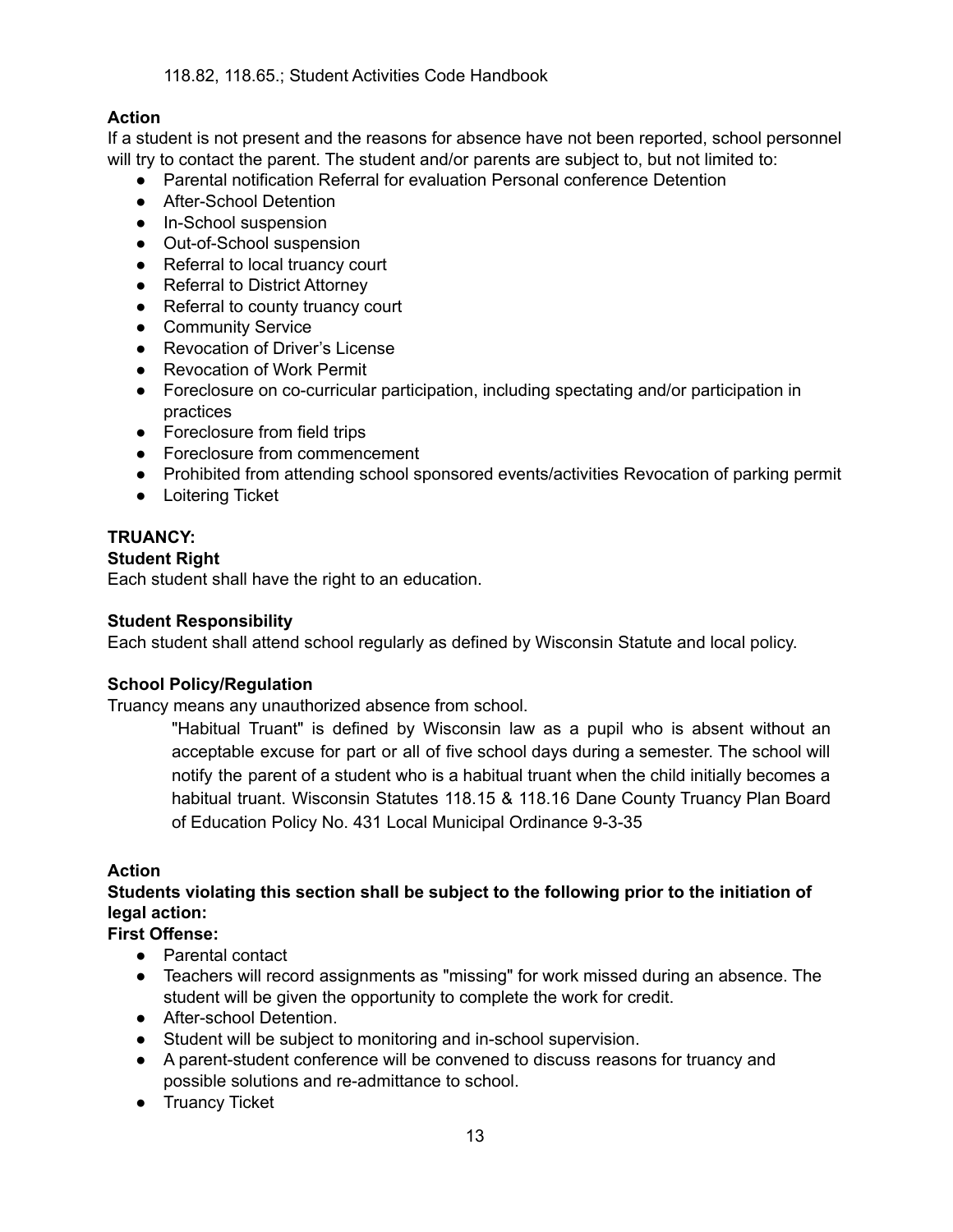118.82, 118.65.; Student Activities Code Handbook

**Action**

If a student is not present and the reasons for absence have not been reported, school personnel will try to contact the parent. The student and/or parents are subject to, but not limited to:

- Parental notification Referral for evaluation Personal conference Detention
- After-School Detention
- In-School suspension
- Out-of-School suspension
- Referral to local truancy court
- Referral to District Attorney
- Referral to county truancy court
- Community Service
- Revocation of Driver's License
- Revocation of Work Permit
- Foreclosure on co-curricular participation, including spectating and/or participation in practices
- Foreclosure from field trips
- Foreclosure from commencement
- Prohibited from attending school sponsored events/activities Revocation of parking permit
- Loitering Ticket

**TRUANCY:**

**Student Right**

Each student shall have the right to an education.

**Student Responsibility**

Each student shall attend school regularly as defined by Wisconsin Statute and local policy.

**School Policy/Regulation**

Truancy means any unauthorized absence from school.

"Habitual Truant" is defined by Wisconsin law as a pupil who is absent without an acceptable excuse for part or all of five school days during a semester. The school will notify the parent of a student who is a habitual truant when the child initially becomes a habitual truant. Wisconsin Statutes 118.15 & 118.16 Dane County Truancy Plan Board of Education Policy No. 431 Local Municipal Ordinance 9-3-35

**Action**

**Students violating this section shall be subject to the following prior to the initiation of legal action:**

**First Offense:**

- Parental contact
- Teachers will record assignments as "missing" for work missed during an absence. The student will be given the opportunity to complete the work for credit.
- After-school Detention.
- Student will be subject to monitoring and in-school supervision.
- A parent-student conference will be convened to discuss reasons for truancy and possible solutions and re-admittance to school.
- Truancy Ticket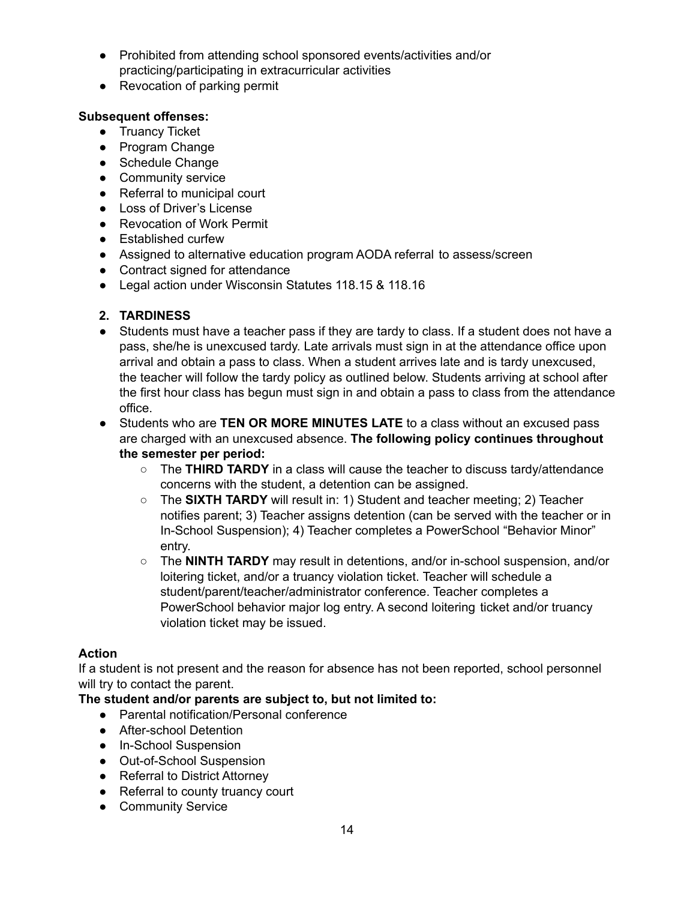- Prohibited from attending school sponsored events/activities and/or practicing/participating in extracurricular activities
- Revocation of parking permit

**Subsequent offenses:**

- Truancy Ticket
- Program Change
- Schedule Change
- Community service
- Referral to municipal court
- Loss of Driver's License
- Revocation of Work Permit
- Established curfew
- Assigned to alternative education program AODA referral to assess/screen
- Contract signed for attendance
- Legal action under Wisconsin Statutes 118.15 & 118.16

2. **TARDINESS**

- Students must have a teacher pass if they are tardy to class. If a student does not have a pass, she/he is unexcused tardy. Late arrivals must sign in at the attendance office upon arrival and obtain a pass to class. When a student arrives late and is tardy unexcused, the teacher will follow the tardy policy as outlined below. Students arriving at school after the first hour class has begun must sign in and obtain a pass to class from the attendance office.
- Students who are **TEN OR MORE MINUTES LATE** to a class without an excused pass are charged with an unexcused absence. **The following policy continues throughout the semester per period:**
  - The **THIRD TARDY** in a class will cause the teacher to discuss tardy/attendance concerns with the student, a detention can be assigned.
  - The **SIXTH TARDY** will result in: 1) Student and teacher meeting; 2) Teacher notifies parent; 3) Teacher assigns detention (can be served with the teacher or in In-School Suspension); 4) Teacher completes a PowerSchool "Behavior Minor" entry.
  - The **NINTH TARDY** may result in detentions, and/or in-school suspension, and/or loitering ticket, and/or a truancy violation ticket. Teacher will schedule a student/parent/teacher/administrator conference. Teacher completes a PowerSchool behavior major log entry. A second loitering ticket and/or truancy violation ticket may be issued.

**Action**

If a student is not present and the reason for absence has not been reported, school personnel will try to contact the parent.

**The student and/or parents are subject to, but not limited to:**

- Parental notification/Personal conference
- After-school Detention
- In-School Suspension
- Out-of-School Suspension
- Referral to District Attorney
- Referral to county truancy court
- Community Service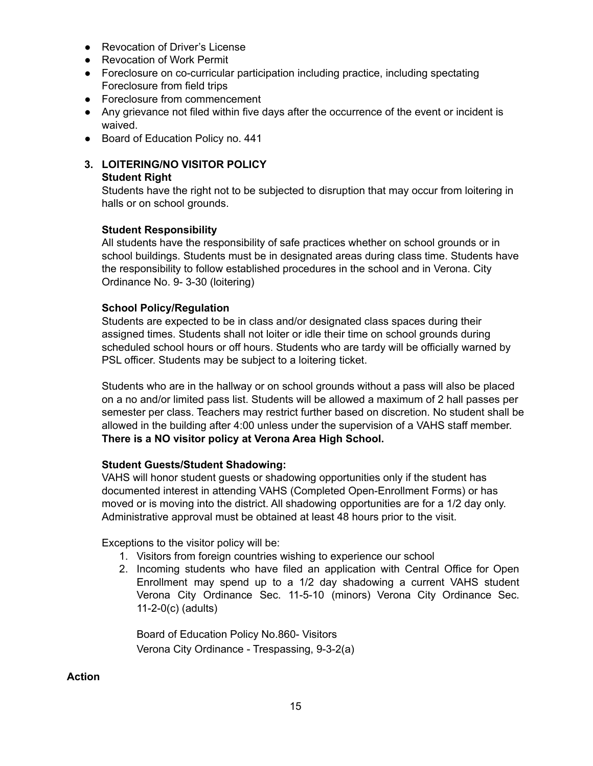- Revocation of Driver's License
- Revocation of Work Permit
- Foreclosure on co-curricular participation including practice, including spectating Foreclosure from field trips
- Foreclosure from commencement
- Any grievance not filed within five days after the occurrence of the event or incident is waived.
- Board of Education Policy no. 441

### 3. LOITERING/NO VISITOR POLICY

**Student Right**

Students have the right not to be subjected to disruption that may occur from loitering in halls or on school grounds.

**Student Responsibility**

All students have the responsibility of safe practices whether on school grounds or in school buildings. Students must be in designated areas during class time. Students have the responsibility to follow established procedures in the school and in Verona. City Ordinance No. 9- 3-30 (loitering)

**School Policy/Regulation**

Students are expected to be in class and/or designated class spaces during their assigned times. Students shall not loiter or idle their time on school grounds during scheduled school hours or off hours. Students who are tardy will be officially warned by PSL officer. Students may be subject to a loitering ticket.

Students who are in the hallway or on school grounds without a pass will also be placed on a no and/or limited pass list. Students will be allowed a maximum of 2 hall passes per semester per class. Teachers may restrict further based on discretion. No student shall be allowed in the building after 4:00 unless under the supervision of a VAHS staff member. **There is a NO visitor policy at Verona Area High School.**

**Student Guests/Student Shadowing:**

VAHS will honor student guests or shadowing opportunities only if the student has documented interest in attending VAHS (Completed Open-Enrollment Forms) or has moved or is moving into the district. All shadowing opportunities are for a 1/2 day only. Administrative approval must be obtained at least 48 hours prior to the visit.

Exceptions to the visitor policy will be:

1. Visitors from foreign countries wishing to experience our school
2. Incoming students who have filed an application with Central Office for Open Enrollment may spend up to a 1/2 day shadowing a current VAHS student Verona City Ordinance Sec. 11-5-10 (minors) Verona City Ordinance Sec. 11-2-0(c) (adults)

   Board of Education Policy No.860- Visitors
   Verona City Ordinance - Trespassing, 9-3-2(a)

**Action**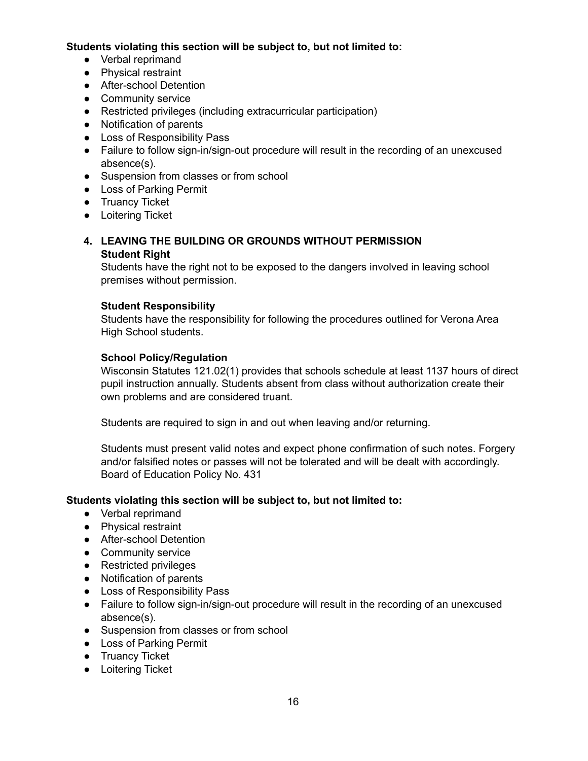**Students violating this section will be subject to, but not limited to:**

- Verbal reprimand
- Physical restraint
- After-school Detention
- Community service
- Restricted privileges (including extracurricular participation)
- Notification of parents
- Loss of Responsibility Pass
- Failure to follow sign-in/sign-out procedure will result in the recording of an unexcused absence(s).
- Suspension from classes or from school
- Loss of Parking Permit
- Truancy Ticket
- Loitering Ticket

### 4. LEAVING THE BUILDING OR GROUNDS WITHOUT PERMISSION

**Student Right**

Students have the right not to be exposed to the dangers involved in leaving school premises without permission.

**Student Responsibility**

Students have the responsibility for following the procedures outlined for Verona Area High School students.

**School Policy/Regulation**

Wisconsin Statutes 121.02(1) provides that schools schedule at least 1137 hours of direct pupil instruction annually. Students absent from class without authorization create their own problems and are considered truant.

Students are required to sign in and out when leaving and/or returning.

Students must present valid notes and expect phone confirmation of such notes. Forgery and/or falsified notes or passes will not be tolerated and will be dealt with accordingly. Board of Education Policy No. 431

**Students violating this section will be subject to, but not limited to:**

- Verbal reprimand
- Physical restraint
- After-school Detention
- Community service
- Restricted privileges
- Notification of parents
- Loss of Responsibility Pass
- Failure to follow sign-in/sign-out procedure will result in the recording of an unexcused absence(s).
- Suspension from classes or from school
- Loss of Parking Permit
- Truancy Ticket
- Loitering Ticket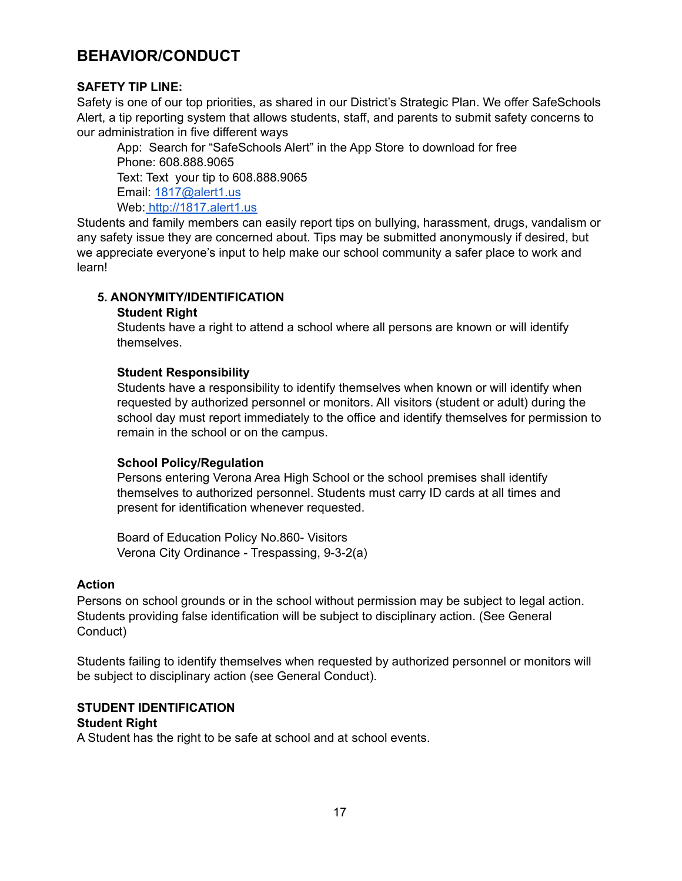## BEHAVIOR/CONDUCT

**SAFETY TIP LINE:**

Safety is one of our top priorities, as shared in our District's Strategic Plan. We offer SafeSchools Alert, a tip reporting system that allows students, staff, and parents to submit safety concerns to our administration in five different ways

App: Search for "SafeSchools Alert" in the App Store to download for free
Phone: 608.888.9065
Text: Text your tip to 608.888.9065
Email: 1817@alert1.us
Web: http://1817.alert1.us

Students and family members can easily report tips on bullying, harassment, drugs, vandalism or any safety issue they are concerned about. Tips may be submitted anonymously if desired, but we appreciate everyone's input to help make our school community a safer place to work and learn!

**5. ANONYMITY/IDENTIFICATION**

**Student Right**

Students have a right to attend a school where all persons are known or will identify themselves.

**Student Responsibility**

Students have a responsibility to identify themselves when known or will identify when requested by authorized personnel or monitors. All visitors (student or adult) during the school day must report immediately to the office and identify themselves for permission to remain in the school or on the campus.

**School Policy/Regulation**

Persons entering Verona Area High School or the school premises shall identify themselves to authorized personnel. Students must carry ID cards at all times and present for identification whenever requested.

Board of Education Policy No.860- Visitors
Verona City Ordinance - Trespassing, 9-3-2(a)

**Action**

Persons on school grounds or in the school without permission may be subject to legal action. Students providing false identification will be subject to disciplinary action. (See General Conduct)

Students failing to identify themselves when requested by authorized personnel or monitors will be subject to disciplinary action (see General Conduct).

**STUDENT IDENTIFICATION**

**Student Right**

A Student has the right to be safe at school and at school events.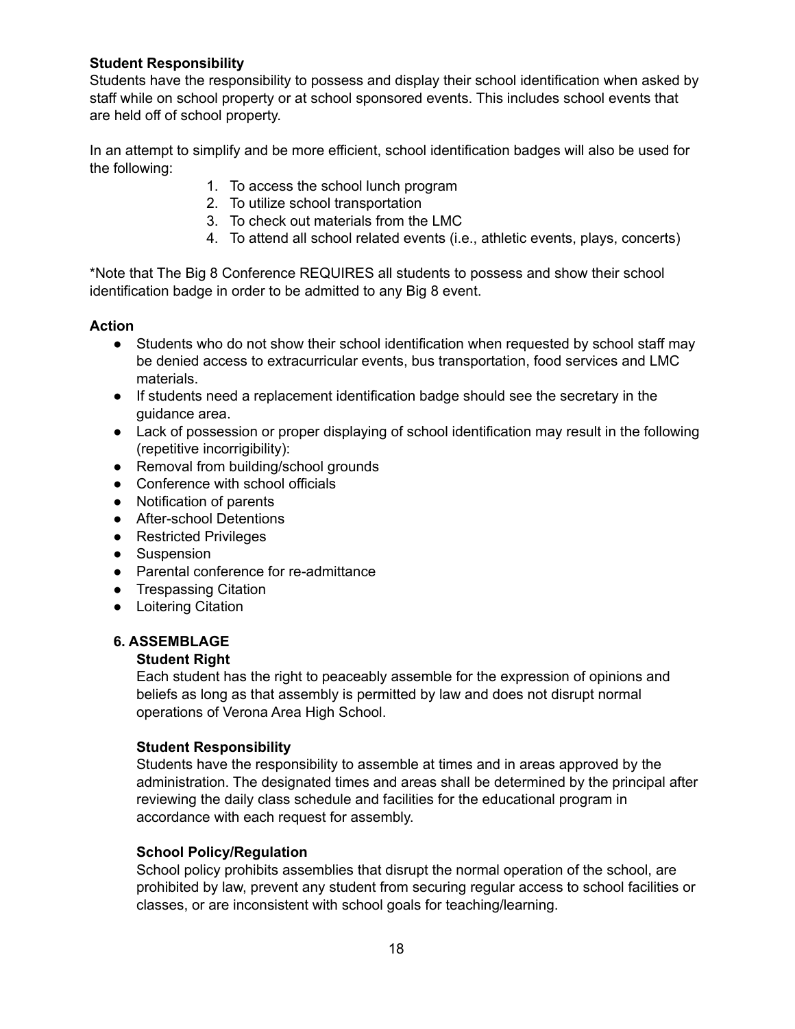**Student Responsibility**

Students have the responsibility to possess and display their school identification when asked by staff while on school property or at school sponsored events. This includes school events that are held off of school property.

In an attempt to simplify and be more efficient, school identification badges will also be used for the following:

1. To access the school lunch program
2. To utilize school transportation
3. To check out materials from the LMC
4. To attend all school related events (i.e., athletic events, plays, concerts)

*Note that The Big 8 Conference REQUIRES all students to possess and show their school identification badge in order to be admitted to any Big 8 event.

**Action**

- Students who do not show their school identification when requested by school staff may be denied access to extracurricular events, bus transportation, food services and LMC materials.
- If students need a replacement identification badge should see the secretary in the guidance area.
- Lack of possession or proper displaying of school identification may result in the following (repetitive incorrigibility):
- Removal from building/school grounds
- Conference with school officials
- Notification of parents
- After-school Detentions
- Restricted Privileges
- Suspension
- Parental conference for re-admittance
- Trespassing Citation
- Loitering Citation

### 6. ASSEMBLAGE

**Student Right**

Each student has the right to peaceably assemble for the expression of opinions and beliefs as long as that assembly is permitted by law and does not disrupt normal operations of Verona Area High School.

**Student Responsibility**

Students have the responsibility to assemble at times and in areas approved by the administration. The designated times and areas shall be determined by the principal after reviewing the daily class schedule and facilities for the educational program in accordance with each request for assembly.

**School Policy/Regulation**

School policy prohibits assemblies that disrupt the normal operation of the school, are prohibited by law, prevent any student from securing regular access to school facilities or classes, or are inconsistent with school goals for teaching/learning.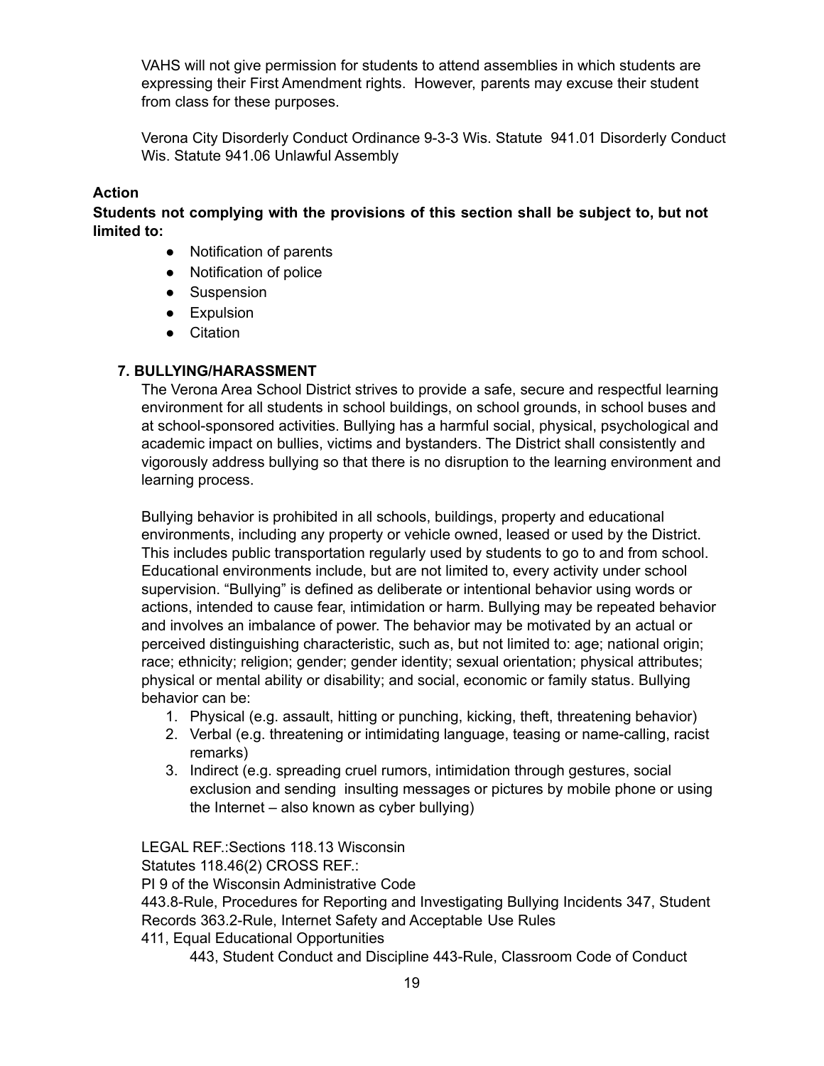VAHS will not give permission for students to attend assemblies in which students are expressing their First Amendment rights. However, parents may excuse their student from class for these purposes.

Verona City Disorderly Conduct Ordinance 9-3-3 Wis. Statute 941.01 Disorderly Conduct Wis. Statute 941.06 Unlawful Assembly

**Action**

**Students not complying with the provisions of this section shall be subject to, but not limited to:**

- Notification of parents
- Notification of police
- Suspension
- Expulsion
- Citation

### 7. BULLYING/HARASSMENT

The Verona Area School District strives to provide a safe, secure and respectful learning environment for all students in school buildings, on school grounds, in school buses and at school-sponsored activities. Bullying has a harmful social, physical, psychological and academic impact on bullies, victims and bystanders. The District shall consistently and vigorously address bullying so that there is no disruption to the learning environment and learning process.

Bullying behavior is prohibited in all schools, buildings, property and educational environments, including any property or vehicle owned, leased or used by the District. This includes public transportation regularly used by students to go to and from school. Educational environments include, but are not limited to, every activity under school supervision. "Bullying" is defined as deliberate or intentional behavior using words or actions, intended to cause fear, intimidation or harm. Bullying may be repeated behavior and involves an imbalance of power. The behavior may be motivated by an actual or perceived distinguishing characteristic, such as, but not limited to: age; national origin; race; ethnicity; religion; gender; gender identity; sexual orientation; physical attributes; physical or mental ability or disability; and social, economic or family status. Bullying behavior can be:

1. Physical (e.g. assault, hitting or punching, kicking, theft, threatening behavior)
2. Verbal (e.g. threatening or intimidating language, teasing or name-calling, racist remarks)
3. Indirect (e.g. spreading cruel rumors, intimidation through gestures, social exclusion and sending insulting messages or pictures by mobile phone or using the Internet – also known as cyber bullying)

LEGAL REF.:Sections 118.13 Wisconsin
Statutes 118.46(2) CROSS REF.:
PI 9 of the Wisconsin Administrative Code
443.8-Rule, Procedures for Reporting and Investigating Bullying Incidents 347, Student Records 363.2-Rule, Internet Safety and Acceptable Use Rules
411, Equal Educational Opportunities
443, Student Conduct and Discipline 443-Rule, Classroom Code of Conduct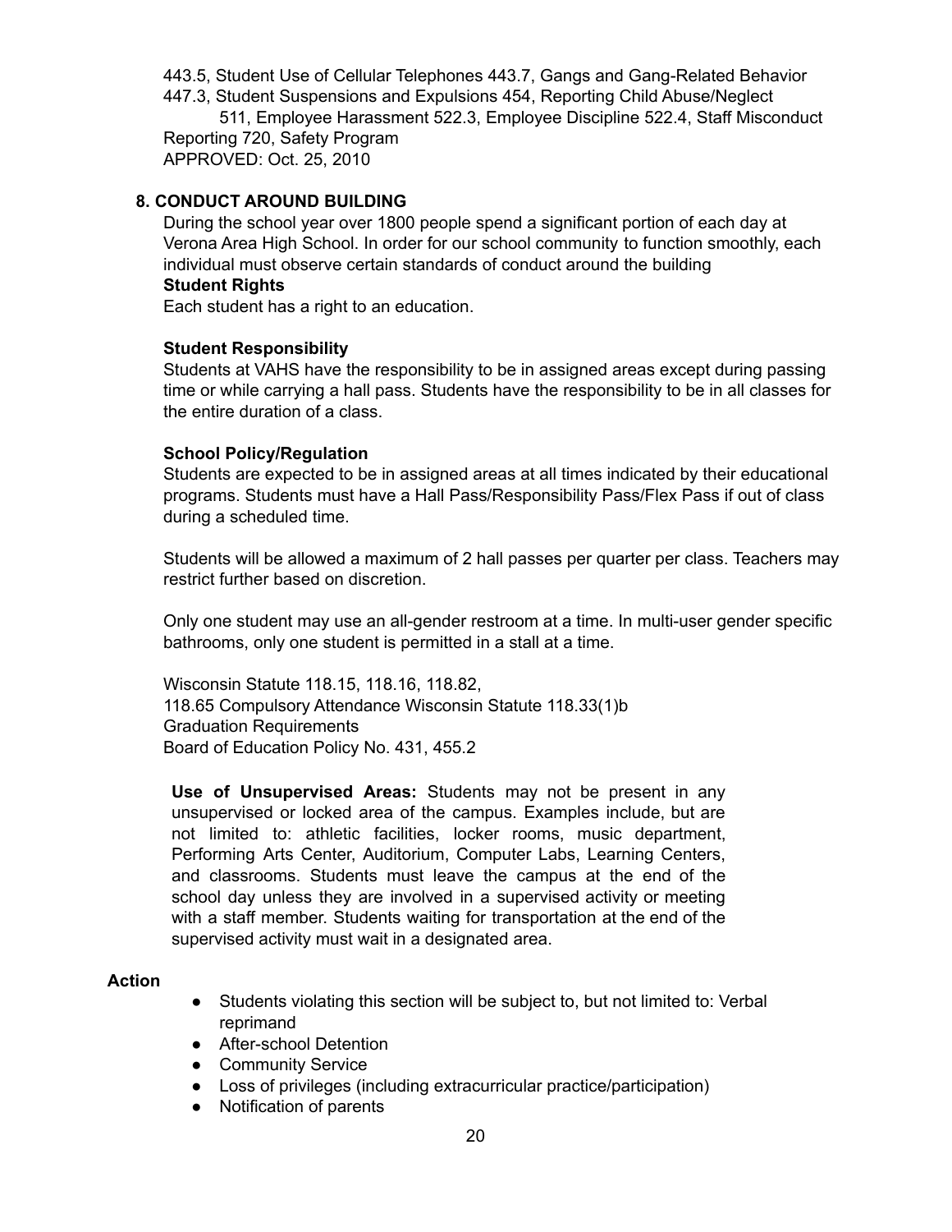443.5, Student Use of Cellular Telephones 443.7, Gangs and Gang-Related Behavior 447.3, Student Suspensions and Expulsions 454, Reporting Child Abuse/Neglect 511, Employee Harassment 522.3, Employee Discipline 522.4, Staff Misconduct Reporting 720, Safety Program
APPROVED: Oct. 25, 2010

## 8. CONDUCT AROUND BUILDING

During the school year over 1800 people spend a significant portion of each day at Verona Area High School. In order for our school community to function smoothly, each individual must observe certain standards of conduct around the building

**Student Rights**

Each student has a right to an education.

**Student Responsibility**

Students at VAHS have the responsibility to be in assigned areas except during passing time or while carrying a hall pass. Students have the responsibility to be in all classes for the entire duration of a class.

**School Policy/Regulation**

Students are expected to be in assigned areas at all times indicated by their educational programs. Students must have a Hall Pass/Responsibility Pass/Flex Pass if out of class during a scheduled time.

Students will be allowed a maximum of 2 hall passes per quarter per class. Teachers may restrict further based on discretion.

Only one student may use an all-gender restroom at a time. In multi-user gender specific bathrooms, only one student is permitted in a stall at a time.

Wisconsin Statute 118.15, 118.16, 118.82,
118.65 Compulsory Attendance Wisconsin Statute 118.33(1)b
Graduation Requirements
Board of Education Policy No. 431, 455.2

**Use of Unsupervised Areas:** Students may not be present in any unsupervised or locked area of the campus. Examples include, but are not limited to: athletic facilities, locker rooms, music department, Performing Arts Center, Auditorium, Computer Labs, Learning Centers, and classrooms. Students must leave the campus at the end of the school day unless they are involved in a supervised activity or meeting with a staff member. Students waiting for transportation at the end of the supervised activity must wait in a designated area.

**Action**

- Students violating this section will be subject to, but not limited to: Verbal reprimand
- After-school Detention
- Community Service
- Loss of privileges (including extracurricular practice/participation)
- Notification of parents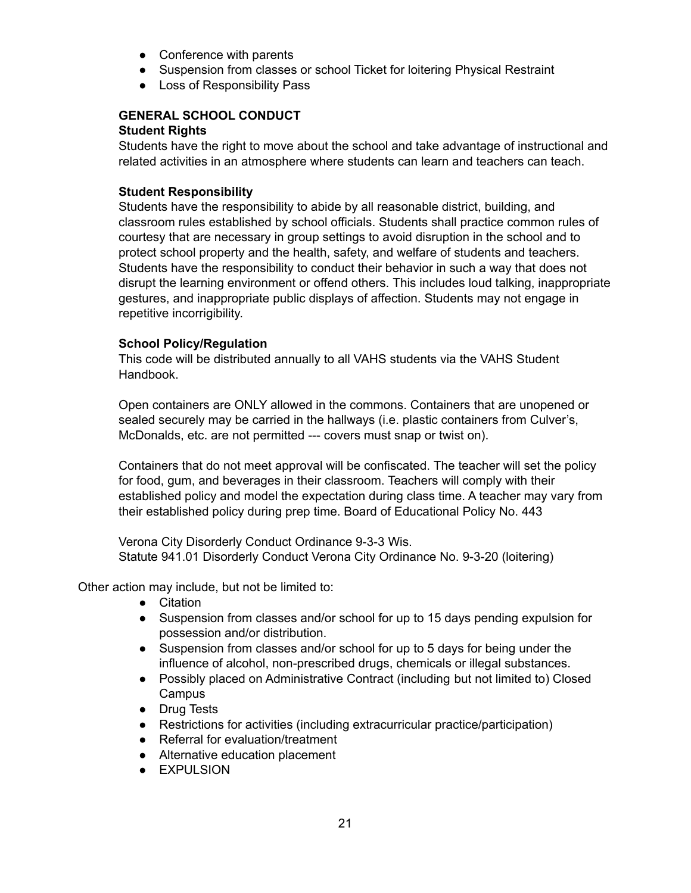- Conference with parents
- Suspension from classes or school Ticket for loitering Physical Restraint
- Loss of Responsibility Pass

## GENERAL SCHOOL CONDUCT

### Student Rights

Students have the right to move about the school and take advantage of instructional and related activities in an atmosphere where students can learn and teachers can teach.

### Student Responsibility

Students have the responsibility to abide by all reasonable district, building, and classroom rules established by school officials. Students shall practice common rules of courtesy that are necessary in group settings to avoid disruption in the school and to protect school property and the health, safety, and welfare of students and teachers. Students have the responsibility to conduct their behavior in such a way that does not disrupt the learning environment or offend others. This includes loud talking, inappropriate gestures, and inappropriate public displays of affection. Students may not engage in repetitive incorrigibility.

### School Policy/Regulation

This code will be distributed annually to all VAHS students via the VAHS Student Handbook.

Open containers are ONLY allowed in the commons. Containers that are unopened or sealed securely may be carried in the hallways (i.e. plastic containers from Culver's, McDonalds, etc. are not permitted --- covers must snap or twist on).

Containers that do not meet approval will be confiscated. The teacher will set the policy for food, gum, and beverages in their classroom. Teachers will comply with their established policy and model the expectation during class time. A teacher may vary from their established policy during prep time. Board of Educational Policy No. 443

Verona City Disorderly Conduct Ordinance 9-3-3 Wis.
Statute 941.01 Disorderly Conduct Verona City Ordinance No. 9-3-20 (loitering)

Other action may include, but not be limited to:

- Citation
- Suspension from classes and/or school for up to 15 days pending expulsion for possession and/or distribution.
- Suspension from classes and/or school for up to 5 days for being under the influence of alcohol, non-prescribed drugs, chemicals or illegal substances.
- Possibly placed on Administrative Contract (including but not limited to) Closed Campus
- Drug Tests
- Restrictions for activities (including extracurricular practice/participation)
- Referral for evaluation/treatment
- Alternative education placement
- EXPULSION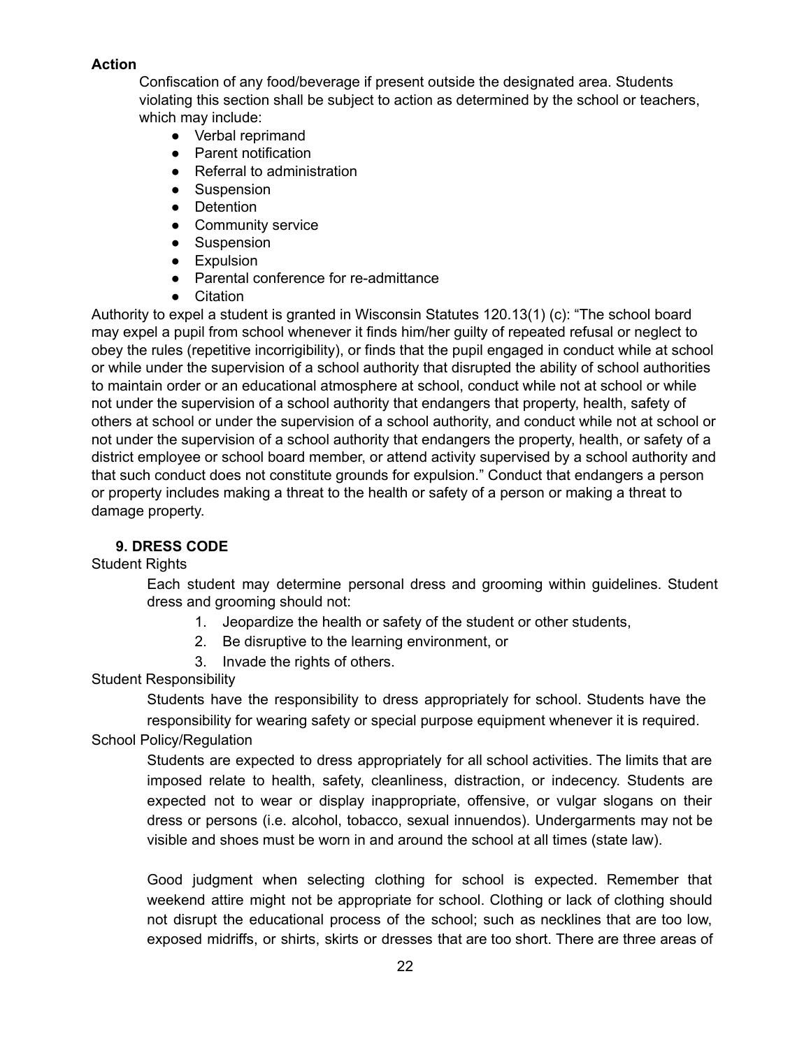**Action**

Confiscation of any food/beverage if present outside the designated area. Students violating this section shall be subject to action as determined by the school or teachers, which may include:

- Verbal reprimand
- Parent notification
- Referral to administration
- Suspension
- Detention
- Community service
- Suspension
- Expulsion
- Parental conference for re-admittance
- Citation

Authority to expel a student is granted in Wisconsin Statutes 120.13(1) (c): "The school board may expel a pupil from school whenever it finds him/her guilty of repeated refusal or neglect to obey the rules (repetitive incorrigibility), or finds that the pupil engaged in conduct while at school or while under the supervision of a school authority that disrupted the ability of school authorities to maintain order or an educational atmosphere at school, conduct while not at school or while not under the supervision of a school authority that endangers that property, health, safety of others at school or under the supervision of a school authority, and conduct while not at school or not under the supervision of a school authority that endangers the property, health, or safety of a district employee or school board member, or attend activity supervised by a school authority and that such conduct does not constitute grounds for expulsion." Conduct that endangers a person or property includes making a threat to the health or safety of a person or making a threat to damage property.

## 9. DRESS CODE

Student Rights

Each student may determine personal dress and grooming within guidelines. Student dress and grooming should not:

1. Jeopardize the health or safety of the student or other students,
2. Be disruptive to the learning environment, or
3. Invade the rights of others.

Student Responsibility

Students have the responsibility to dress appropriately for school. Students have the responsibility for wearing safety or special purpose equipment whenever it is required.

School Policy/Regulation

Students are expected to dress appropriately for all school activities. The limits that are imposed relate to health, safety, cleanliness, distraction, or indecency. Students are expected not to wear or display inappropriate, offensive, or vulgar slogans on their dress or persons (i.e. alcohol, tobacco, sexual innuendos). Undergarments may not be visible and shoes must be worn in and around the school at all times (state law).

Good judgment when selecting clothing for school is expected. Remember that weekend attire might not be appropriate for school. Clothing or lack of clothing should not disrupt the educational process of the school; such as necklines that are too low, exposed midriffs, or shirts, skirts or dresses that are too short. There are three areas of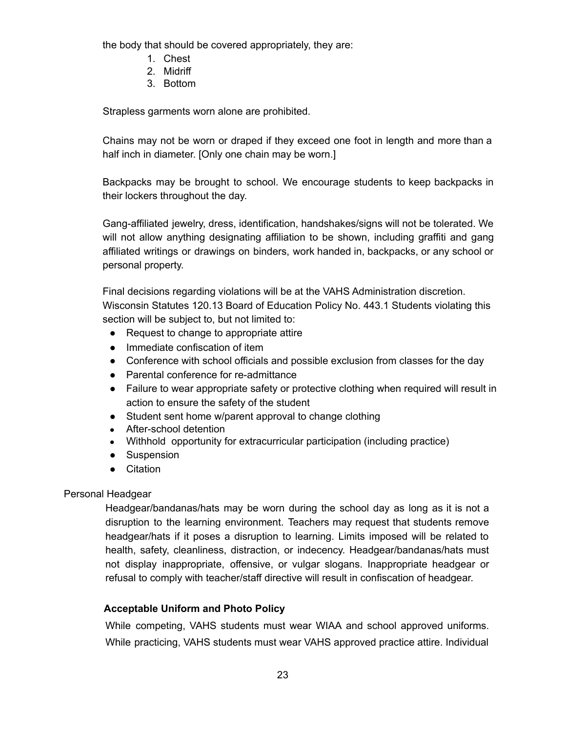the body that should be covered appropriately, they are:

1. Chest
2. Midriff
3. Bottom

Strapless garments worn alone are prohibited.

Chains may not be worn or draped if they exceed one foot in length and more than a half inch in diameter. [Only one chain may be worn.]

Backpacks may be brought to school. We encourage students to keep backpacks in their lockers throughout the day.

Gang-affiliated jewelry, dress, identification, handshakes/signs will not be tolerated. We will not allow anything designating affiliation to be shown, including graffiti and gang affiliated writings or drawings on binders, work handed in, backpacks, or any school or personal property.

Final decisions regarding violations will be at the VAHS Administration discretion. Wisconsin Statutes 120.13 Board of Education Policy No. 443.1 Students violating this section will be subject to, but not limited to:

- Request to change to appropriate attire
- Immediate confiscation of item
- Conference with school officials and possible exclusion from classes for the day
- Parental conference for re-admittance
- Failure to wear appropriate safety or protective clothing when required will result in action to ensure the safety of the student
- Student sent home w/parent approval to change clothing
- After-school detention
- Withhold opportunity for extracurricular participation (including practice)
- Suspension
- Citation

Personal Headgear

Headgear/bandanas/hats may be worn during the school day as long as it is not a disruption to the learning environment. Teachers may request that students remove headgear/hats if it poses a disruption to learning. Limits imposed will be related to health, safety, cleanliness, distraction, or indecency. Headgear/bandanas/hats must not display inappropriate, offensive, or vulgar slogans. Inappropriate headgear or refusal to comply with teacher/staff directive will result in confiscation of headgear.

**Acceptable Uniform and Photo Policy**

While competing, VAHS students must wear WIAA and school approved uniforms. While practicing, VAHS students must wear VAHS approved practice attire. Individual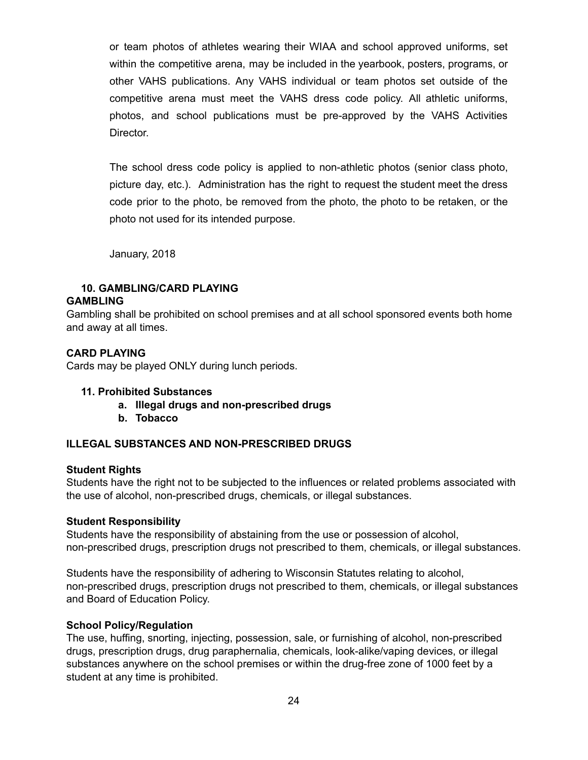or team photos of athletes wearing their WIAA and school approved uniforms, set within the competitive arena, may be included in the yearbook, posters, programs, or other VAHS publications. Any VAHS individual or team photos set outside of the competitive arena must meet the VAHS dress code policy. All athletic uniforms, photos, and school publications must be pre-approved by the VAHS Activities Director.

The school dress code policy is applied to non-athletic photos (senior class photo, picture day, etc.). Administration has the right to request the student meet the dress code prior to the photo, be removed from the photo, the photo to be retaken, or the photo not used for its intended purpose.

January, 2018

### 10. GAMBLING/CARD PLAYING

**GAMBLING**

Gambling shall be prohibited on school premises and at all school sponsored events both home and away at all times.

**CARD PLAYING**

Cards may be played ONLY during lunch periods.

### 11. Prohibited Substances

- **a. Illegal drugs and non-prescribed drugs**
- **b. Tobacco**

**ILLEGAL SUBSTANCES AND NON-PRESCRIBED DRUGS**

**Student Rights**

Students have the right not to be subjected to the influences or related problems associated with the use of alcohol, non-prescribed drugs, chemicals, or illegal substances.

**Student Responsibility**

Students have the responsibility of abstaining from the use or possession of alcohol, non-prescribed drugs, prescription drugs not prescribed to them, chemicals, or illegal substances.

Students have the responsibility of adhering to Wisconsin Statutes relating to alcohol, non-prescribed drugs, prescription drugs not prescribed to them, chemicals, or illegal substances and Board of Education Policy.

**School Policy/Regulation**

The use, huffing, snorting, injecting, possession, sale, or furnishing of alcohol, non-prescribed drugs, prescription drugs, drug paraphernalia, chemicals, look-alike/vaping devices, or illegal substances anywhere on the school premises or within the drug-free zone of 1000 feet by a student at any time is prohibited.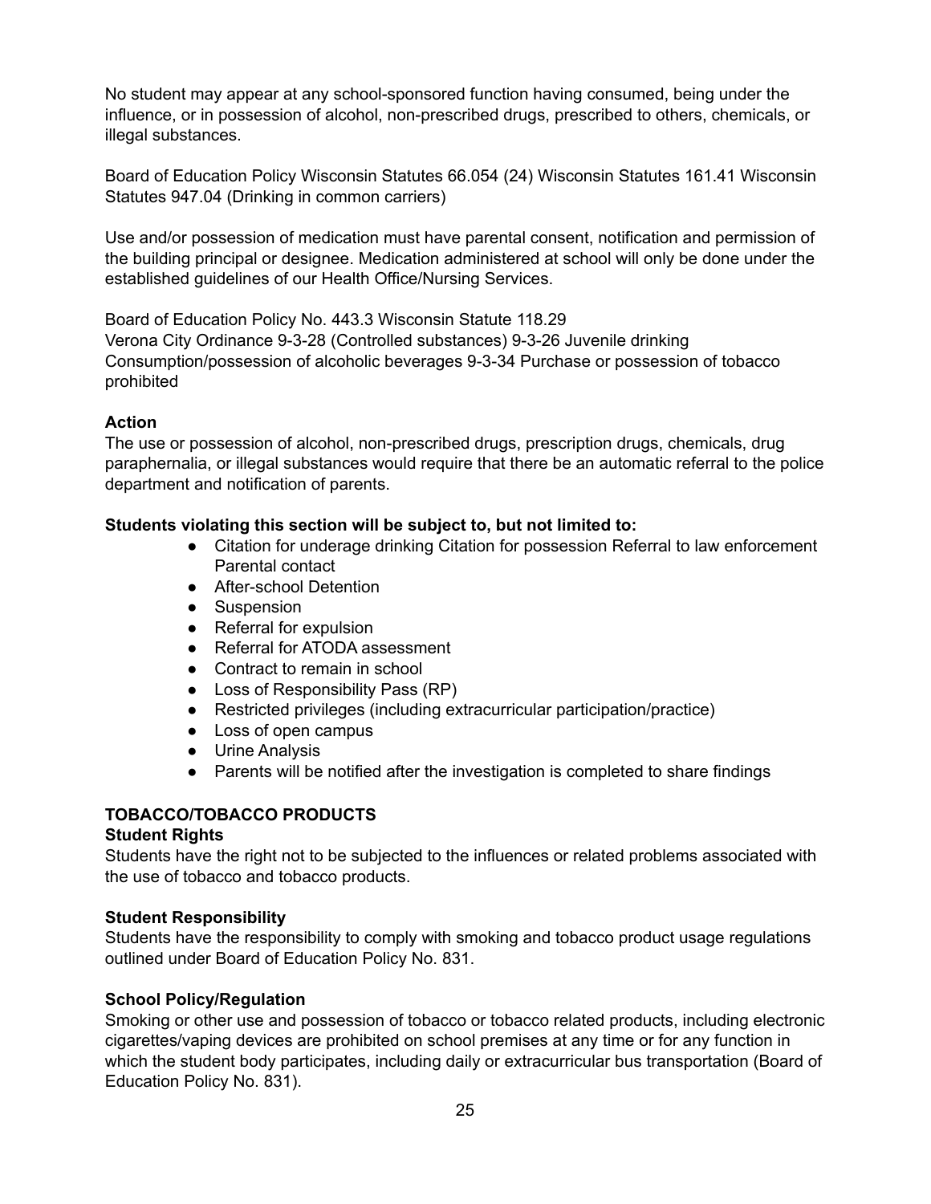No student may appear at any school-sponsored function having consumed, being under the influence, or in possession of alcohol, non-prescribed drugs, prescribed to others, chemicals, or illegal substances.

Board of Education Policy Wisconsin Statutes 66.054 (24) Wisconsin Statutes 161.41 Wisconsin Statutes 947.04 (Drinking in common carriers)

Use and/or possession of medication must have parental consent, notification and permission of the building principal or designee. Medication administered at school will only be done under the established guidelines of our Health Office/Nursing Services.

Board of Education Policy No. 443.3 Wisconsin Statute 118.29
Verona City Ordinance 9-3-28 (Controlled substances) 9-3-26 Juvenile drinking Consumption/possession of alcoholic beverages 9-3-34 Purchase or possession of tobacco prohibited

**Action**
The use or possession of alcohol, non-prescribed drugs, prescription drugs, chemicals, drug paraphernalia, or illegal substances would require that there be an automatic referral to the police department and notification of parents.

**Students violating this section will be subject to, but not limited to:**

- Citation for underage drinking Citation for possession Referral to law enforcement Parental contact
- After-school Detention
- Suspension
- Referral for expulsion
- Referral for ATODA assessment
- Contract to remain in school
- Loss of Responsibility Pass (RP)
- Restricted privileges (including extracurricular participation/practice)
- Loss of open campus
- Urine Analysis
- Parents will be notified after the investigation is completed to share findings

**TOBACCO/TOBACCO PRODUCTS**

**Student Rights**
Students have the right not to be subjected to the influences or related problems associated with the use of tobacco and tobacco products.

**Student Responsibility**
Students have the responsibility to comply with smoking and tobacco product usage regulations outlined under Board of Education Policy No. 831.

**School Policy/Regulation**
Smoking or other use and possession of tobacco or tobacco related products, including electronic cigarettes/vaping devices are prohibited on school premises at any time or for any function in which the student body participates, including daily or extracurricular bus transportation (Board of Education Policy No. 831).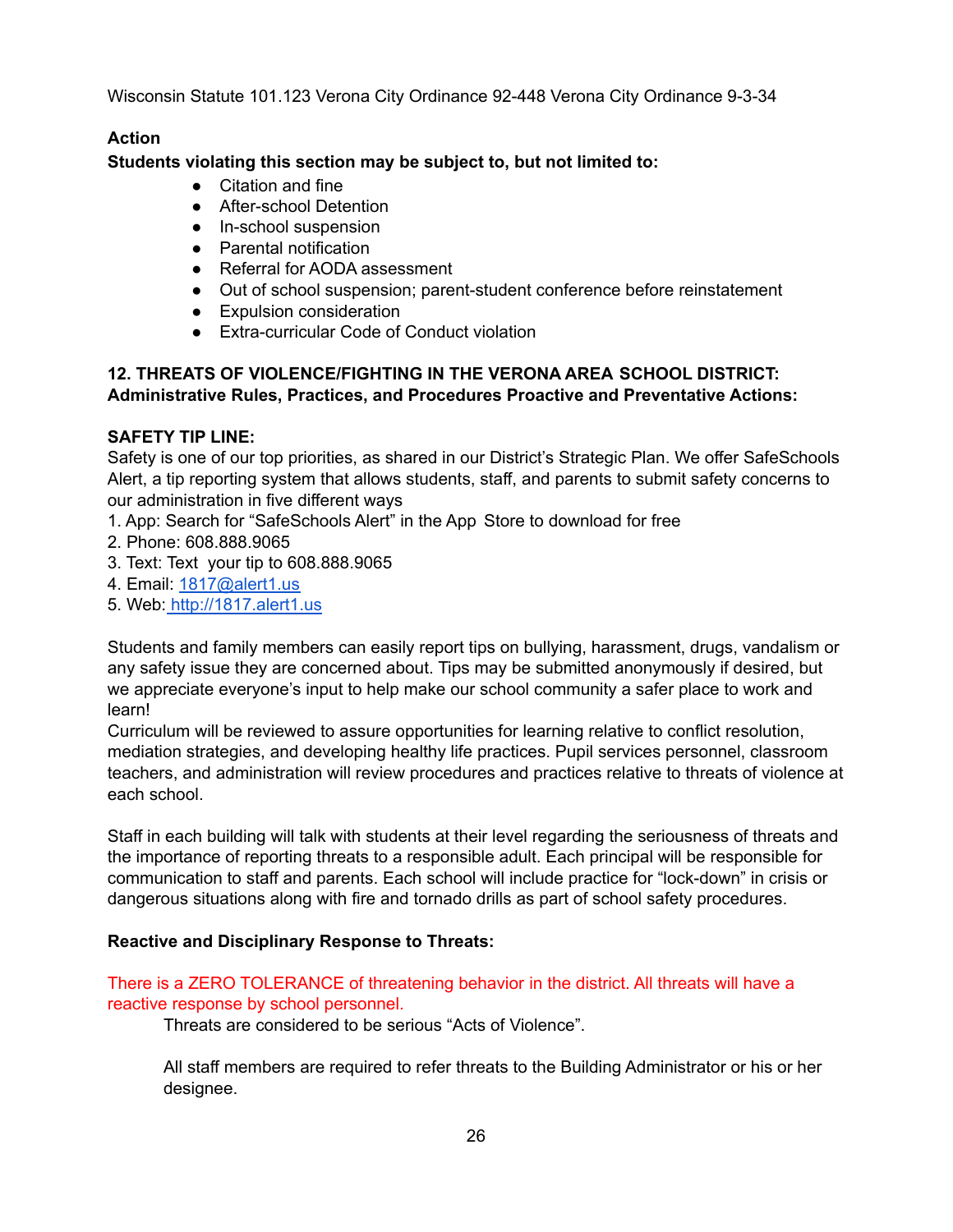Wisconsin Statute 101.123 Verona City Ordinance 92-448 Verona City Ordinance 9-3-34

**Action**

**Students violating this section may be subject to, but not limited to:**

- Citation and fine
- After-school Detention
- In-school suspension
- Parental notification
- Referral for AODA assessment
- Out of school suspension; parent-student conference before reinstatement
- Expulsion consideration
- Extra-curricular Code of Conduct violation

## 12. THREATS OF VIOLENCE/FIGHTING IN THE VERONA AREA SCHOOL DISTRICT: Administrative Rules, Practices, and Procedures Proactive and Preventative Actions:

**SAFETY TIP LINE:**

Safety is one of our top priorities, as shared in our District's Strategic Plan. We offer SafeSchools Alert, a tip reporting system that allows students, staff, and parents to submit safety concerns to our administration in five different ways

1. App: Search for "SafeSchools Alert" in the App Store to download for free
2. Phone: 608.888.9065
3. Text: Text your tip to 608.888.9065
4. Email: [1817@alert1.us](mailto:1817@alert1.us)
5. Web: [http://1817.alert1.us](http://1817.alert1.us)

Students and family members can easily report tips on bullying, harassment, drugs, vandalism or any safety issue they are concerned about. Tips may be submitted anonymously if desired, but we appreciate everyone's input to help make our school community a safer place to work and learn!

Curriculum will be reviewed to assure opportunities for learning relative to conflict resolution, mediation strategies, and developing healthy life practices. Pupil services personnel, classroom teachers, and administration will review procedures and practices relative to threats of violence at each school.

Staff in each building will talk with students at their level regarding the seriousness of threats and the importance of reporting threats to a responsible adult. Each principal will be responsible for communication to staff and parents. Each school will include practice for "lock-down" in crisis or dangerous situations along with fire and tornado drills as part of school safety procedures.

**Reactive and Disciplinary Response to Threats:**

There is a ZERO TOLERANCE of threatening behavior in the district. All threats will have a reactive response by school personnel.

Threats are considered to be serious "Acts of Violence".

All staff members are required to refer threats to the Building Administrator or his or her designee.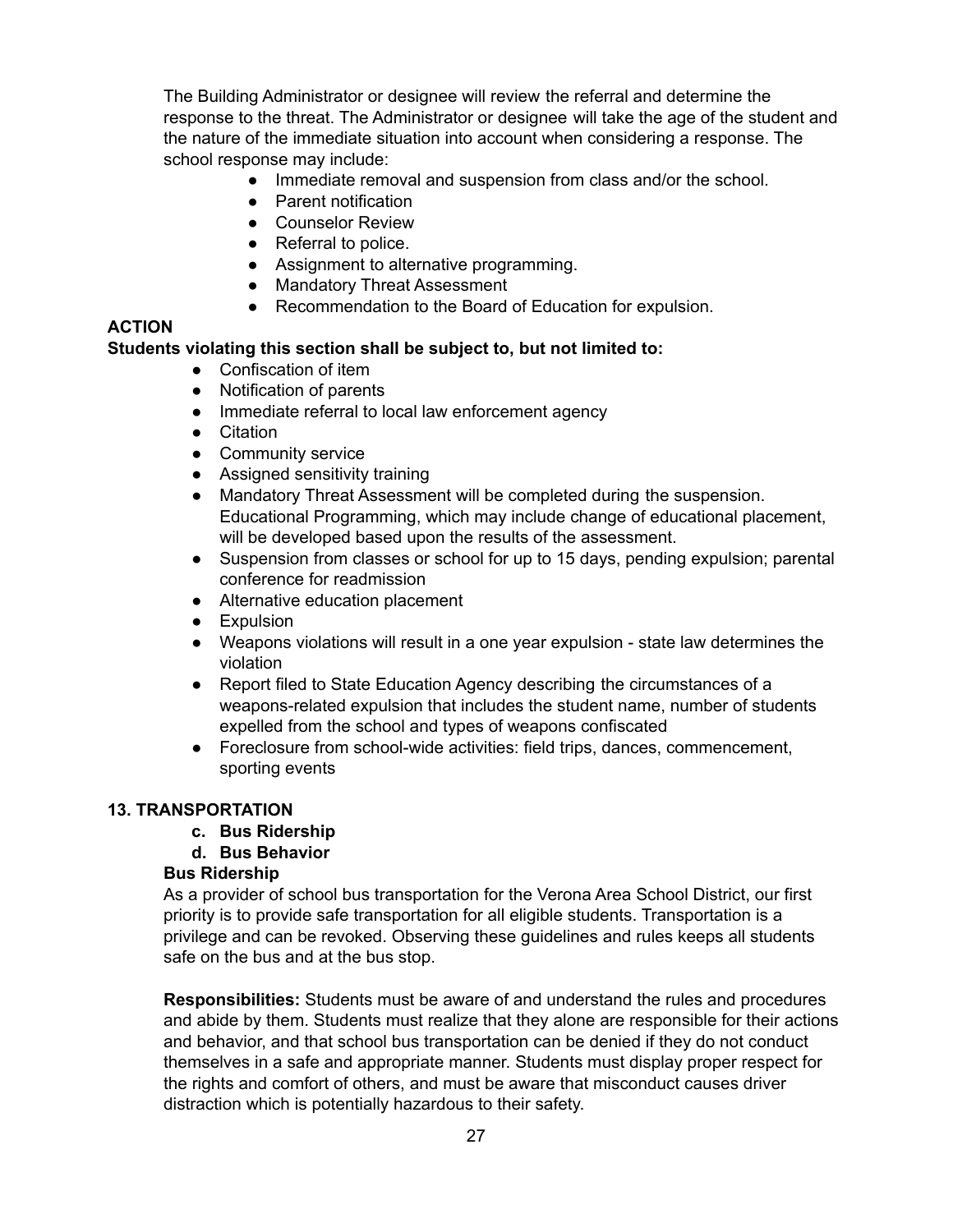The Building Administrator or designee will review the referral and determine the response to the threat. The Administrator or designee will take the age of the student and the nature of the immediate situation into account when considering a response. The school response may include:

- Immediate removal and suspension from class and/or the school.
- Parent notification
- Counselor Review
- Referral to police.
- Assignment to alternative programming.
- Mandatory Threat Assessment
- Recommendation to the Board of Education for expulsion.

**ACTION**

**Students violating this section shall be subject to, but not limited to:**

- Confiscation of item
- Notification of parents
- Immediate referral to local law enforcement agency
- Citation
- Community service
- Assigned sensitivity training
- Mandatory Threat Assessment will be completed during the suspension. Educational Programming, which may include change of educational placement, will be developed based upon the results of the assessment.
- Suspension from classes or school for up to 15 days, pending expulsion; parental conference for readmission
- Alternative education placement
- Expulsion
- Weapons violations will result in a one year expulsion - state law determines the violation
- Report filed to State Education Agency describing the circumstances of a weapons-related expulsion that includes the student name, number of students expelled from the school and types of weapons confiscated
- Foreclosure from school-wide activities: field trips, dances, commencement, sporting events

## 13. TRANSPORTATION

c. **Bus Ridership**
d. **Bus Behavior**

**Bus Ridership**

As a provider of school bus transportation for the Verona Area School District, our first priority is to provide safe transportation for all eligible students. Transportation is a privilege and can be revoked. Observing these guidelines and rules keeps all students safe on the bus and at the bus stop.

**Responsibilities:** Students must be aware of and understand the rules and procedures and abide by them. Students must realize that they alone are responsible for their actions and behavior, and that school bus transportation can be denied if they do not conduct themselves in a safe and appropriate manner. Students must display proper respect for the rights and comfort of others, and must be aware that misconduct causes driver distraction which is potentially hazardous to their safety.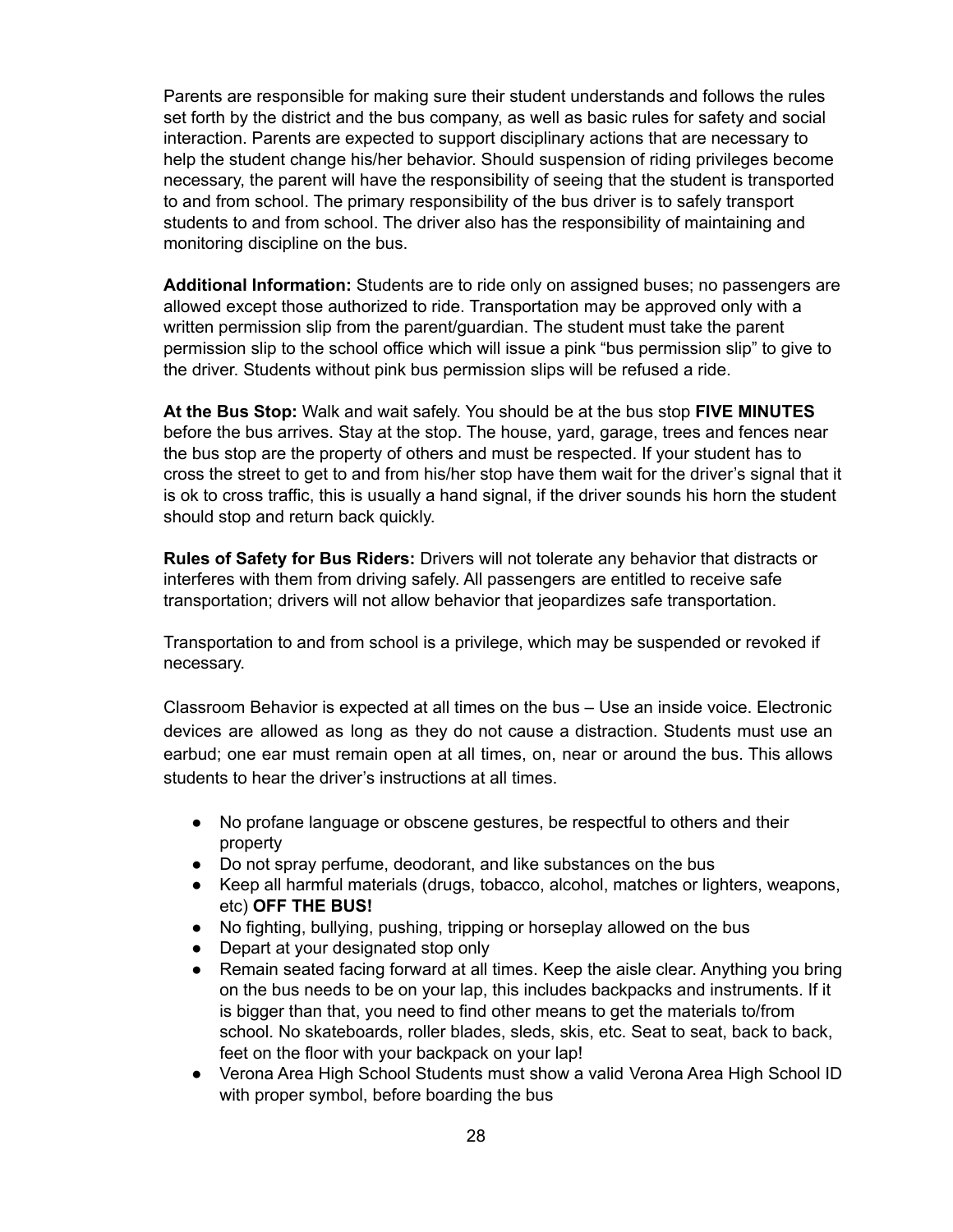Parents are responsible for making sure their student understands and follows the rules set forth by the district and the bus company, as well as basic rules for safety and social interaction. Parents are expected to support disciplinary actions that are necessary to help the student change his/her behavior. Should suspension of riding privileges become necessary, the parent will have the responsibility of seeing that the student is transported to and from school. The primary responsibility of the bus driver is to safely transport students to and from school. The driver also has the responsibility of maintaining and monitoring discipline on the bus.

**Additional Information:** Students are to ride only on assigned buses; no passengers are allowed except those authorized to ride. Transportation may be approved only with a written permission slip from the parent/guardian. The student must take the parent permission slip to the school office which will issue a pink "bus permission slip" to give to the driver. Students without pink bus permission slips will be refused a ride.

**At the Bus Stop:** Walk and wait safely. You should be at the bus stop **FIVE MINUTES** before the bus arrives. Stay at the stop. The house, yard, garage, trees and fences near the bus stop are the property of others and must be respected. If your student has to cross the street to get to and from his/her stop have them wait for the driver's signal that it is ok to cross traffic, this is usually a hand signal, if the driver sounds his horn the student should stop and return back quickly.

**Rules of Safety for Bus Riders:** Drivers will not tolerate any behavior that distracts or interferes with them from driving safely. All passengers are entitled to receive safe transportation; drivers will not allow behavior that jeopardizes safe transportation.

Transportation to and from school is a privilege, which may be suspended or revoked if necessary.

Classroom Behavior is expected at all times on the bus – Use an inside voice. Electronic devices are allowed as long as they do not cause a distraction. Students must use an earbud; one ear must remain open at all times, on, near or around the bus. This allows students to hear the driver's instructions at all times.

- No profane language or obscene gestures, be respectful to others and their property
- Do not spray perfume, deodorant, and like substances on the bus
- Keep all harmful materials (drugs, tobacco, alcohol, matches or lighters, weapons, etc) **OFF THE BUS!**
- No fighting, bullying, pushing, tripping or horseplay allowed on the bus
- Depart at your designated stop only
- Remain seated facing forward at all times. Keep the aisle clear. Anything you bring on the bus needs to be on your lap, this includes backpacks and instruments. If it is bigger than that, you need to find other means to get the materials to/from school. No skateboards, roller blades, sleds, skis, etc. Seat to seat, back to back, feet on the floor with your backpack on your lap!
- Verona Area High School Students must show a valid Verona Area High School ID with proper symbol, before boarding the bus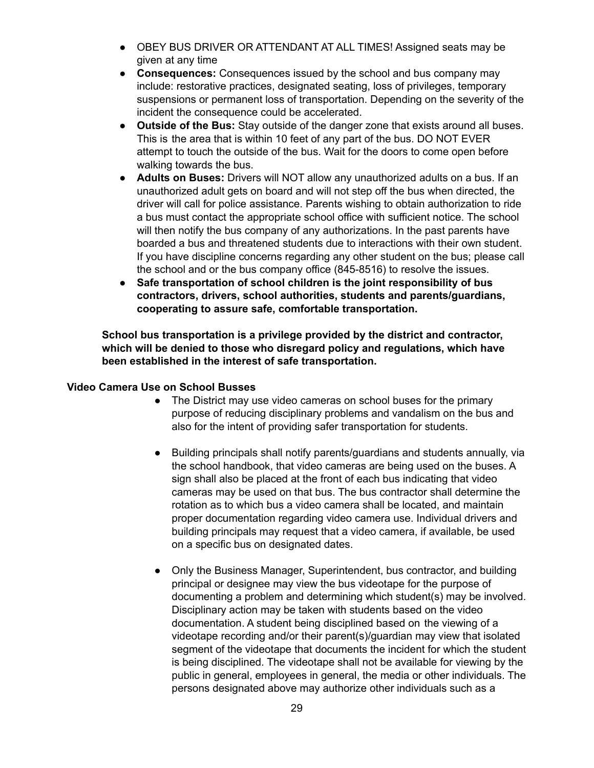- OBEY BUS DRIVER OR ATTENDANT AT ALL TIMES! Assigned seats may be given at any time
- **Consequences:** Consequences issued by the school and bus company may include: restorative practices, designated seating, loss of privileges, temporary suspensions or permanent loss of transportation. Depending on the severity of the incident the consequence could be accelerated.
- **Outside of the Bus:** Stay outside of the danger zone that exists around all buses. This is the area that is within 10 feet of any part of the bus. DO NOT EVER attempt to touch the outside of the bus. Wait for the doors to come open before walking towards the bus.
- **Adults on Buses:** Drivers will NOT allow any unauthorized adults on a bus. If an unauthorized adult gets on board and will not step off the bus when directed, the driver will call for police assistance. Parents wishing to obtain authorization to ride a bus must contact the appropriate school office with sufficient notice. The school will then notify the bus company of any authorizations. In the past parents have boarded a bus and threatened students due to interactions with their own student. If you have discipline concerns regarding any other student on the bus; please call the school and or the bus company office (845-8516) to resolve the issues.
- **Safe transportation of school children is the joint responsibility of bus contractors, drivers, school authorities, students and parents/guardians, cooperating to assure safe, comfortable transportation.**

**School bus transportation is a privilege provided by the district and contractor, which will be denied to those who disregard policy and regulations, which have been established in the interest of safe transportation.**

**Video Camera Use on School Busses**

- The District may use video cameras on school buses for the primary purpose of reducing disciplinary problems and vandalism on the bus and also for the intent of providing safer transportation for students.

- Building principals shall notify parents/guardians and students annually, via the school handbook, that video cameras are being used on the buses. A sign shall also be placed at the front of each bus indicating that video cameras may be used on that bus. The bus contractor shall determine the rotation as to which bus a video camera shall be located, and maintain proper documentation regarding video camera use. Individual drivers and building principals may request that a video camera, if available, be used on a specific bus on designated dates.

- Only the Business Manager, Superintendent, bus contractor, and building principal or designee may view the bus videotape for the purpose of documenting a problem and determining which student(s) may be involved. Disciplinary action may be taken with students based on the video documentation. A student being disciplined based on the viewing of a videotape recording and/or their parent(s)/guardian may view that isolated segment of the videotape that documents the incident for which the student is being disciplined. The videotape shall not be available for viewing by the public in general, employees in general, the media or other individuals. The persons designated above may authorize other individuals such as a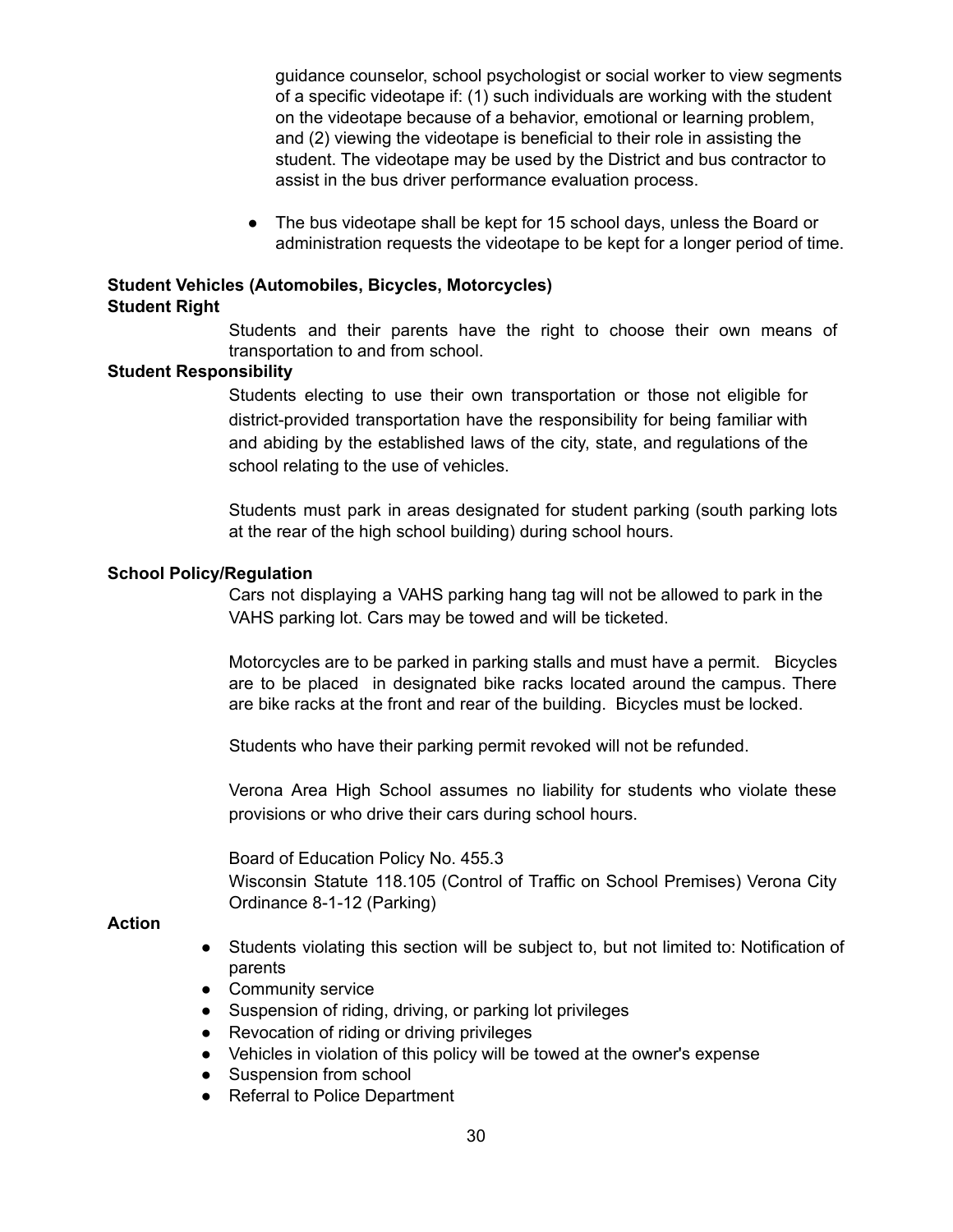guidance counselor, school psychologist or social worker to view segments of a specific videotape if: (1) such individuals are working with the student on the videotape because of a behavior, emotional or learning problem, and (2) viewing the videotape is beneficial to their role in assisting the student. The videotape may be used by the District and bus contractor to assist in the bus driver performance evaluation process.

- The bus videotape shall be kept for 15 school days, unless the Board or administration requests the videotape to be kept for a longer period of time.

**Student Vehicles (Automobiles, Bicycles, Motorcycles)**

**Student Right**

Students and their parents have the right to choose their own means of transportation to and from school.

**Student Responsibility**

Students electing to use their own transportation or those not eligible for district-provided transportation have the responsibility for being familiar with and abiding by the established laws of the city, state, and regulations of the school relating to the use of vehicles.

Students must park in areas designated for student parking (south parking lots at the rear of the high school building) during school hours.

**School Policy/Regulation**

Cars not displaying a VAHS parking hang tag will not be allowed to park in the VAHS parking lot. Cars may be towed and will be ticketed.

Motorcycles are to be parked in parking stalls and must have a permit. Bicycles are to be placed in designated bike racks located around the campus. There are bike racks at the front and rear of the building. Bicycles must be locked.

Students who have their parking permit revoked will not be refunded.

Verona Area High School assumes no liability for students who violate these provisions or who drive their cars during school hours.

Board of Education Policy No. 455.3
Wisconsin Statute 118.105 (Control of Traffic on School Premises) Verona City Ordinance 8-1-12 (Parking)

**Action**

- Students violating this section will be subject to, but not limited to: Notification of parents
- Community service
- Suspension of riding, driving, or parking lot privileges
- Revocation of riding or driving privileges
- Vehicles in violation of this policy will be towed at the owner's expense
- Suspension from school
- Referral to Police Department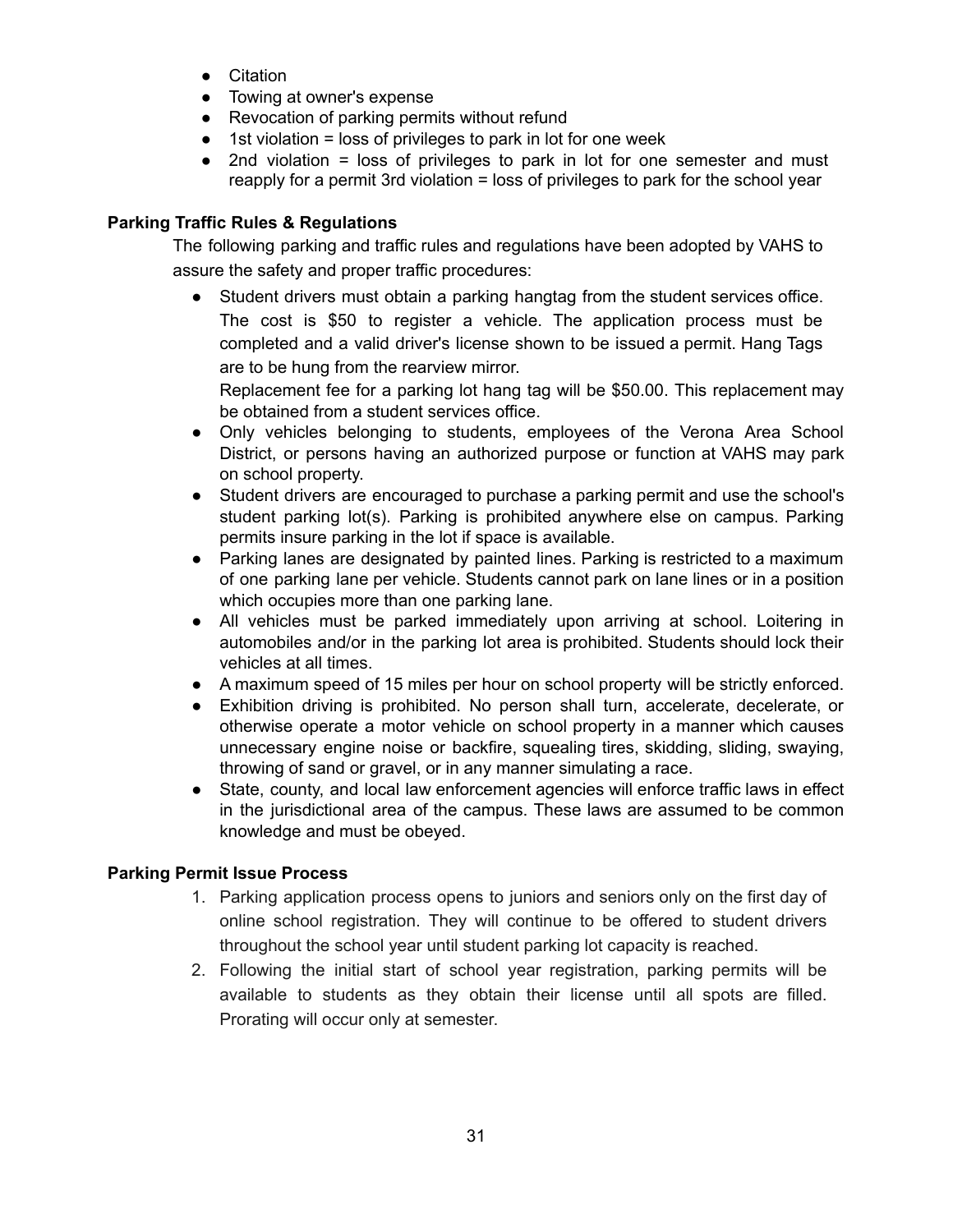- Citation
- Towing at owner's expense
- Revocation of parking permits without refund
- 1st violation = loss of privileges to park in lot for one week
- 2nd violation = loss of privileges to park in lot for one semester and must reapply for a permit 3rd violation = loss of privileges to park for the school year

**Parking Traffic Rules & Regulations**

The following parking and traffic rules and regulations have been adopted by VAHS to assure the safety and proper traffic procedures:

- Student drivers must obtain a parking hangtag from the student services office. The cost is $50 to register a vehicle. The application process must be completed and a valid driver's license shown to be issued a permit. Hang Tags are to be hung from the rearview mirror.
  Replacement fee for a parking lot hang tag will be $50.00. This replacement may be obtained from a student services office.
- Only vehicles belonging to students, employees of the Verona Area School District, or persons having an authorized purpose or function at VAHS may park on school property.
- Student drivers are encouraged to purchase a parking permit and use the school's student parking lot(s). Parking is prohibited anywhere else on campus. Parking permits insure parking in the lot if space is available.
- Parking lanes are designated by painted lines. Parking is restricted to a maximum of one parking lane per vehicle. Students cannot park on lane lines or in a position which occupies more than one parking lane.
- All vehicles must be parked immediately upon arriving at school. Loitering in automobiles and/or in the parking lot area is prohibited. Students should lock their vehicles at all times.
- A maximum speed of 15 miles per hour on school property will be strictly enforced.
- Exhibition driving is prohibited. No person shall turn, accelerate, decelerate, or otherwise operate a motor vehicle on school property in a manner which causes unnecessary engine noise or backfire, squealing tires, skidding, sliding, swaying, throwing of sand or gravel, or in any manner simulating a race.
- State, county, and local law enforcement agencies will enforce traffic laws in effect in the jurisdictional area of the campus. These laws are assumed to be common knowledge and must be obeyed.

**Parking Permit Issue Process**

1. Parking application process opens to juniors and seniors only on the first day of online school registration. They will continue to be offered to student drivers throughout the school year until student parking lot capacity is reached.
2. Following the initial start of school year registration, parking permits will be available to students as they obtain their license until all spots are filled. Prorating will occur only at semester.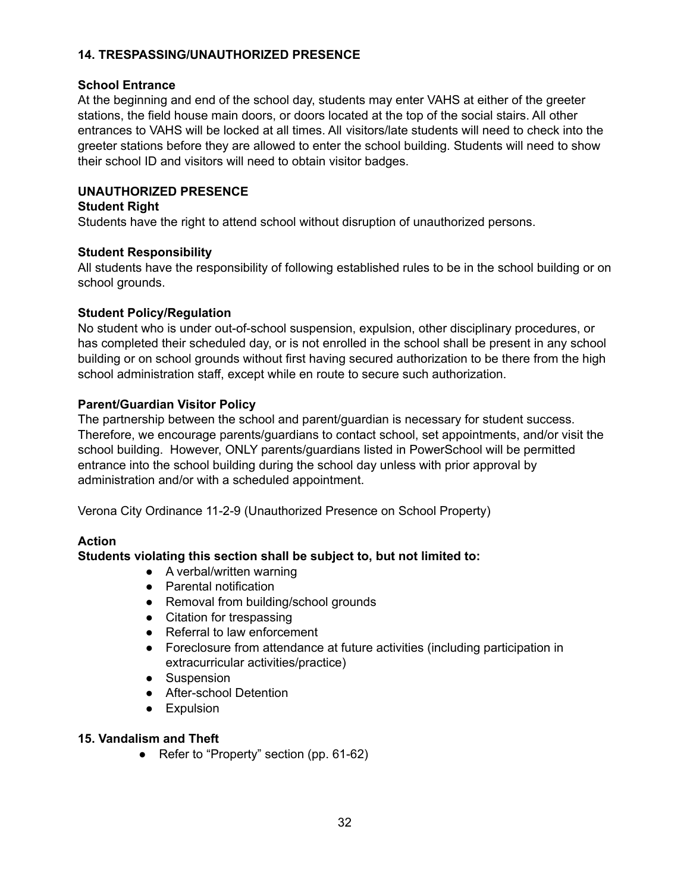## 14. TRESPASSING/UNAUTHORIZED PRESENCE

**School Entrance**

At the beginning and end of the school day, students may enter VAHS at either of the greeter stations, the field house main doors, or doors located at the top of the social stairs. All other entrances to VAHS will be locked at all times. All visitors/late students will need to check into the greeter stations before they are allowed to enter the school building. Students will need to show their school ID and visitors will need to obtain visitor badges.

### UNAUTHORIZED PRESENCE

**Student Right**

Students have the right to attend school without disruption of unauthorized persons.

**Student Responsibility**

All students have the responsibility of following established rules to be in the school building or on school grounds.

**Student Policy/Regulation**

No student who is under out-of-school suspension, expulsion, other disciplinary procedures, or has completed their scheduled day, or is not enrolled in the school shall be present in any school building or on school grounds without first having secured authorization to be there from the high school administration staff, except while en route to secure such authorization.

**Parent/Guardian Visitor Policy**

The partnership between the school and parent/guardian is necessary for student success. Therefore, we encourage parents/guardians to contact school, set appointments, and/or visit the school building. However, ONLY parents/guardians listed in PowerSchool will be permitted entrance into the school building during the school day unless with prior approval by administration and/or with a scheduled appointment.

Verona City Ordinance 11-2-9 (Unauthorized Presence on School Property)

**Action**

**Students violating this section shall be subject to, but not limited to:**

- A verbal/written warning
- Parental notification
- Removal from building/school grounds
- Citation for trespassing
- Referral to law enforcement
- Foreclosure from attendance at future activities (including participation in extracurricular activities/practice)
- Suspension
- After-school Detention
- Expulsion

## 15. Vandalism and Theft

- Refer to "Property" section (pp. 61-62)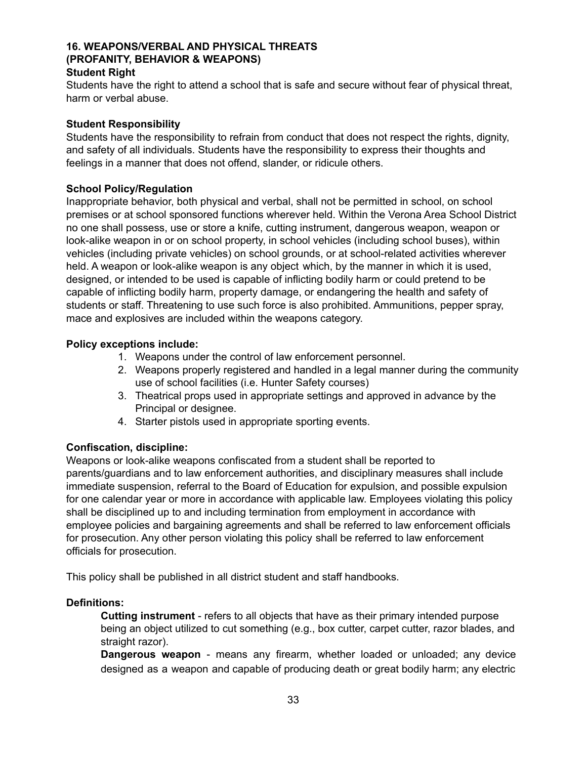### 16. WEAPONS/VERBAL AND PHYSICAL THREATS (PROFANITY, BEHAVIOR & WEAPONS)

**Student Right**

Students have the right to attend a school that is safe and secure without fear of physical threat, harm or verbal abuse.

**Student Responsibility**

Students have the responsibility to refrain from conduct that does not respect the rights, dignity, and safety of all individuals. Students have the responsibility to express their thoughts and feelings in a manner that does not offend, slander, or ridicule others.

**School Policy/Regulation**

Inappropriate behavior, both physical and verbal, shall not be permitted in school, on school premises or at school sponsored functions wherever held. Within the Verona Area School District no one shall possess, use or store a knife, cutting instrument, dangerous weapon, weapon or look-alike weapon in or on school property, in school vehicles (including school buses), within vehicles (including private vehicles) on school grounds, or at school-related activities wherever held. A weapon or look-alike weapon is any object which, by the manner in which it is used, designed, or intended to be used is capable of inflicting bodily harm or could pretend to be capable of inflicting bodily harm, property damage, or endangering the health and safety of students or staff. Threatening to use such force is also prohibited. Ammunitions, pepper spray, mace and explosives are included within the weapons category.

**Policy exceptions include:**

1. Weapons under the control of law enforcement personnel.
2. Weapons properly registered and handled in a legal manner during the community use of school facilities (i.e. Hunter Safety courses)
3. Theatrical props used in appropriate settings and approved in advance by the Principal or designee.
4. Starter pistols used in appropriate sporting events.

**Confiscation, discipline:**

Weapons or look-alike weapons confiscated from a student shall be reported to parents/guardians and to law enforcement authorities, and disciplinary measures shall include immediate suspension, referral to the Board of Education for expulsion, and possible expulsion for one calendar year or more in accordance with applicable law. Employees violating this policy shall be disciplined up to and including termination from employment in accordance with employee policies and bargaining agreements and shall be referred to law enforcement officials for prosecution. Any other person violating this policy shall be referred to law enforcement officials for prosecution.

This policy shall be published in all district student and staff handbooks.

**Definitions:**

**Cutting instrument** - refers to all objects that have as their primary intended purpose being an object utilized to cut something (e.g., box cutter, carpet cutter, razor blades, and straight razor).

**Dangerous weapon** - means any firearm, whether loaded or unloaded; any device designed as a weapon and capable of producing death or great bodily harm; any electric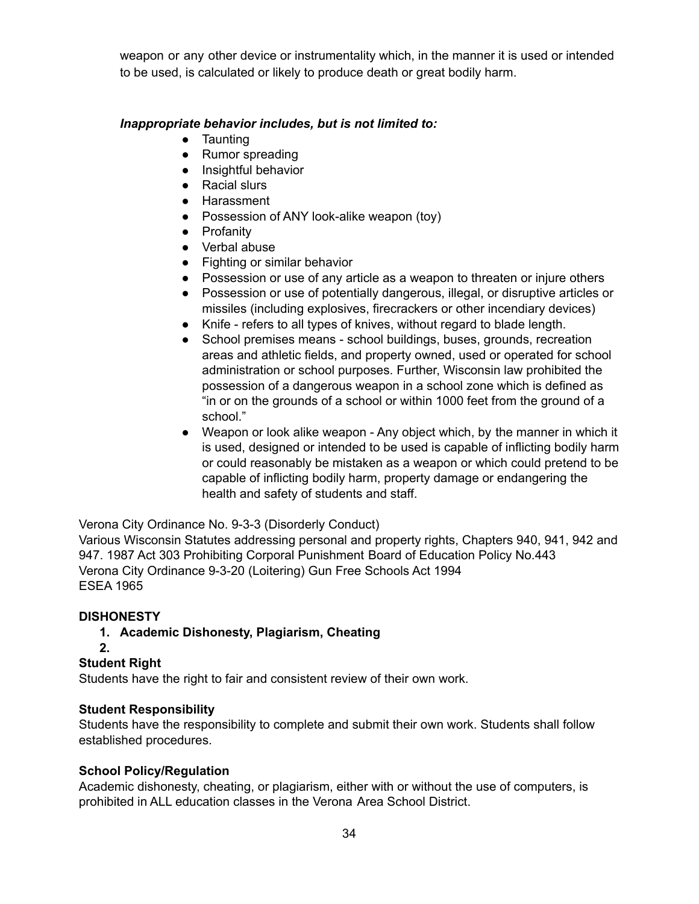weapon or any other device or instrumentality which, in the manner it is used or intended to be used, is calculated or likely to produce death or great bodily harm.

***Inappropriate behavior includes, but is not limited to:***

- Taunting
- Rumor spreading
- Insightful behavior
- Racial slurs
- Harassment
- Possession of ANY look-alike weapon (toy)
- Profanity
- Verbal abuse
- Fighting or similar behavior
- Possession or use of any article as a weapon to threaten or injure others
- Possession or use of potentially dangerous, illegal, or disruptive articles or missiles (including explosives, firecrackers or other incendiary devices)
- Knife - refers to all types of knives, without regard to blade length.
- School premises means - school buildings, buses, grounds, recreation areas and athletic fields, and property owned, used or operated for school administration or school purposes. Further, Wisconsin law prohibited the possession of a dangerous weapon in a school zone which is defined as "in or on the grounds of a school or within 1000 feet from the ground of a school."
- Weapon or look alike weapon - Any object which, by the manner in which it is used, designed or intended to be used is capable of inflicting bodily harm or could reasonably be mistaken as a weapon or which could pretend to be capable of inflicting bodily harm, property damage or endangering the health and safety of students and staff.

Verona City Ordinance No. 9-3-3 (Disorderly Conduct)
Various Wisconsin Statutes addressing personal and property rights, Chapters 940, 941, 942 and 947. 1987 Act 303 Prohibiting Corporal Punishment Board of Education Policy No.443
Verona City Ordinance 9-3-20 (Loitering) Gun Free Schools Act 1994
ESEA 1965

**DISHONESTY**

1. **Academic Dishonesty, Plagiarism, Cheating**
2.

**Student Right**

Students have the right to fair and consistent review of their own work.

**Student Responsibility**

Students have the responsibility to complete and submit their own work. Students shall follow established procedures.

**School Policy/Regulation**

Academic dishonesty, cheating, or plagiarism, either with or without the use of computers, is prohibited in ALL education classes in the Verona Area School District.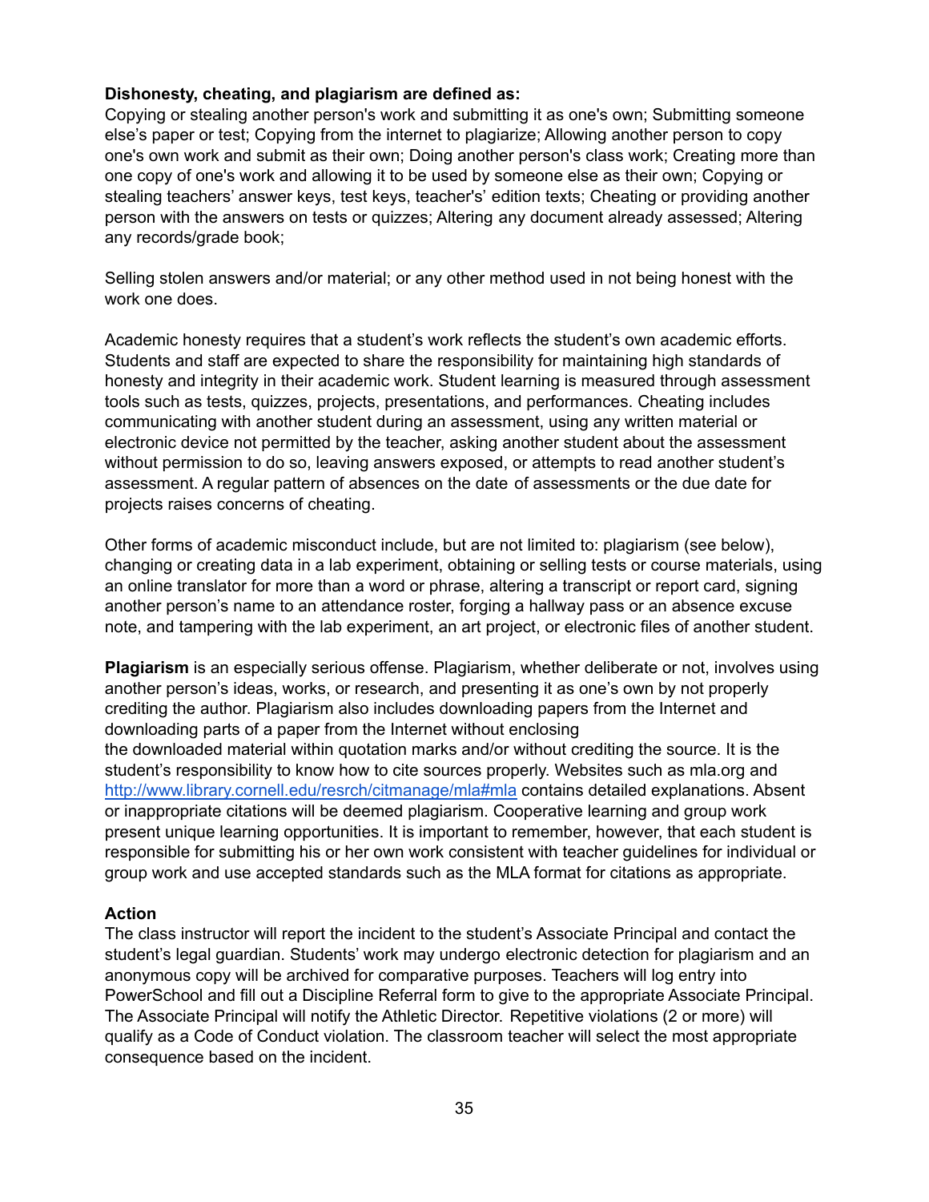**Dishonesty, cheating, and plagiarism are defined as:**
Copying or stealing another person's work and submitting it as one's own; Submitting someone else's paper or test; Copying from the internet to plagiarize; Allowing another person to copy one's own work and submit as their own; Doing another person's class work; Creating more than one copy of one's work and allowing it to be used by someone else as their own; Copying or stealing teachers' answer keys, test keys, teacher's' edition texts; Cheating or providing another person with the answers on tests or quizzes; Altering any document already assessed; Altering any records/grade book;

Selling stolen answers and/or material; or any other method used in not being honest with the work one does.

Academic honesty requires that a student's work reflects the student's own academic efforts. Students and staff are expected to share the responsibility for maintaining high standards of honesty and integrity in their academic work. Student learning is measured through assessment tools such as tests, quizzes, projects, presentations, and performances. Cheating includes communicating with another student during an assessment, using any written material or electronic device not permitted by the teacher, asking another student about the assessment without permission to do so, leaving answers exposed, or attempts to read another student's assessment. A regular pattern of absences on the date of assessments or the due date for projects raises concerns of cheating.

Other forms of academic misconduct include, but are not limited to: plagiarism (see below), changing or creating data in a lab experiment, obtaining or selling tests or course materials, using an online translator for more than a word or phrase, altering a transcript or report card, signing another person's name to an attendance roster, forging a hallway pass or an absence excuse note, and tampering with the lab experiment, an art project, or electronic files of another student.

**Plagiarism** is an especially serious offense. Plagiarism, whether deliberate or not, involves using another person's ideas, works, or research, and presenting it as one's own by not properly crediting the author. Plagiarism also includes downloading papers from the Internet and downloading parts of a paper from the Internet without enclosing the downloaded material within quotation marks and/or without crediting the source. It is the student's responsibility to know how to cite sources properly. Websites such as mla.org and [http://www.library.cornell.edu/resrch/citmanage/mla#mla](http://www.library.cornell.edu/resrch/citmanage/mla#mla) contains detailed explanations. Absent or inappropriate citations will be deemed plagiarism. Cooperative learning and group work present unique learning opportunities. It is important to remember, however, that each student is responsible for submitting his or her own work consistent with teacher guidelines for individual or group work and use accepted standards such as the MLA format for citations as appropriate.

**Action**
The class instructor will report the incident to the student's Associate Principal and contact the student's legal guardian. Students' work may undergo electronic detection for plagiarism and an anonymous copy will be archived for comparative purposes. Teachers will log entry into PowerSchool and fill out a Discipline Referral form to give to the appropriate Associate Principal. The Associate Principal will notify the Athletic Director. Repetitive violations (2 or more) will qualify as a Code of Conduct violation. The classroom teacher will select the most appropriate consequence based on the incident.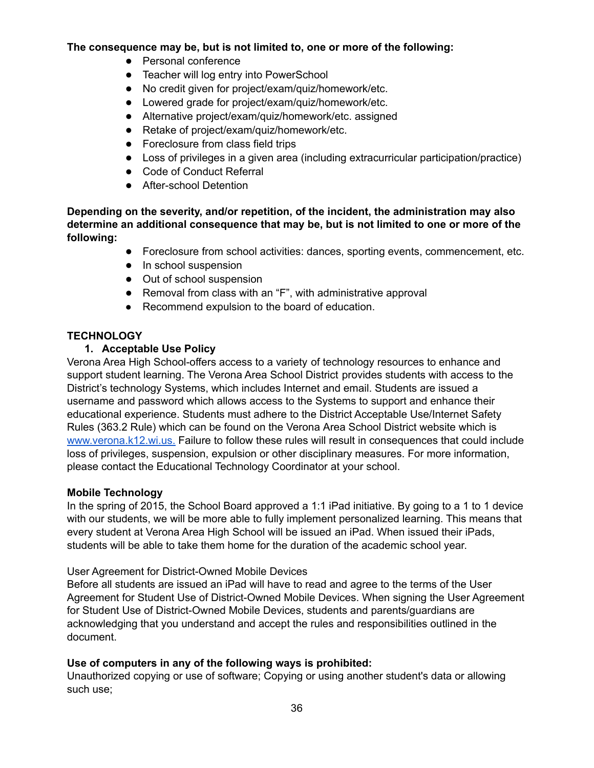**The consequence may be, but is not limited to, one or more of the following:**

- Personal conference
- Teacher will log entry into PowerSchool
- No credit given for project/exam/quiz/homework/etc.
- Lowered grade for project/exam/quiz/homework/etc.
- Alternative project/exam/quiz/homework/etc. assigned
- Retake of project/exam/quiz/homework/etc.
- Foreclosure from class field trips
- Loss of privileges in a given area (including extracurricular participation/practice)
- Code of Conduct Referral
- After-school Detention

**Depending on the severity, and/or repetition, of the incident, the administration may also determine an additional consequence that may be, but is not limited to one or more of the following:**

- Foreclosure from school activities: dances, sporting events, commencement, etc.
- In school suspension
- Out of school suspension
- Removal from class with an "F", with administrative approval
- Recommend expulsion to the board of education.

## TECHNOLOGY

### 1. Acceptable Use Policy

Verona Area High School-offers access to a variety of technology resources to enhance and support student learning. The Verona Area School District provides students with access to the District's technology Systems, which includes Internet and email. Students are issued a username and password which allows access to the Systems to support and enhance their educational experience. Students must adhere to the District Acceptable Use/Internet Safety Rules (363.2 Rule) which can be found on the Verona Area School District website which is [www.verona.k12.wi.us.](http://www.verona.k12.wi.us) Failure to follow these rules will result in consequences that could include loss of privileges, suspension, expulsion or other disciplinary measures. For more information, please contact the Educational Technology Coordinator at your school.

**Mobile Technology**

In the spring of 2015, the School Board approved a 1:1 iPad initiative. By going to a 1 to 1 device with our students, we will be more able to fully implement personalized learning. This means that every student at Verona Area High School will be issued an iPad. When issued their iPads, students will be able to take them home for the duration of the academic school year.

User Agreement for District-Owned Mobile Devices

Before all students are issued an iPad will have to read and agree to the terms of the User Agreement for Student Use of District-Owned Mobile Devices. When signing the User Agreement for Student Use of District-Owned Mobile Devices, students and parents/guardians are acknowledging that you understand and accept the rules and responsibilities outlined in the document.

**Use of computers in any of the following ways is prohibited:**

Unauthorized copying or use of software; Copying or using another student's data or allowing such use;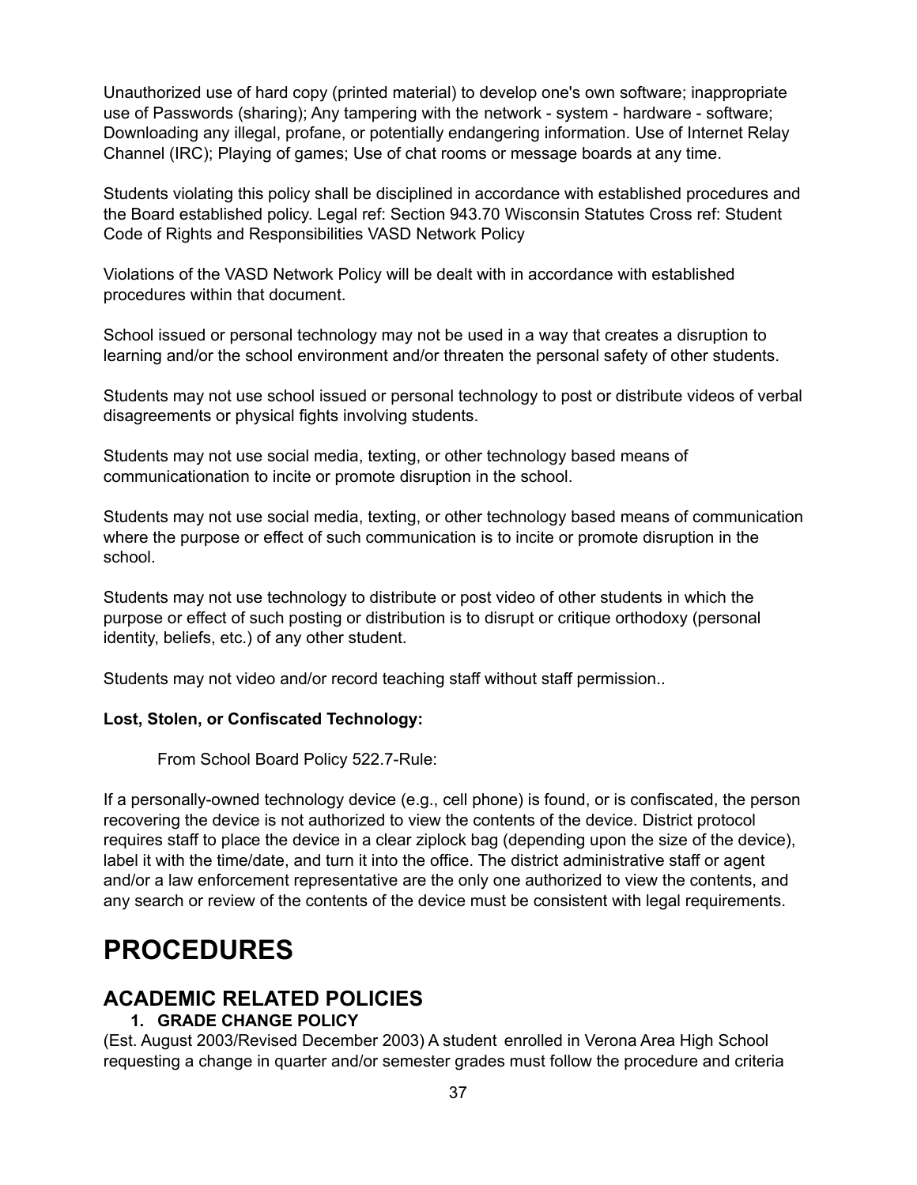Unauthorized use of hard copy (printed material) to develop one's own software; inappropriate use of Passwords (sharing); Any tampering with the network - system - hardware - software; Downloading any illegal, profane, or potentially endangering information. Use of Internet Relay Channel (IRC); Playing of games; Use of chat rooms or message boards at any time.

Students violating this policy shall be disciplined in accordance with established procedures and the Board established policy. Legal ref: Section 943.70 Wisconsin Statutes Cross ref: Student Code of Rights and Responsibilities VASD Network Policy

Violations of the VASD Network Policy will be dealt with in accordance with established procedures within that document.

School issued or personal technology may not be used in a way that creates a disruption to learning and/or the school environment and/or threaten the personal safety of other students.

Students may not use school issued or personal technology to post or distribute videos of verbal disagreements or physical fights involving students.

Students may not use social media, texting, or other technology based means of communicationation to incite or promote disruption in the school.

Students may not use social media, texting, or other technology based means of communication where the purpose or effect of such communication is to incite or promote disruption in the school.

Students may not use technology to distribute or post video of other students in which the purpose or effect of such posting or distribution is to disrupt or critique orthodoxy (personal identity, beliefs, etc.) of any other student.

Students may not video and/or record teaching staff without staff permission..

**Lost, Stolen, or Confiscated Technology:**

From School Board Policy 522.7-Rule:

If a personally-owned technology device (e.g., cell phone) is found, or is confiscated, the person recovering the device is not authorized to view the contents of the device. District protocol requires staff to place the device in a clear ziplock bag (depending upon the size of the device), label it with the time/date, and turn it into the office. The district administrative staff or agent and/or a law enforcement representative are the only one authorized to view the contents, and any search or review of the contents of the device must be consistent with legal requirements.

# PROCEDURES

## ACADEMIC RELATED POLICIES

1. **GRADE CHANGE POLICY**

(Est. August 2003/Revised December 2003) A student enrolled in Verona Area High School requesting a change in quarter and/or semester grades must follow the procedure and criteria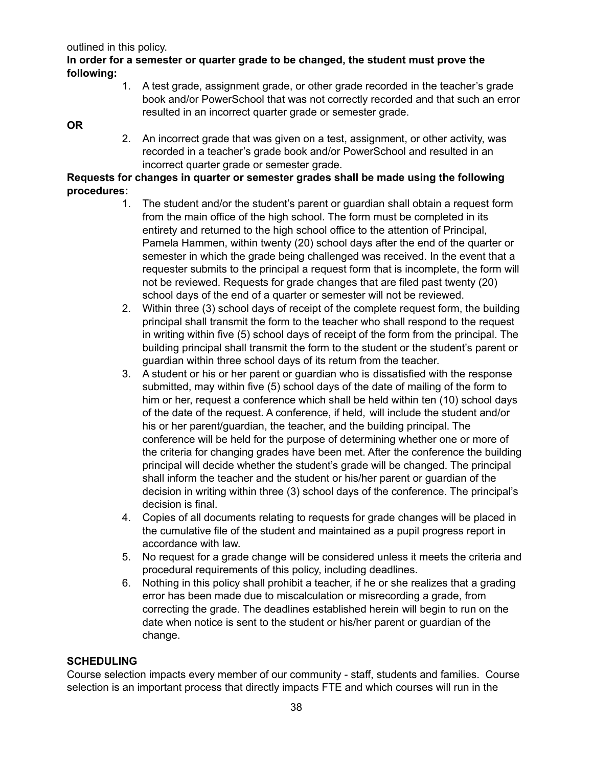outlined in this policy.

**In order for a semester or quarter grade to be changed, the student must prove the following:**

1. A test grade, assignment grade, or other grade recorded in the teacher's grade book and/or PowerSchool that was not correctly recorded and that such an error resulted in an incorrect quarter grade or semester grade.

**OR**

2. An incorrect grade that was given on a test, assignment, or other activity, was recorded in a teacher's grade book and/or PowerSchool and resulted in an incorrect quarter grade or semester grade.

**Requests for changes in quarter or semester grades shall be made using the following procedures:**

1. The student and/or the student's parent or guardian shall obtain a request form from the main office of the high school. The form must be completed in its entirety and returned to the high school office to the attention of Principal, Pamela Hammen, within twenty (20) school days after the end of the quarter or semester in which the grade being challenged was received. In the event that a requester submits to the principal a request form that is incomplete, the form will not be reviewed. Requests for grade changes that are filed past twenty (20) school days of the end of a quarter or semester will not be reviewed.
2. Within three (3) school days of receipt of the complete request form, the building principal shall transmit the form to the teacher who shall respond to the request in writing within five (5) school days of receipt of the form from the principal. The building principal shall transmit the form to the student or the student's parent or guardian within three school days of its return from the teacher.
3. A student or his or her parent or guardian who is dissatisfied with the response submitted, may within five (5) school days of the date of mailing of the form to him or her, request a conference which shall be held within ten (10) school days of the date of the request. A conference, if held, will include the student and/or his or her parent/guardian, the teacher, and the building principal. The conference will be held for the purpose of determining whether one or more of the criteria for changing grades have been met. After the conference the building principal will decide whether the student's grade will be changed. The principal shall inform the teacher and the student or his/her parent or guardian of the decision in writing within three (3) school days of the conference. The principal's decision is final.
4. Copies of all documents relating to requests for grade changes will be placed in the cumulative file of the student and maintained as a pupil progress report in accordance with law.
5. No request for a grade change will be considered unless it meets the criteria and procedural requirements of this policy, including deadlines.
6. Nothing in this policy shall prohibit a teacher, if he or she realizes that a grading error has been made due to miscalculation or misrecording a grade, from correcting the grade. The deadlines established herein will begin to run on the date when notice is sent to the student or his/her parent or guardian of the change.

## SCHEDULING

Course selection impacts every member of our community - staff, students and families. Course selection is an important process that directly impacts FTE and which courses will run in the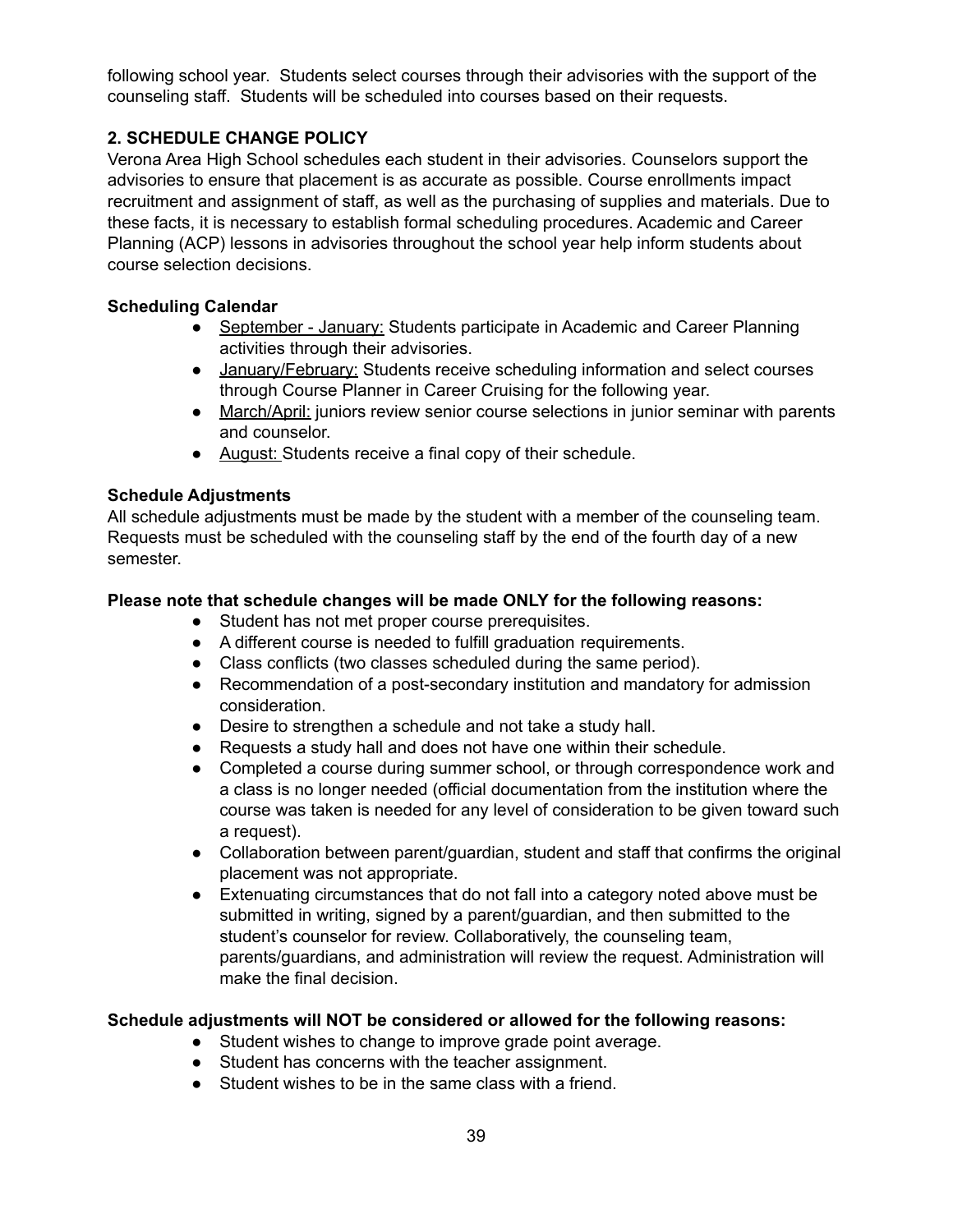following school year. Students select courses through their advisories with the support of the counseling staff. Students will be scheduled into courses based on their requests.

## 2. SCHEDULE CHANGE POLICY

Verona Area High School schedules each student in their advisories. Counselors support the advisories to ensure that placement is as accurate as possible. Course enrollments impact recruitment and assignment of staff, as well as the purchasing of supplies and materials. Due to these facts, it is necessary to establish formal scheduling procedures. Academic and Career Planning (ACP) lessons in advisories throughout the school year help inform students about course selection decisions.

### Scheduling Calendar

- September - January: Students participate in Academic and Career Planning activities through their advisories.
- January/February: Students receive scheduling information and select courses through Course Planner in Career Cruising for the following year.
- March/April: juniors review senior course selections in junior seminar with parents and counselor.
- August: Students receive a final copy of their schedule.

### Schedule Adjustments

All schedule adjustments must be made by the student with a member of the counseling team. Requests must be scheduled with the counseling staff by the end of the fourth day of a new semester.

**Please note that schedule changes will be made ONLY for the following reasons:**

- Student has not met proper course prerequisites.
- A different course is needed to fulfill graduation requirements.
- Class conflicts (two classes scheduled during the same period).
- Recommendation of a post-secondary institution and mandatory for admission consideration.
- Desire to strengthen a schedule and not take a study hall.
- Requests a study hall and does not have one within their schedule.
- Completed a course during summer school, or through correspondence work and a class is no longer needed (official documentation from the institution where the course was taken is needed for any level of consideration to be given toward such a request).
- Collaboration between parent/guardian, student and staff that confirms the original placement was not appropriate.
- Extenuating circumstances that do not fall into a category noted above must be submitted in writing, signed by a parent/guardian, and then submitted to the student's counselor for review. Collaboratively, the counseling team, parents/guardians, and administration will review the request. Administration will make the final decision.

**Schedule adjustments will NOT be considered or allowed for the following reasons:**

- Student wishes to change to improve grade point average.
- Student has concerns with the teacher assignment.
- Student wishes to be in the same class with a friend.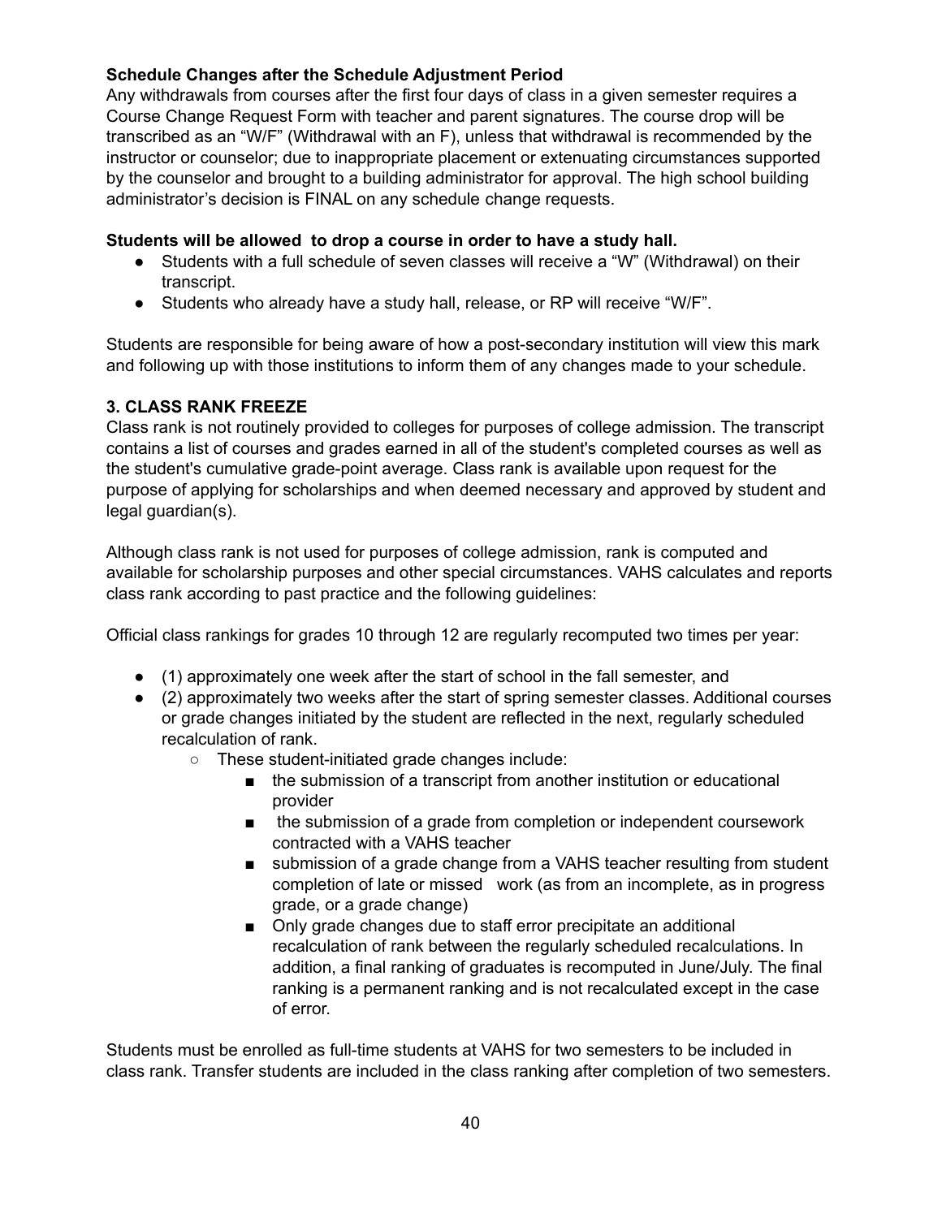**Schedule Changes after the Schedule Adjustment Period**
Any withdrawals from courses after the first four days of class in a given semester requires a Course Change Request Form with teacher and parent signatures. The course drop will be transcribed as an “W/F” (Withdrawal with an F), unless that withdrawal is recommended by the instructor or counselor; due to inappropriate placement or extenuating circumstances supported by the counselor and brought to a building administrator for approval. The high school building administrator’s decision is FINAL on any schedule change requests.

**Students will be allowed to drop a course in order to have a study hall.**

- Students with a full schedule of seven classes will receive a “W” (Withdrawal) on their transcript.
- Students who already have a study hall, release, or RP will receive “W/F”.

Students are responsible for being aware of how a post-secondary institution will view this mark and following up with those institutions to inform them of any changes made to your schedule.

**3. CLASS RANK FREEZE**
Class rank is not routinely provided to colleges for purposes of college admission. The transcript contains a list of courses and grades earned in all of the student's completed courses as well as the student's cumulative grade-point average. Class rank is available upon request for the purpose of applying for scholarships and when deemed necessary and approved by student and legal guardian(s).

Although class rank is not used for purposes of college admission, rank is computed and available for scholarship purposes and other special circumstances. VAHS calculates and reports class rank according to past practice and the following guidelines:

Official class rankings for grades 10 through 12 are regularly recomputed two times per year:

- (1) approximately one week after the start of school in the fall semester, and
- (2) approximately two weeks after the start of spring semester classes. Additional courses or grade changes initiated by the student are reflected in the next, regularly scheduled recalculation of rank.
  - These student-initiated grade changes include:
    - the submission of a transcript from another institution or educational provider
    - the submission of a grade from completion or independent coursework contracted with a VAHS teacher
    - submission of a grade change from a VAHS teacher resulting from student completion of late or missed work (as from an incomplete, as in progress grade, or a grade change)
    - Only grade changes due to staff error precipitate an additional recalculation of rank between the regularly scheduled recalculations. In addition, a final ranking of graduates is recomputed in June/July. The final ranking is a permanent ranking and is not recalculated except in the case of error.

Students must be enrolled as full-time students at VAHS for two semesters to be included in class rank. Transfer students are included in the class ranking after completion of two semesters.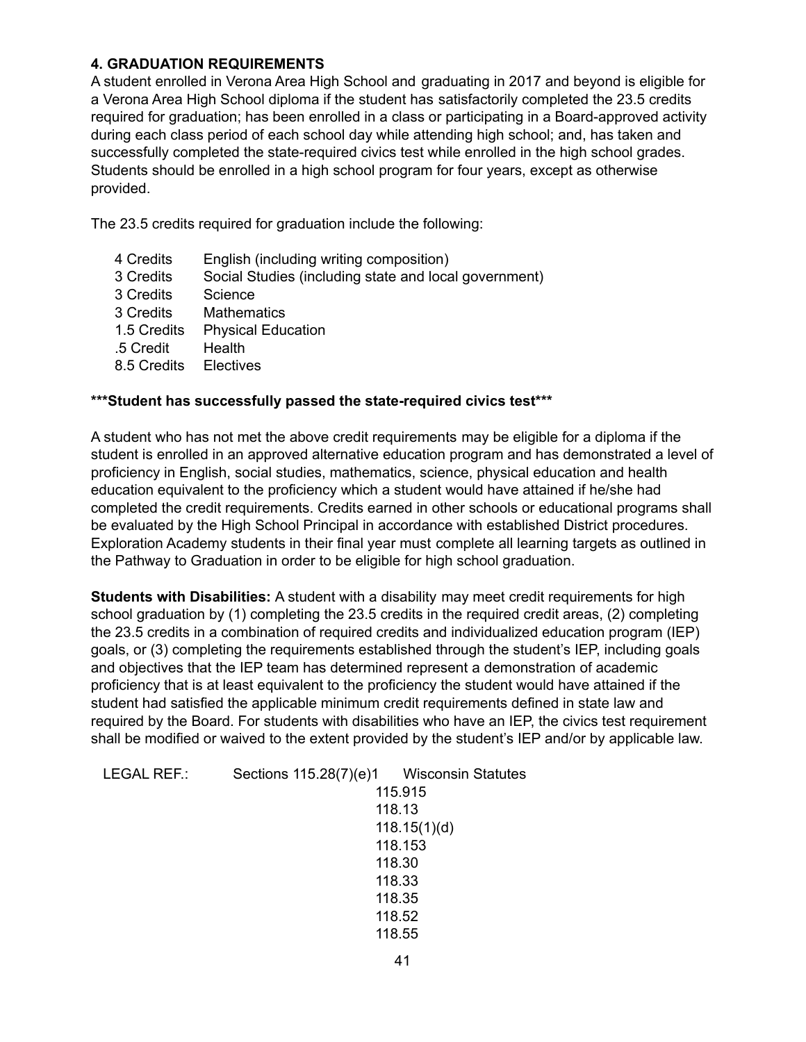**4. GRADUATION REQUIREMENTS**

A student enrolled in Verona Area High School and graduating in 2017 and beyond is eligible for a Verona Area High School diploma if the student has satisfactorily completed the 23.5 credits required for graduation; has been enrolled in a class or participating in a Board-approved activity during each class period of each school day while attending high school; and, has taken and successfully completed the state-required civics test while enrolled in the high school grades. Students should be enrolled in a high school program for four years, except as otherwise provided.

The 23.5 credits required for graduation include the following:

| | |
|---|---|
| 4 Credits | English (including writing composition) |
| 3 Credits | Social Studies (including state and local government) |
| 3 Credits | Science |
| 3 Credits | Mathematics |
| 1.5 Credits | Physical Education |
| .5 Credit | Health |
| 8.5 Credits | Electives |

**\*\*\*Student has successfully passed the state-required civics test\*\*\***

A student who has not met the above credit requirements may be eligible for a diploma if the student is enrolled in an approved alternative education program and has demonstrated a level of proficiency in English, social studies, mathematics, science, physical education and health education equivalent to the proficiency which a student would have attained if he/she had completed the credit requirements. Credits earned in other schools or educational programs shall be evaluated by the High School Principal in accordance with established District procedures. Exploration Academy students in their final year must complete all learning targets as outlined in the Pathway to Graduation in order to be eligible for high school graduation.

**Students with Disabilities:** A student with a disability may meet credit requirements for high school graduation by (1) completing the 23.5 credits in the required credit areas, (2) completing the 23.5 credits in a combination of required credits and individualized education program (IEP) goals, or (3) completing the requirements established through the student's IEP, including goals and objectives that the IEP team has determined represent a demonstration of academic proficiency that is at least equivalent to the proficiency the student would have attained if the student had satisfied the applicable minimum credit requirements defined in state law and required by the Board. For students with disabilities who have an IEP, the civics test requirement shall be modified or waived to the extent provided by the student's IEP and/or by applicable law.

LEGAL REF.: Sections 115.28(7)(e)1 Wisconsin Statutes
115.915
118.13
118.15(1)(d)
118.153
118.30
118.33
118.35
118.52
118.55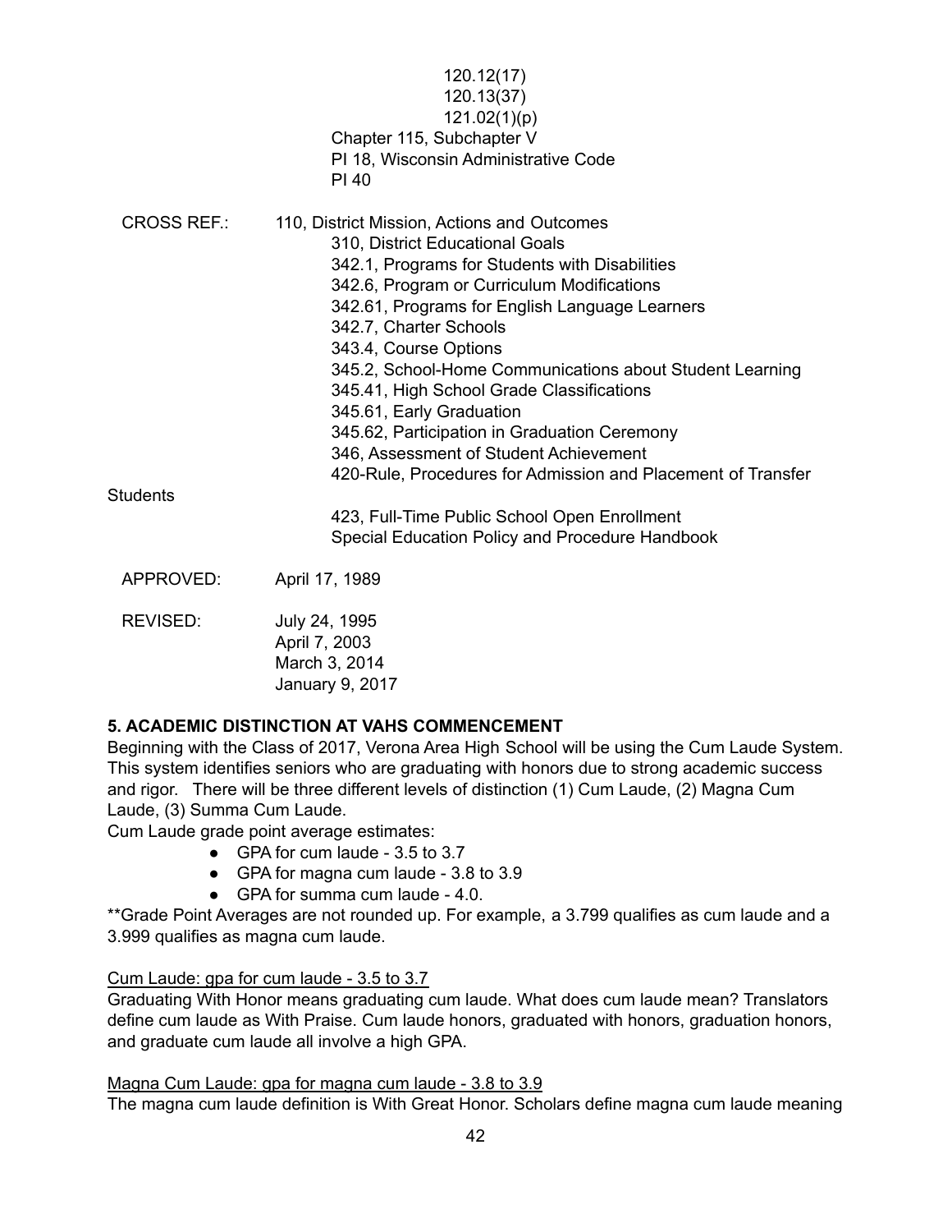120.12(17)
120.13(37)
121.02(1)(p)
Chapter 115, Subchapter V
PI 18, Wisconsin Administrative Code
PI 40

CROSS REF.: 110, District Mission, Actions and Outcomes
310, District Educational Goals
342.1, Programs for Students with Disabilities
342.6, Program or Curriculum Modifications
342.61, Programs for English Language Learners
342.7, Charter Schools
343.4, Course Options
345.2, School-Home Communications about Student Learning
345.41, High School Grade Classifications
345.61, Early Graduation
345.62, Participation in Graduation Ceremony
346, Assessment of Student Achievement
420-Rule, Procedures for Admission and Placement of Transfer Students
423, Full-Time Public School Open Enrollment
Special Education Policy and Procedure Handbook

APPROVED: April 17, 1989

REVISED: July 24, 1995
April 7, 2003
March 3, 2014
January 9, 2017

**5. ACADEMIC DISTINCTION AT VAHS COMMENCEMENT**

Beginning with the Class of 2017, Verona Area High School will be using the Cum Laude System. This system identifies seniors who are graduating with honors due to strong academic success and rigor. There will be three different levels of distinction (1) Cum Laude, (2) Magna Cum Laude, (3) Summa Cum Laude.

Cum Laude grade point average estimates:

- GPA for cum laude - 3.5 to 3.7
- GPA for magna cum laude - 3.8 to 3.9
- GPA for summa cum laude - 4.0.

**Grade Point Averages are not rounded up. For example, a 3.799 qualifies as cum laude and a 3.999 qualifies as magna cum laude.

<u>Cum Laude: gpa for cum laude - 3.5 to 3.7</u>

Graduating With Honor means graduating cum laude. What does cum laude mean? Translators define cum laude as With Praise. Cum laude honors, graduated with honors, graduation honors, and graduate cum laude all involve a high GPA.

<u>Magna Cum Laude: gpa for magna cum laude - 3.8 to 3.9</u>

The magna cum laude definition is With Great Honor. Scholars define magna cum laude meaning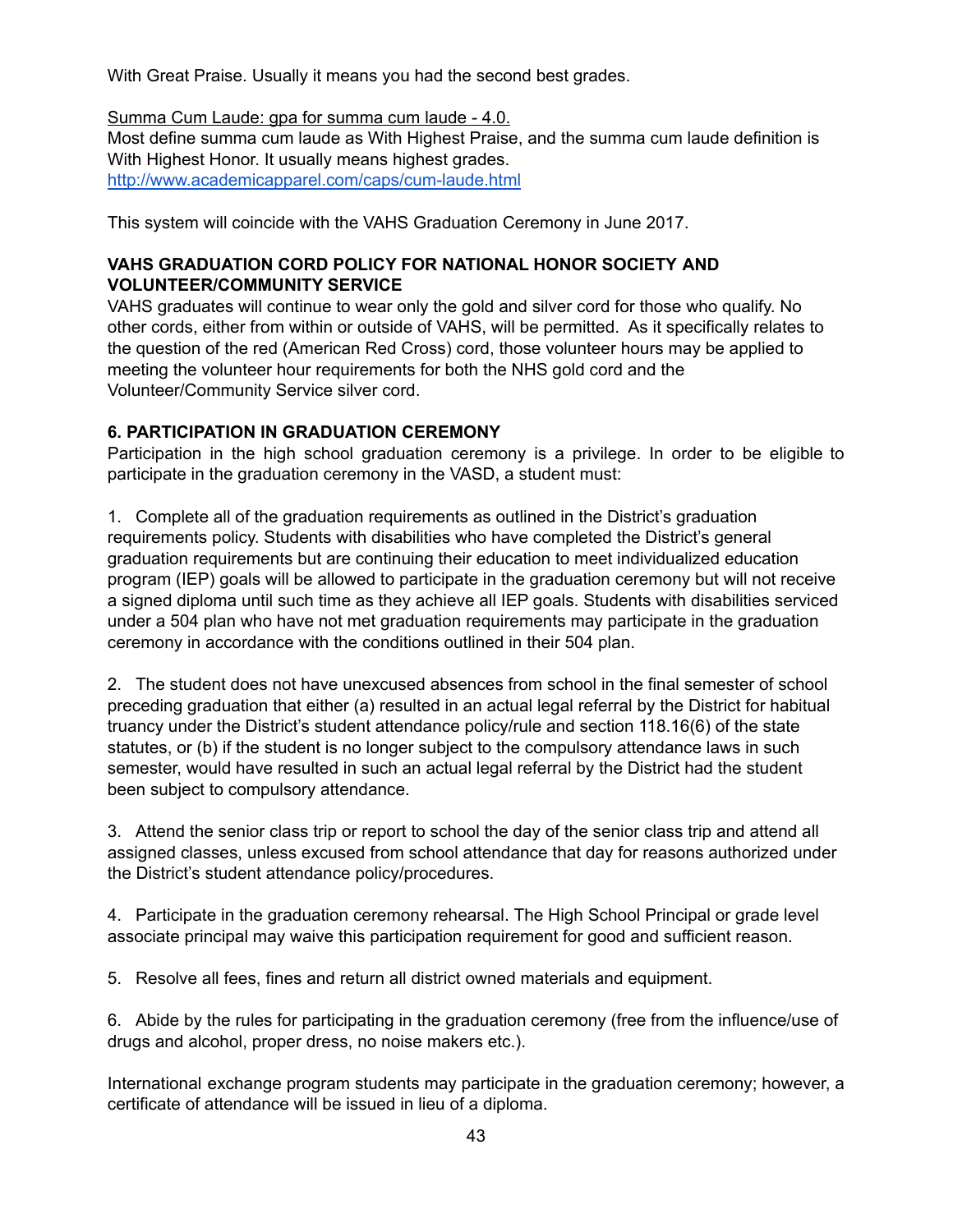With Great Praise. Usually it means you had the second best grades.

Summa Cum Laude: gpa for summa cum laude - 4.0.
Most define summa cum laude as With Highest Praise, and the summa cum laude definition is With Highest Honor. It usually means highest grades.
http://www.academicapparel.com/caps/cum-laude.html

This system will coincide with the VAHS Graduation Ceremony in June 2017.

**VAHS GRADUATION CORD POLICY FOR NATIONAL HONOR SOCIETY AND VOLUNTEER/COMMUNITY SERVICE**

VAHS graduates will continue to wear only the gold and silver cord for those who qualify. No other cords, either from within or outside of VAHS, will be permitted. As it specifically relates to the question of the red (American Red Cross) cord, those volunteer hours may be applied to meeting the volunteer hour requirements for both the NHS gold cord and the Volunteer/Community Service silver cord.

**6. PARTICIPATION IN GRADUATION CEREMONY**

Participation in the high school graduation ceremony is a privilege. In order to be eligible to participate in the graduation ceremony in the VASD, a student must:

1. Complete all of the graduation requirements as outlined in the District's graduation requirements policy. Students with disabilities who have completed the District's general graduation requirements but are continuing their education to meet individualized education program (IEP) goals will be allowed to participate in the graduation ceremony but will not receive a signed diploma until such time as they achieve all IEP goals. Students with disabilities serviced under a 504 plan who have not met graduation requirements may participate in the graduation ceremony in accordance with the conditions outlined in their 504 plan.

2. The student does not have unexcused absences from school in the final semester of school preceding graduation that either (a) resulted in an actual legal referral by the District for habitual truancy under the District's student attendance policy/rule and section 118.16(6) of the state statutes, or (b) if the student is no longer subject to the compulsory attendance laws in such semester, would have resulted in such an actual legal referral by the District had the student been subject to compulsory attendance.

3. Attend the senior class trip or report to school the day of the senior class trip and attend all assigned classes, unless excused from school attendance that day for reasons authorized under the District's student attendance policy/procedures.

4. Participate in the graduation ceremony rehearsal. The High School Principal or grade level associate principal may waive this participation requirement for good and sufficient reason.

5. Resolve all fees, fines and return all district owned materials and equipment.

6. Abide by the rules for participating in the graduation ceremony (free from the influence/use of drugs and alcohol, proper dress, no noise makers etc.).

International exchange program students may participate in the graduation ceremony; however, a certificate of attendance will be issued in lieu of a diploma.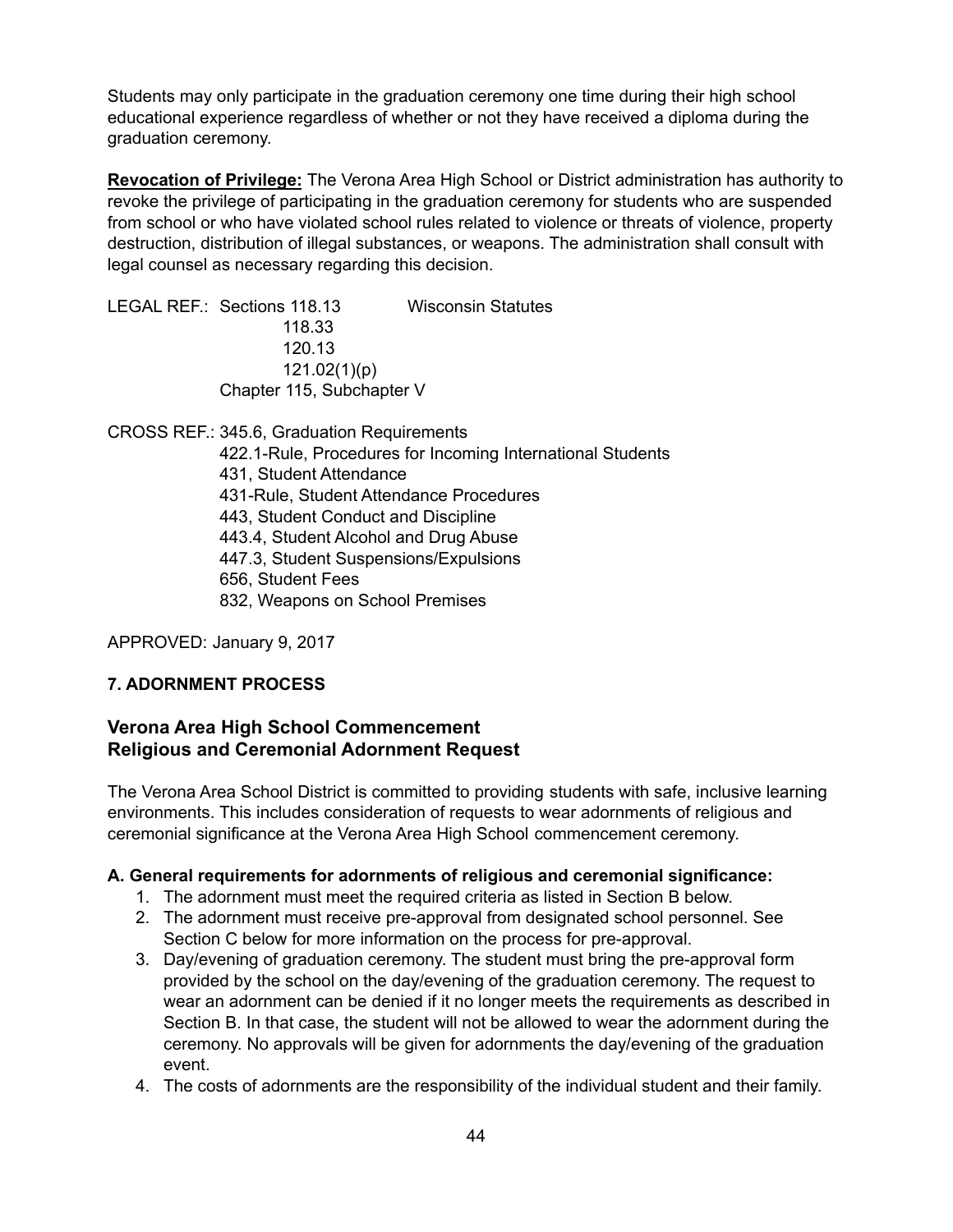Students may only participate in the graduation ceremony one time during their high school educational experience regardless of whether or not they have received a diploma during the graduation ceremony.

**Revocation of Privilege:** The Verona Area High School or District administration has authority to revoke the privilege of participating in the graduation ceremony for students who are suspended from school or who have violated school rules related to violence or threats of violence, property destruction, distribution of illegal substances, or weapons. The administration shall consult with legal counsel as necessary regarding this decision.

LEGAL REF.: Sections 118.13 Wisconsin Statutes
118.33
120.13
121.02(1)(p)
Chapter 115, Subchapter V

CROSS REF.: 345.6, Graduation Requirements
422.1-Rule, Procedures for Incoming International Students
431, Student Attendance
431-Rule, Student Attendance Procedures
443, Student Conduct and Discipline
443.4, Student Alcohol and Drug Abuse
447.3, Student Suspensions/Expulsions
656, Student Fees
832, Weapons on School Premises

APPROVED: January 9, 2017

**7. ADORNMENT PROCESS**

## Verona Area High School Commencement Religious and Ceremonial Adornment Request

The Verona Area School District is committed to providing students with safe, inclusive learning environments. This includes consideration of requests to wear adornments of religious and ceremonial significance at the Verona Area High School commencement ceremony.

**A. General requirements for adornments of religious and ceremonial significance:**

1. The adornment must meet the required criteria as listed in Section B below.
2. The adornment must receive pre-approval from designated school personnel. See Section C below for more information on the process for pre-approval.
3. Day/evening of graduation ceremony. The student must bring the pre-approval form provided by the school on the day/evening of the graduation ceremony. The request to wear an adornment can be denied if it no longer meets the requirements as described in Section B. In that case, the student will not be allowed to wear the adornment during the ceremony. No approvals will be given for adornments the day/evening of the graduation event.
4. The costs of adornments are the responsibility of the individual student and their family.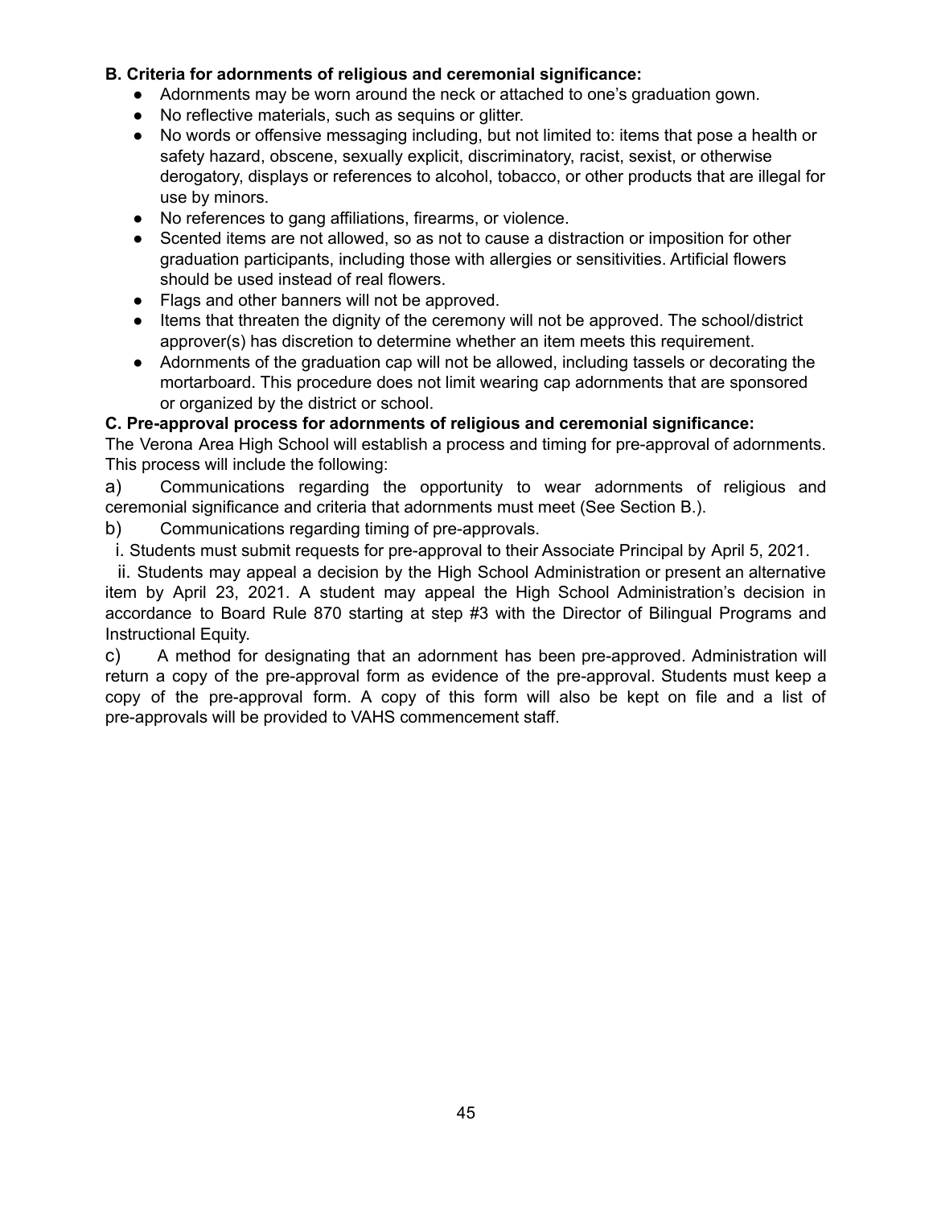**B. Criteria for adornments of religious and ceremonial significance:**

- Adornments may be worn around the neck or attached to one's graduation gown.
- No reflective materials, such as sequins or glitter.
- No words or offensive messaging including, but not limited to: items that pose a health or safety hazard, obscene, sexually explicit, discriminatory, racist, sexist, or otherwise derogatory, displays or references to alcohol, tobacco, or other products that are illegal for use by minors.
- No references to gang affiliations, firearms, or violence.
- Scented items are not allowed, so as not to cause a distraction or imposition for other graduation participants, including those with allergies or sensitivities. Artificial flowers should be used instead of real flowers.
- Flags and other banners will not be approved.
- Items that threaten the dignity of the ceremony will not be approved. The school/district approver(s) has discretion to determine whether an item meets this requirement.
- Adornments of the graduation cap will not be allowed, including tassels or decorating the mortarboard. This procedure does not limit wearing cap adornments that are sponsored or organized by the district or school.

**C. Pre-approval process for adornments of religious and ceremonial significance:**

The Verona Area High School will establish a process and timing for pre-approval of adornments. This process will include the following:

a) Communications regarding the opportunity to wear adornments of religious and ceremonial significance and criteria that adornments must meet (See Section B.).

b) Communications regarding timing of pre-approvals.

i. Students must submit requests for pre-approval to their Associate Principal by April 5, 2021.

ii. Students may appeal a decision by the High School Administration or present an alternative item by April 23, 2021. A student may appeal the High School Administration's decision in accordance to Board Rule 870 starting at step #3 with the Director of Bilingual Programs and Instructional Equity.

c) A method for designating that an adornment has been pre-approved. Administration will return a copy of the pre-approval form as evidence of the pre-approval. Students must keep a copy of the pre-approval form. A copy of this form will also be kept on file and a list of pre-approvals will be provided to VAHS commencement staff.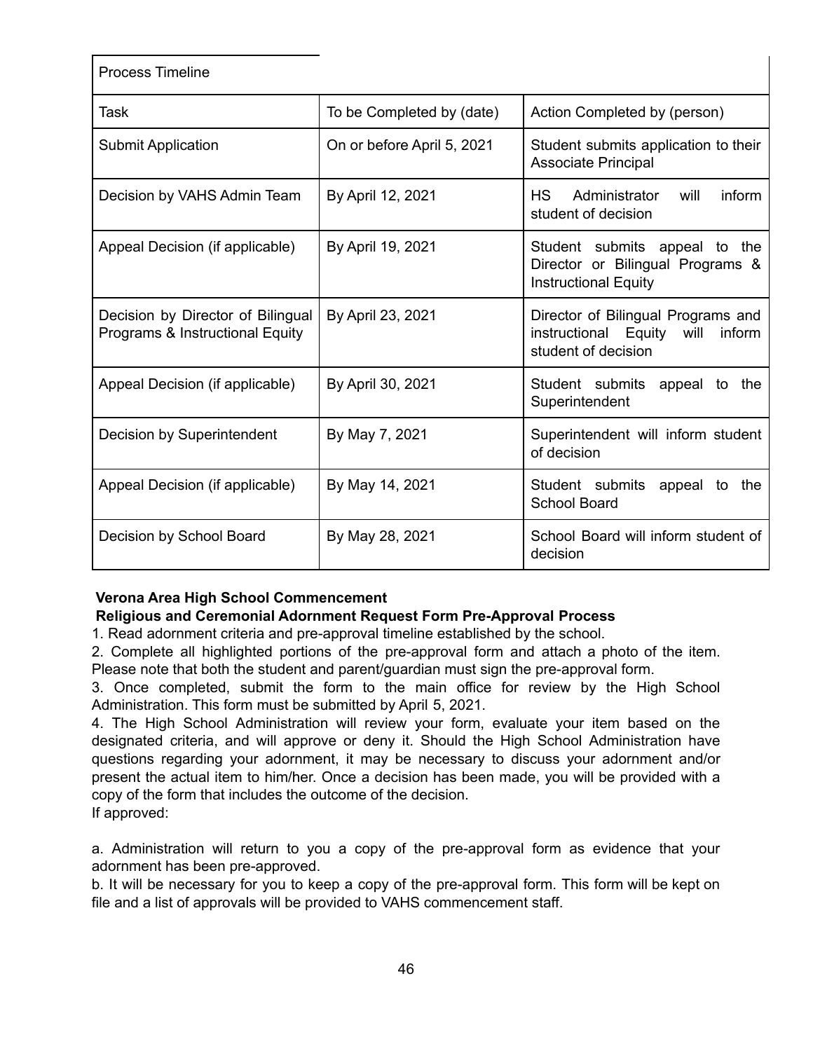| Process Timeline | | |
|---|---|---|
| Task | To be Completed by (date) | Action Completed by (person) |
| Submit Application | On or before April 5, 2021 | Student submits application to their Associate Principal |
| Decision by VAHS Admin Team | By April 12, 2021 | HS Administrator will inform student of decision |
| Appeal Decision (if applicable) | By April 19, 2021 | Student submits appeal to the Director or Bilingual Programs & Instructional Equity |
| Decision by Director of Bilingual Programs & Instructional Equity | By April 23, 2021 | Director of Bilingual Programs and instructional Equity will inform student of decision |
| Appeal Decision (if applicable) | By April 30, 2021 | Student submits appeal to the Superintendent |
| Decision by Superintendent | By May 7, 2021 | Superintendent will inform student of decision |
| Appeal Decision (if applicable) | By May 14, 2021 | Student submits appeal to the School Board |
| Decision by School Board | By May 28, 2021 | School Board will inform student of decision |

**Verona Area High School Commencement**
**Religious and Ceremonial Adornment Request Form Pre-Approval Process**

1. Read adornment criteria and pre-approval timeline established by the school.
2. Complete all highlighted portions of the pre-approval form and attach a photo of the item. Please note that both the student and parent/guardian must sign the pre-approval form.
3. Once completed, submit the form to the main office for review by the High School Administration. This form must be submitted by April 5, 2021.
4. The High School Administration will review your form, evaluate your item based on the designated criteria, and will approve or deny it. Should the High School Administration have questions regarding your adornment, it may be necessary to discuss your adornment and/or present the actual item to him/her. Once a decision has been made, you will be provided with a copy of the form that includes the outcome of the decision.

If approved:

a. Administration will return to you a copy of the pre-approval form as evidence that your adornment has been pre-approved.
b. It will be necessary for you to keep a copy of the pre-approval form. This form will be kept on file and a list of approvals will be provided to VAHS commencement staff.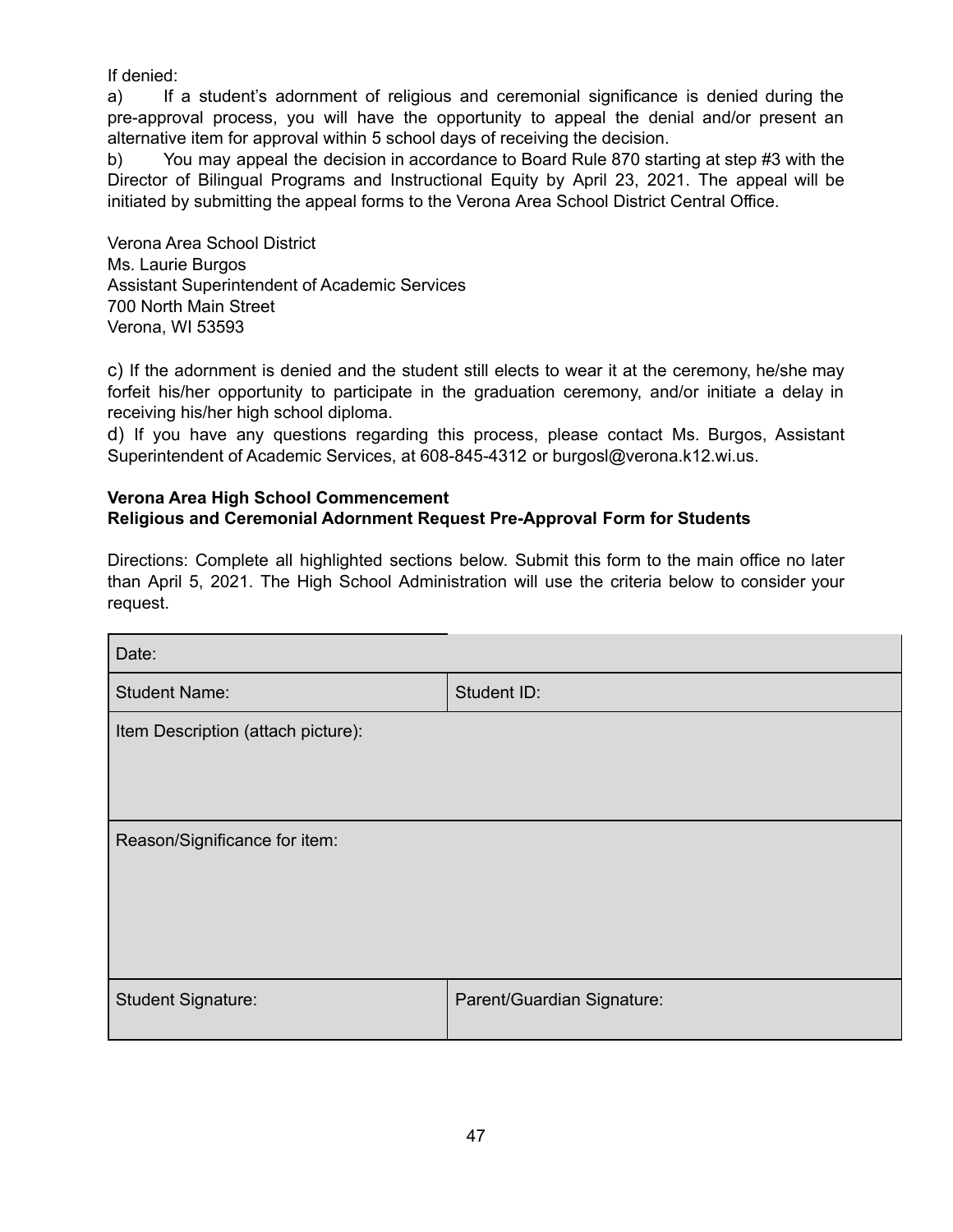If denied:

a) If a student's adornment of religious and ceremonial significance is denied during the pre-approval process, you will have the opportunity to appeal the denial and/or present an alternative item for approval within 5 school days of receiving the decision.

b) You may appeal the decision in accordance to Board Rule 870 starting at step #3 with the Director of Bilingual Programs and Instructional Equity by April 23, 2021. The appeal will be initiated by submitting the appeal forms to the Verona Area School District Central Office.

Verona Area School District
Ms. Laurie Burgos
Assistant Superintendent of Academic Services
700 North Main Street
Verona, WI 53593

c) If the adornment is denied and the student still elects to wear it at the ceremony, he/she may forfeit his/her opportunity to participate in the graduation ceremony, and/or initiate a delay in receiving his/her high school diploma.

d) If you have any questions regarding this process, please contact Ms. Burgos, Assistant Superintendent of Academic Services, at 608-845-4312 or burgosl@verona.k12.wi.us.

**Verona Area High School Commencement**
**Religious and Ceremonial Adornment Request Pre-Approval Form for Students**

Directions: Complete all highlighted sections below. Submit this form to the main office no later than April 5, 2021. The High School Administration will use the criteria below to consider your request.

| | |
|---|---|
| Date: | |
| Student Name: | Student ID: |
| Item Description (attach picture): | |
| Reason/Significance for item: | |
| Student Signature: | Parent/Guardian Signature: |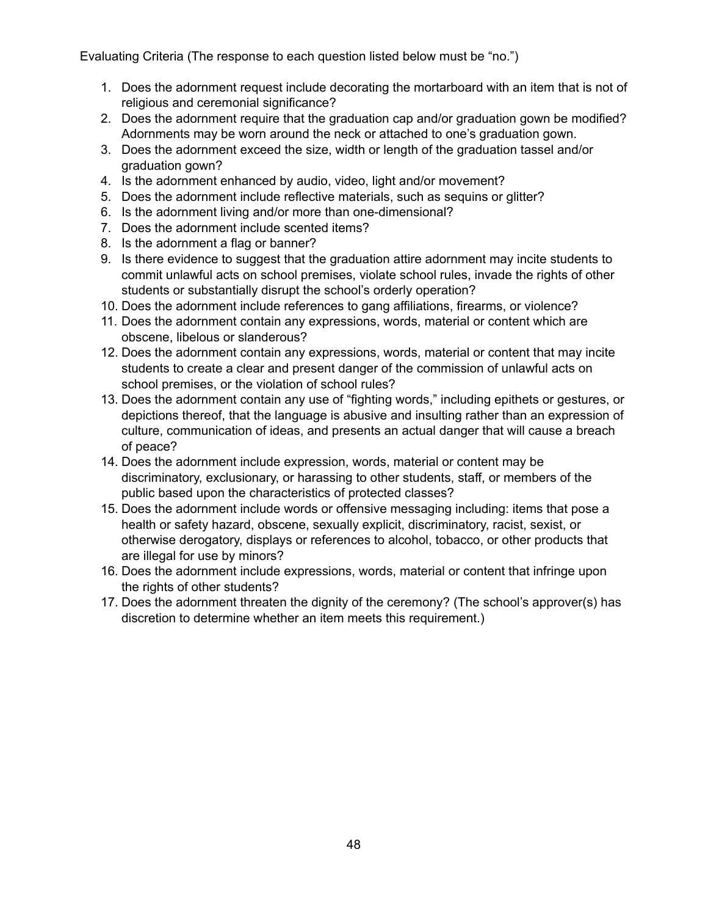Evaluating Criteria (The response to each question listed below must be "no.")

1. Does the adornment request include decorating the mortarboard with an item that is not of religious and ceremonial significance?
2. Does the adornment require that the graduation cap and/or graduation gown be modified? Adornments may be worn around the neck or attached to one's graduation gown.
3. Does the adornment exceed the size, width or length of the graduation tassel and/or graduation gown?
4. Is the adornment enhanced by audio, video, light and/or movement?
5. Does the adornment include reflective materials, such as sequins or glitter?
6. Is the adornment living and/or more than one-dimensional?
7. Does the adornment include scented items?
8. Is the adornment a flag or banner?
9. Is there evidence to suggest that the graduation attire adornment may incite students to commit unlawful acts on school premises, violate school rules, invade the rights of other students or substantially disrupt the school's orderly operation?
10. Does the adornment include references to gang affiliations, firearms, or violence?
11. Does the adornment contain any expressions, words, material or content which are obscene, libelous or slanderous?
12. Does the adornment contain any expressions, words, material or content that may incite students to create a clear and present danger of the commission of unlawful acts on school premises, or the violation of school rules?
13. Does the adornment contain any use of "fighting words," including epithets or gestures, or depictions thereof, that the language is abusive and insulting rather than an expression of culture, communication of ideas, and presents an actual danger that will cause a breach of peace?
14. Does the adornment include expression, words, material or content may be discriminatory, exclusionary, or harassing to other students, staff, or members of the public based upon the characteristics of protected classes?
15. Does the adornment include words or offensive messaging including: items that pose a health or safety hazard, obscene, sexually explicit, discriminatory, racist, sexist, or otherwise derogatory, displays or references to alcohol, tobacco, or other products that are illegal for use by minors?
16. Does the adornment include expressions, words, material or content that infringe upon the rights of other students?
17. Does the adornment threaten the dignity of the ceremony? (The school's approver(s) has discretion to determine whether an item meets this requirement.)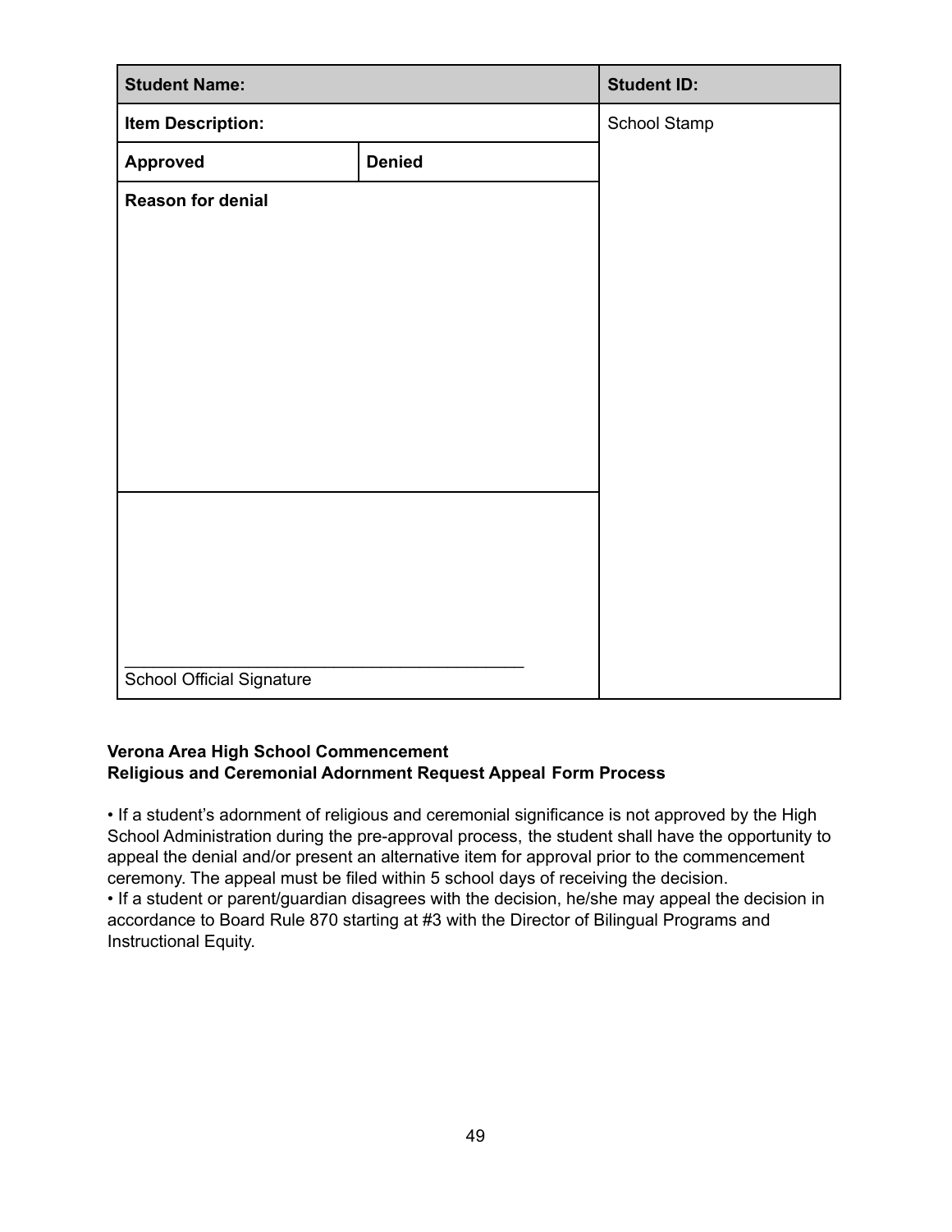| Student Name: | | Student ID: |
|---|---|---|
| Item Description: | | School Stamp |
| Approved | Denied | |
| Reason for denial | | |
| ________________________________________<br>School Official Signature | | |

**Verona Area High School Commencement**
**Religious and Ceremonial Adornment Request Appeal Form Process**

• If a student's adornment of religious and ceremonial significance is not approved by the High School Administration during the pre-approval process, the student shall have the opportunity to appeal the denial and/or present an alternative item for approval prior to the commencement ceremony. The appeal must be filed within 5 school days of receiving the decision.
• If a student or parent/guardian disagrees with the decision, he/she may appeal the decision in accordance to Board Rule 870 starting at #3 with the Director of Bilingual Programs and Instructional Equity.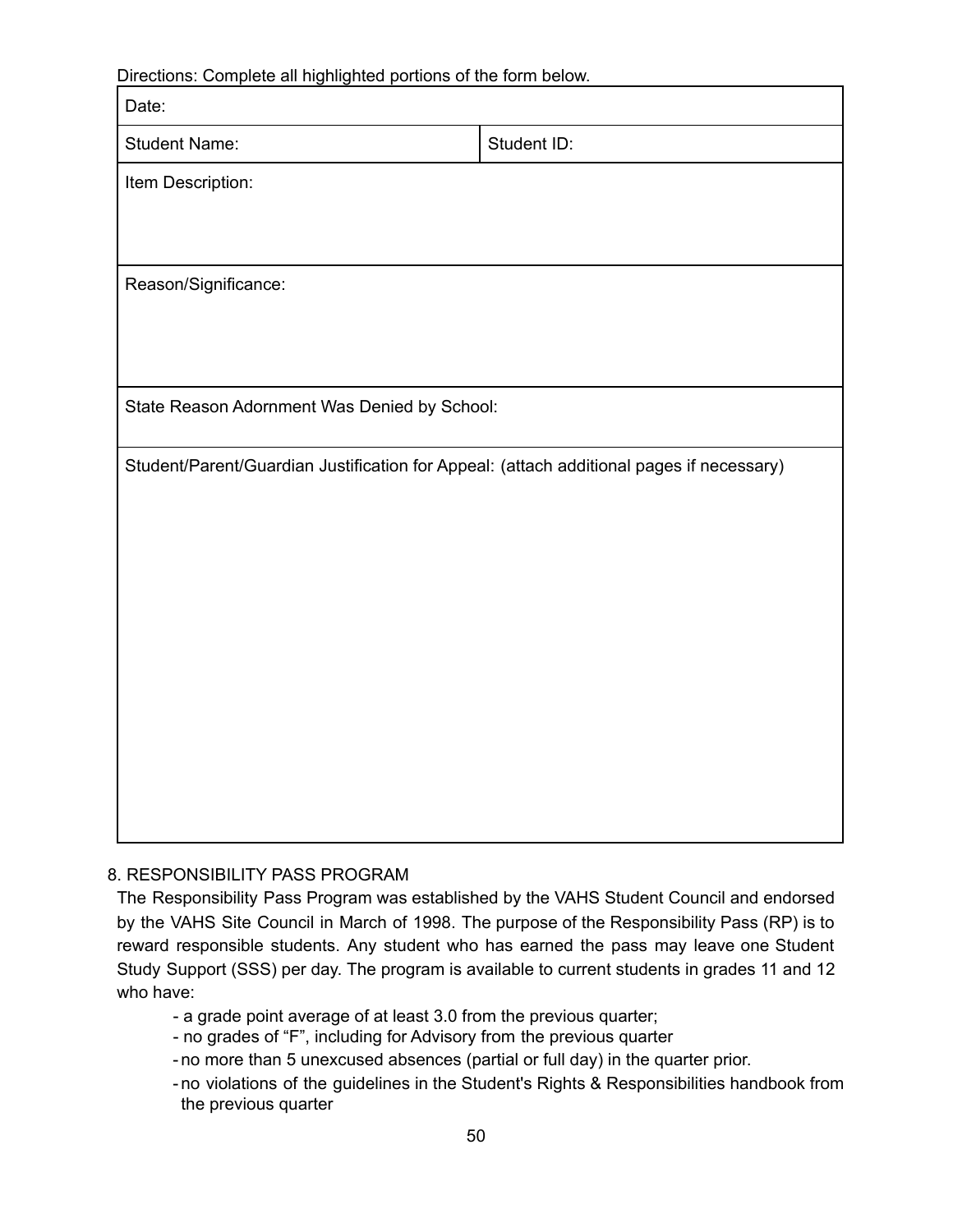Directions: Complete all highlighted portions of the form below.

| Date: | |
|---|---|
| Student Name: | Student ID: |
| Item Description: | |
| Reason/Significance: | |
| State Reason Adornment Was Denied by School: | |
| Student/Parent/Guardian Justification for Appeal: (attach additional pages if necessary) | |

8. RESPONSIBILITY PASS PROGRAM

The Responsibility Pass Program was established by the VAHS Student Council and endorsed by the VAHS Site Council in March of 1998. The purpose of the Responsibility Pass (RP) is to reward responsible students. Any student who has earned the pass may leave one Student Study Support (SSS) per day. The program is available to current students in grades 11 and 12 who have:

- a grade point average of at least 3.0 from the previous quarter;
- no grades of "F", including for Advisory from the previous quarter
- no more than 5 unexcused absences (partial or full day) in the quarter prior.
- no violations of the guidelines in the Student's Rights & Responsibilities handbook from the previous quarter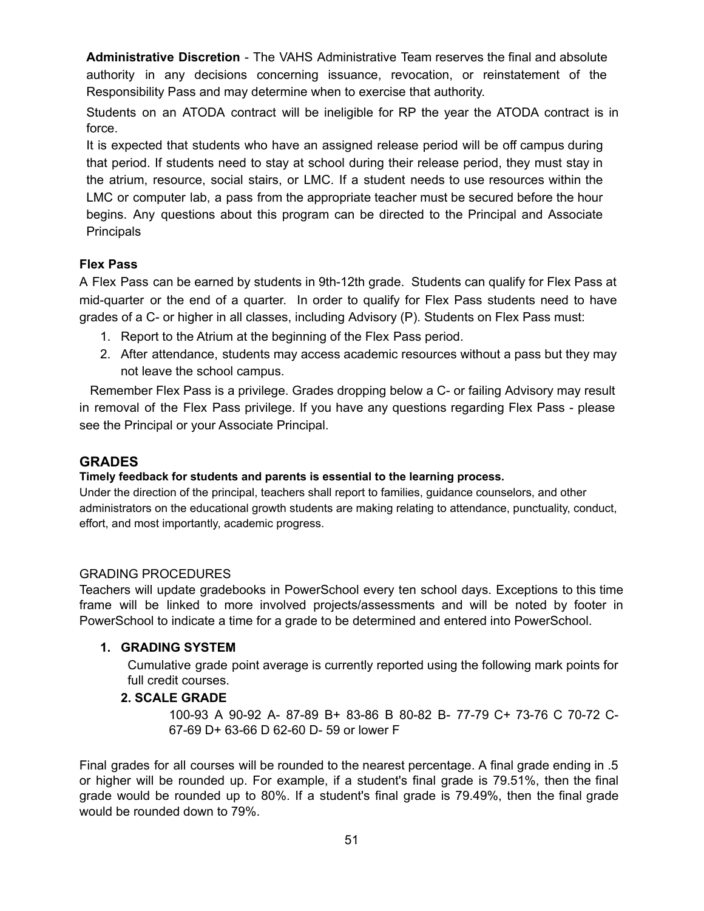**Administrative Discretion** - The VAHS Administrative Team reserves the final and absolute authority in any decisions concerning issuance, revocation, or reinstatement of the Responsibility Pass and may determine when to exercise that authority.

Students on an ATODA contract will be ineligible for RP the year the ATODA contract is in force.

It is expected that students who have an assigned release period will be off campus during that period. If students need to stay at school during their release period, they must stay in the atrium, resource, social stairs, or LMC. If a student needs to use resources within the LMC or computer lab, a pass from the appropriate teacher must be secured before the hour begins. Any questions about this program can be directed to the Principal and Associate Principals

**Flex Pass**

A Flex Pass can be earned by students in 9th-12th grade. Students can qualify for Flex Pass at mid-quarter or the end of a quarter. In order to qualify for Flex Pass students need to have grades of a C- or higher in all classes, including Advisory (P). Students on Flex Pass must:

1. Report to the Atrium at the beginning of the Flex Pass period.
2. After attendance, students may access academic resources without a pass but they may not leave the school campus.

Remember Flex Pass is a privilege. Grades dropping below a C- or failing Advisory may result in removal of the Flex Pass privilege. If you have any questions regarding Flex Pass - please see the Principal or your Associate Principal.

## GRADES

**Timely feedback for students and parents is essential to the learning process.**

Under the direction of the principal, teachers shall report to families, guidance counselors, and other administrators on the educational growth students are making relating to attendance, punctuality, conduct, effort, and most importantly, academic progress.

GRADING PROCEDURES

Teachers will update gradebooks in PowerSchool every ten school days. Exceptions to this time frame will be linked to more involved projects/assessments and will be noted by footer in PowerSchool to indicate a time for a grade to be determined and entered into PowerSchool.

1. **GRADING SYSTEM**

   Cumulative grade point average is currently reported using the following mark points for full credit courses.

   **2. SCALE GRADE**

   100-93 A 90-92 A- 87-89 B+ 83-86 B 80-82 B- 77-79 C+ 73-76 C 70-72 C- 67-69 D+ 63-66 D 62-60 D- 59 or lower F

Final grades for all courses will be rounded to the nearest percentage. A final grade ending in .5 or higher will be rounded up. For example, if a student's final grade is 79.51%, then the final grade would be rounded up to 80%. If a student's final grade is 79.49%, then the final grade would be rounded down to 79%.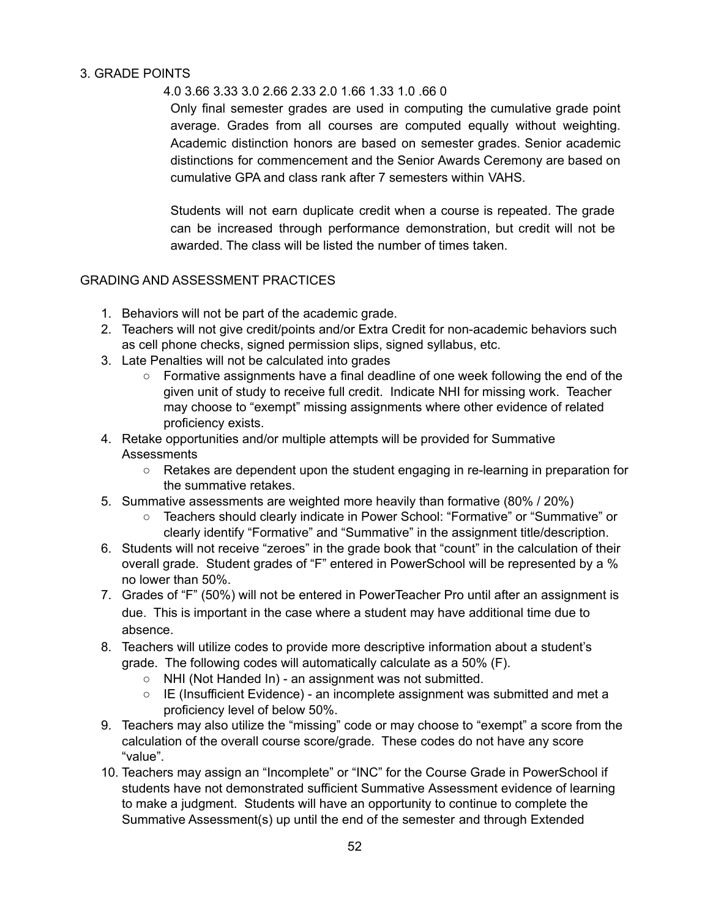3. GRADE POINTS

4.0 3.66 3.33 3.0 2.66 2.33 2.0 1.66 1.33 1.0 .66 0

Only final semester grades are used in computing the cumulative grade point average. Grades from all courses are computed equally without weighting. Academic distinction honors are based on semester grades. Senior academic distinctions for commencement and the Senior Awards Ceremony are based on cumulative GPA and class rank after 7 semesters within VAHS.

Students will not earn duplicate credit when a course is repeated. The grade can be increased through performance demonstration, but credit will not be awarded. The class will be listed the number of times taken.

GRADING AND ASSESSMENT PRACTICES

1. Behaviors will not be part of the academic grade.
2. Teachers will not give credit/points and/or Extra Credit for non-academic behaviors such as cell phone checks, signed permission slips, signed syllabus, etc.
3. Late Penalties will not be calculated into grades
    - Formative assignments have a final deadline of one week following the end of the given unit of study to receive full credit. Indicate NHI for missing work. Teacher may choose to "exempt" missing assignments where other evidence of related proficiency exists.
4. Retake opportunities and/or multiple attempts will be provided for Summative Assessments
    - Retakes are dependent upon the student engaging in re-learning in preparation for the summative retakes.
5. Summative assessments are weighted more heavily than formative (80% / 20%)
    - Teachers should clearly indicate in Power School: "Formative" or "Summative" or clearly identify "Formative" and "Summative" in the assignment title/description.
6. Students will not receive "zeroes" in the grade book that "count" in the calculation of their overall grade. Student grades of "F" entered in PowerSchool will be represented by a % no lower than 50%.
7. Grades of "F" (50%) will not be entered in PowerTeacher Pro until after an assignment is due. This is important in the case where a student may have additional time due to absence.
8. Teachers will utilize codes to provide more descriptive information about a student's grade. The following codes will automatically calculate as a 50% (F).
    - NHI (Not Handed In) - an assignment was not submitted.
    - IE (Insufficient Evidence) - an incomplete assignment was submitted and met a proficiency level of below 50%.
9. Teachers may also utilize the "missing" code or may choose to "exempt" a score from the calculation of the overall course score/grade. These codes do not have any score "value".
10. Teachers may assign an "Incomplete" or "INC" for the Course Grade in PowerSchool if students have not demonstrated sufficient Summative Assessment evidence of learning to make a judgment. Students will have an opportunity to continue to complete the Summative Assessment(s) up until the end of the semester and through Extended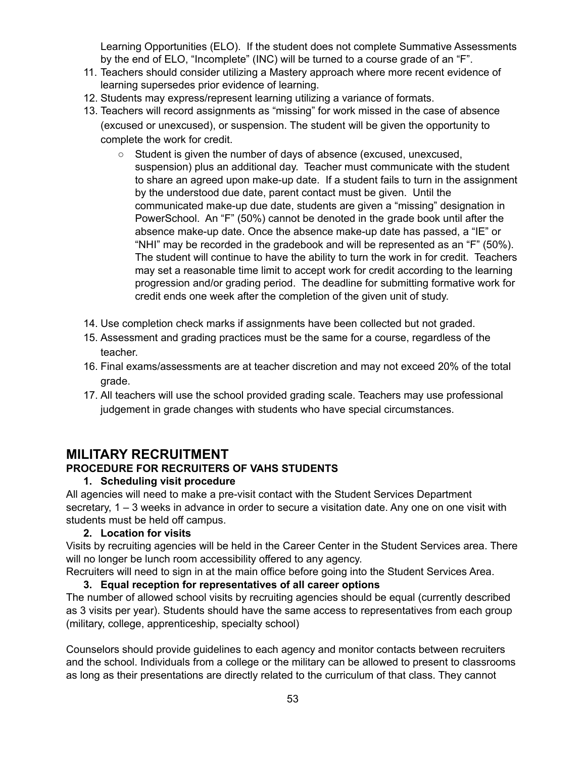Learning Opportunities (ELO). If the student does not complete Summative Assessments by the end of ELO, "Incomplete" (INC) will be turned to a course grade of an "F".

11. Teachers should consider utilizing a Mastery approach where more recent evidence of learning supersedes prior evidence of learning.
12. Students may express/represent learning utilizing a variance of formats.
13. Teachers will record assignments as "missing" for work missed in the case of absence (excused or unexcused), or suspension. The student will be given the opportunity to complete the work for credit.
    - Student is given the number of days of absence (excused, unexcused, suspension) plus an additional day. Teacher must communicate with the student to share an agreed upon make-up date. If a student fails to turn in the assignment by the understood due date, parent contact must be given. Until the communicated make-up due date, students are given a "missing" designation in PowerSchool. An "F" (50%) cannot be denoted in the grade book until after the absence make-up date. Once the absence make-up date has passed, a "IE" or "NHI" may be recorded in the gradebook and will be represented as an "F" (50%). The student will continue to have the ability to turn the work in for credit. Teachers may set a reasonable time limit to accept work for credit according to the learning progression and/or grading period. The deadline for submitting formative work for credit ends one week after the completion of the given unit of study.
14. Use completion check marks if assignments have been collected but not graded.
15. Assessment and grading practices must be the same for a course, regardless of the teacher.
16. Final exams/assessments are at teacher discretion and may not exceed 20% of the total grade.
17. All teachers will use the school provided grading scale. Teachers may use professional judgement in grade changes with students who have special circumstances.

## MILITARY RECRUITMENT

### PROCEDURE FOR RECRUITERS OF VAHS STUDENTS

**1. Scheduling visit procedure**

All agencies will need to make a pre-visit contact with the Student Services Department secretary, 1 – 3 weeks in advance in order to secure a visitation date. Any one on one visit with students must be held off campus.

**2. Location for visits**

Visits by recruiting agencies will be held in the Career Center in the Student Services area. There will no longer be lunch room accessibility offered to any agency.
Recruiters will need to sign in at the main office before going into the Student Services Area.

**3. Equal reception for representatives of all career options**

The number of allowed school visits by recruiting agencies should be equal (currently described as 3 visits per year). Students should have the same access to representatives from each group (military, college, apprenticeship, specialty school)

Counselors should provide guidelines to each agency and monitor contacts between recruiters and the school. Individuals from a college or the military can be allowed to present to classrooms as long as their presentations are directly related to the curriculum of that class. They cannot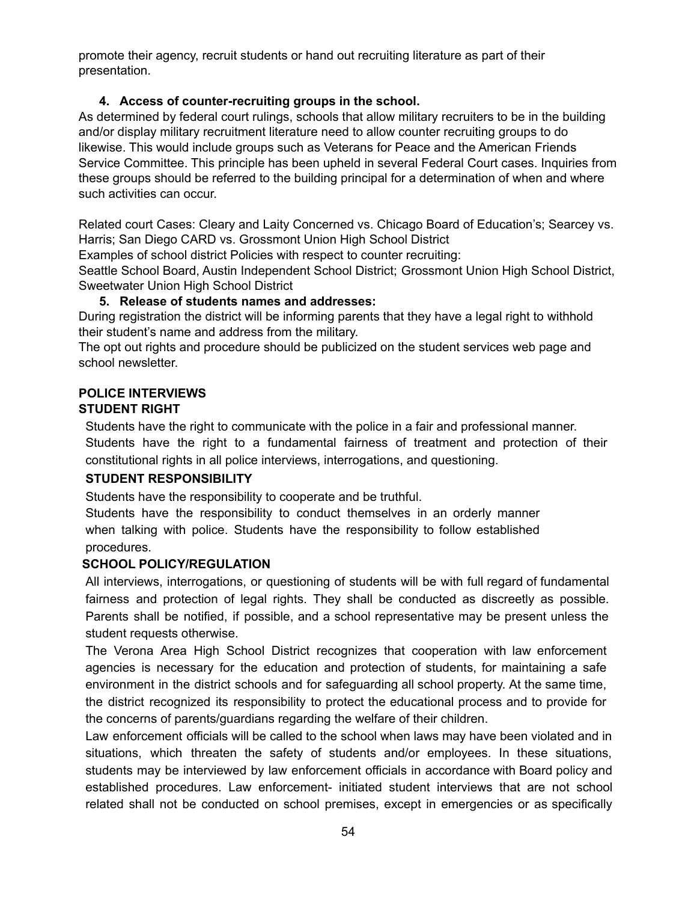promote their agency, recruit students or hand out recruiting literature as part of their presentation.

4. **Access of counter-recruiting groups in the school.**

As determined by federal court rulings, schools that allow military recruiters to be in the building and/or display military recruitment literature need to allow counter recruiting groups to do likewise. This would include groups such as Veterans for Peace and the American Friends Service Committee. This principle has been upheld in several Federal Court cases. Inquiries from these groups should be referred to the building principal for a determination of when and where such activities can occur.

Related court Cases: Cleary and Laity Concerned vs. Chicago Board of Education's; Searcey vs. Harris; San Diego CARD vs. Grossmont Union High School District

Examples of school district Policies with respect to counter recruiting:

Seattle School Board, Austin Independent School District; Grossmont Union High School District, Sweetwater Union High School District

5. **Release of students names and addresses:**

During registration the district will be informing parents that they have a legal right to withhold their student's name and address from the military.

The opt out rights and procedure should be publicized on the student services web page and school newsletter.

## POLICE INTERVIEWS

### STUDENT RIGHT

Students have the right to communicate with the police in a fair and professional manner. Students have the right to a fundamental fairness of treatment and protection of their constitutional rights in all police interviews, interrogations, and questioning.

### STUDENT RESPONSIBILITY

Students have the responsibility to cooperate and be truthful.

Students have the responsibility to conduct themselves in an orderly manner when talking with police. Students have the responsibility to follow established procedures.

### SCHOOL POLICY/REGULATION

All interviews, interrogations, or questioning of students will be with full regard of fundamental fairness and protection of legal rights. They shall be conducted as discreetly as possible. Parents shall be notified, if possible, and a school representative may be present unless the student requests otherwise.

The Verona Area High School District recognizes that cooperation with law enforcement agencies is necessary for the education and protection of students, for maintaining a safe environment in the district schools and for safeguarding all school property. At the same time, the district recognized its responsibility to protect the educational process and to provide for the concerns of parents/guardians regarding the welfare of their children.

Law enforcement officials will be called to the school when laws may have been violated and in situations, which threaten the safety of students and/or employees. In these situations, students may be interviewed by law enforcement officials in accordance with Board policy and established procedures. Law enforcement- initiated student interviews that are not school related shall not be conducted on school premises, except in emergencies or as specifically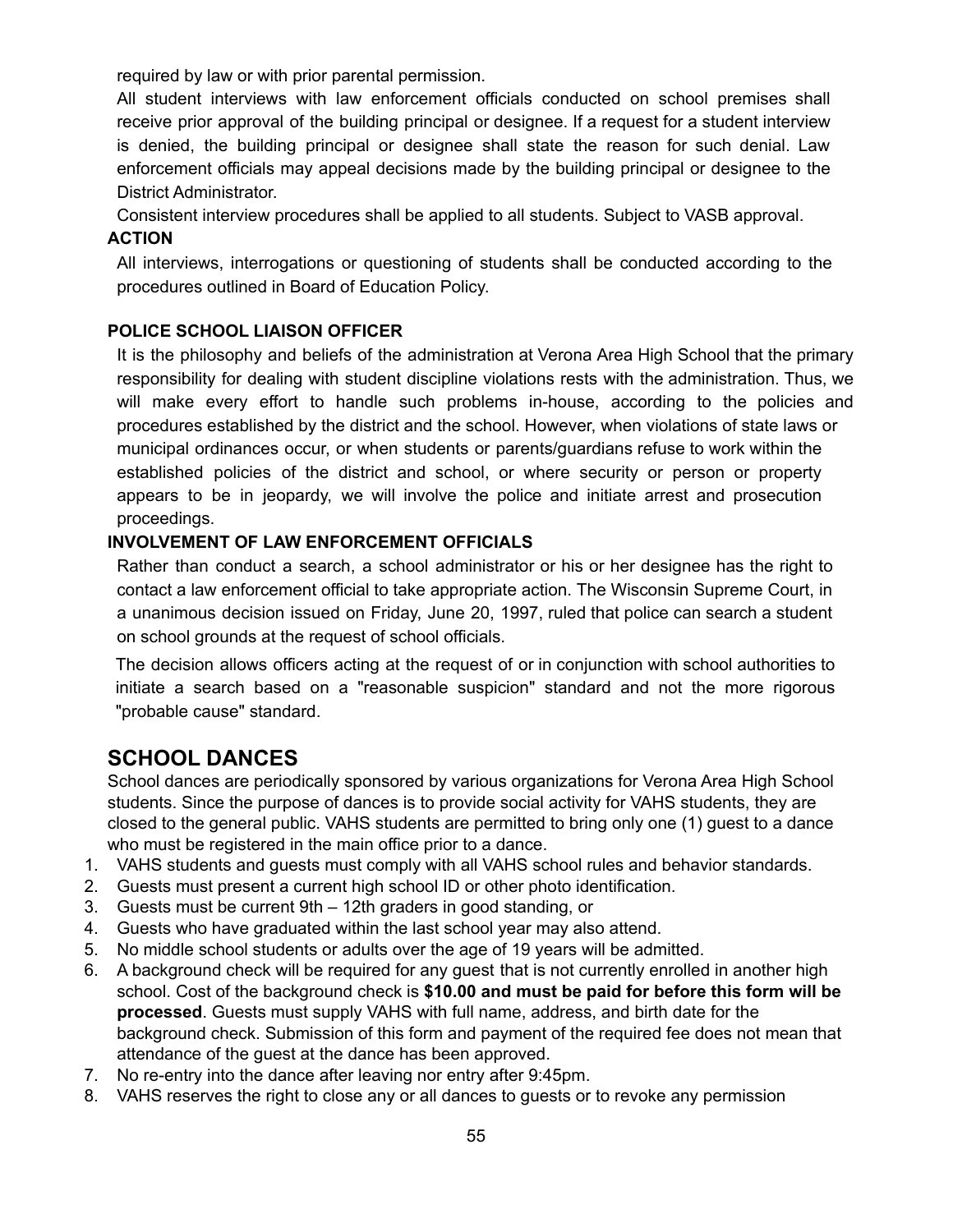required by law or with prior parental permission.

All student interviews with law enforcement officials conducted on school premises shall receive prior approval of the building principal or designee. If a request for a student interview is denied, the building principal or designee shall state the reason for such denial. Law enforcement officials may appeal decisions made by the building principal or designee to the District Administrator.

Consistent interview procedures shall be applied to all students. Subject to VASB approval.

**ACTION**

All interviews, interrogations or questioning of students shall be conducted according to the procedures outlined in Board of Education Policy.

**POLICE SCHOOL LIAISON OFFICER**

It is the philosophy and beliefs of the administration at Verona Area High School that the primary responsibility for dealing with student discipline violations rests with the administration. Thus, we will make every effort to handle such problems in-house, according to the policies and procedures established by the district and the school. However, when violations of state laws or municipal ordinances occur, or when students or parents/guardians refuse to work within the established policies of the district and school, or where security or person or property appears to be in jeopardy, we will involve the police and initiate arrest and prosecution proceedings.

**INVOLVEMENT OF LAW ENFORCEMENT OFFICIALS**

Rather than conduct a search, a school administrator or his or her designee has the right to contact a law enforcement official to take appropriate action. The Wisconsin Supreme Court, in a unanimous decision issued on Friday, June 20, 1997, ruled that police can search a student on school grounds at the request of school officials.

The decision allows officers acting at the request of or in conjunction with school authorities to initiate a search based on a "reasonable suspicion" standard and not the more rigorous "probable cause" standard.

## SCHOOL DANCES

School dances are periodically sponsored by various organizations for Verona Area High School students. Since the purpose of dances is to provide social activity for VAHS students, they are closed to the general public. VAHS students are permitted to bring only one (1) guest to a dance who must be registered in the main office prior to a dance.

1. VAHS students and guests must comply with all VAHS school rules and behavior standards.
2. Guests must present a current high school ID or other photo identification.
3. Guests must be current 9th – 12th graders in good standing, or
4. Guests who have graduated within the last school year may also attend.
5. No middle school students or adults over the age of 19 years will be admitted.
6. A background check will be required for any guest that is not currently enrolled in another high school. Cost of the background check is **$10.00 and must be paid for before this form will be processed**. Guests must supply VAHS with full name, address, and birth date for the background check. Submission of this form and payment of the required fee does not mean that attendance of the guest at the dance has been approved.
7. No re-entry into the dance after leaving nor entry after 9:45pm.
8. VAHS reserves the right to close any or all dances to guests or to revoke any permission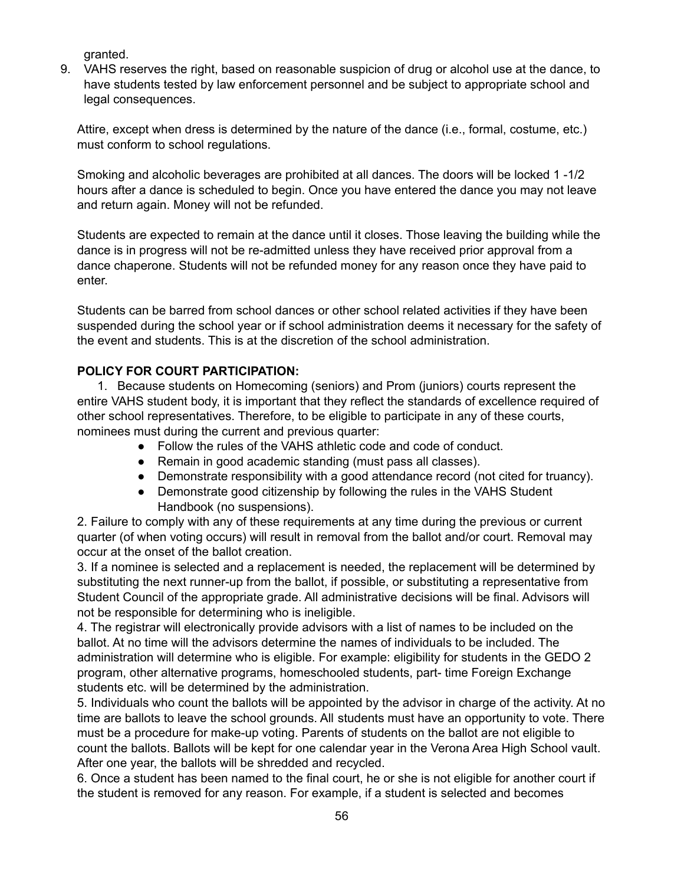granted.

9. VAHS reserves the right, based on reasonable suspicion of drug or alcohol use at the dance, to have students tested by law enforcement personnel and be subject to appropriate school and legal consequences.

Attire, except when dress is determined by the nature of the dance (i.e., formal, costume, etc.) must conform to school regulations.

Smoking and alcoholic beverages are prohibited at all dances. The doors will be locked 1 -1/2 hours after a dance is scheduled to begin. Once you have entered the dance you may not leave and return again. Money will not be refunded.

Students are expected to remain at the dance until it closes. Those leaving the building while the dance is in progress will not be re-admitted unless they have received prior approval from a dance chaperone. Students will not be refunded money for any reason once they have paid to enter.

Students can be barred from school dances or other school related activities if they have been suspended during the school year or if school administration deems it necessary for the safety of the event and students. This is at the discretion of the school administration.

**POLICY FOR COURT PARTICIPATION:**

1. Because students on Homecoming (seniors) and Prom (juniors) courts represent the entire VAHS student body, it is important that they reflect the standards of excellence required of other school representatives. Therefore, to be eligible to participate in any of these courts, nominees must during the current and previous quarter:
   - Follow the rules of the VAHS athletic code and code of conduct.
   - Remain in good academic standing (must pass all classes).
   - Demonstrate responsibility with a good attendance record (not cited for truancy).
   - Demonstrate good citizenship by following the rules in the VAHS Student Handbook (no suspensions).

2. Failure to comply with any of these requirements at any time during the previous or current quarter (of when voting occurs) will result in removal from the ballot and/or court. Removal may occur at the onset of the ballot creation.

3. If a nominee is selected and a replacement is needed, the replacement will be determined by substituting the next runner-up from the ballot, if possible, or substituting a representative from Student Council of the appropriate grade. All administrative decisions will be final. Advisors will not be responsible for determining who is ineligible.

4. The registrar will electronically provide advisors with a list of names to be included on the ballot. At no time will the advisors determine the names of individuals to be included. The administration will determine who is eligible. For example: eligibility for students in the GEDO 2 program, other alternative programs, homeschooled students, part- time Foreign Exchange students etc. will be determined by the administration.

5. Individuals who count the ballots will be appointed by the advisor in charge of the activity. At no time are ballots to leave the school grounds. All students must have an opportunity to vote. There must be a procedure for make-up voting. Parents of students on the ballot are not eligible to count the ballots. Ballots will be kept for one calendar year in the Verona Area High School vault. After one year, the ballots will be shredded and recycled.

6. Once a student has been named to the final court, he or she is not eligible for another court if the student is removed for any reason. For example, if a student is selected and becomes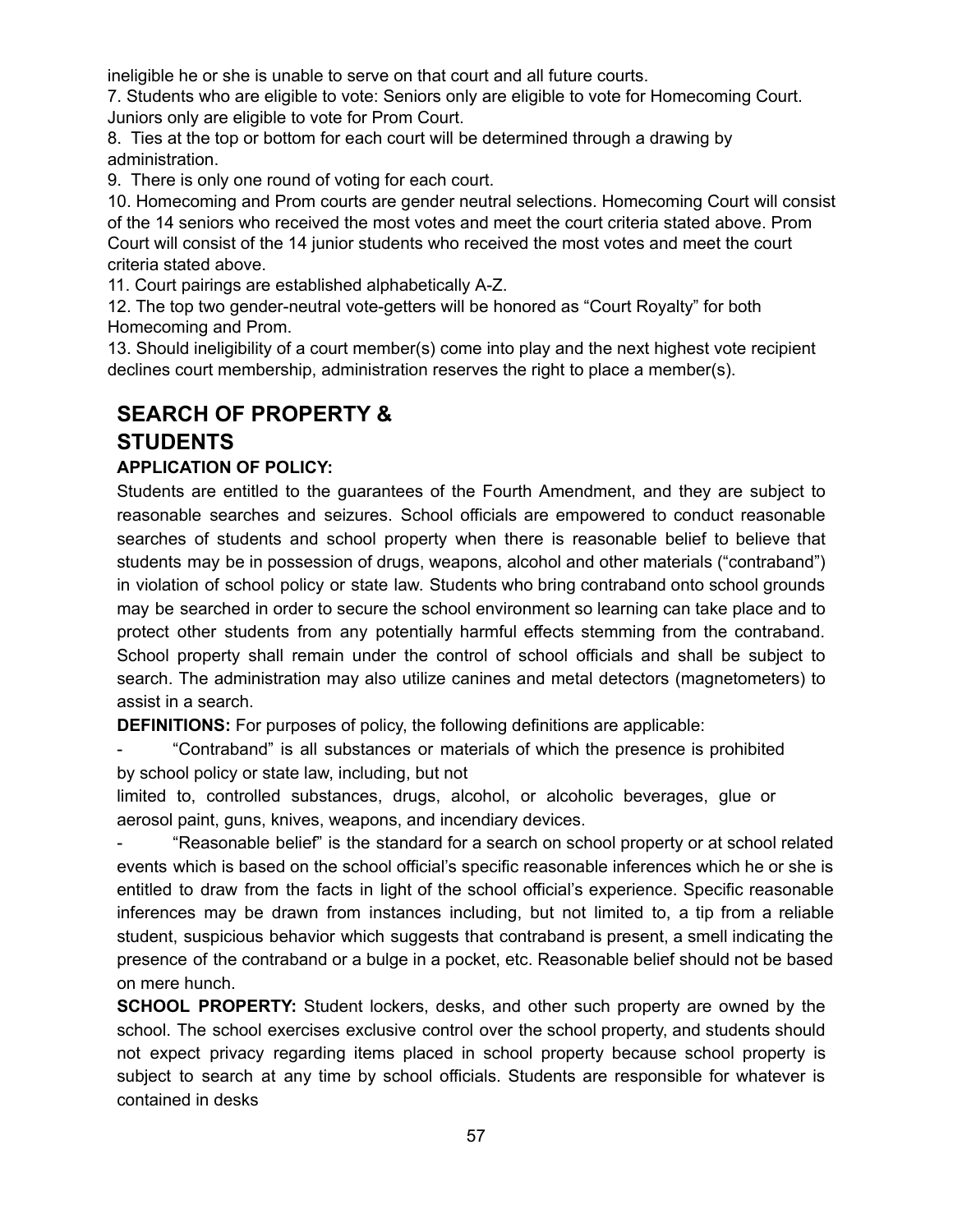ineligible he or she is unable to serve on that court and all future courts.

7. Students who are eligible to vote: Seniors only are eligible to vote for Homecoming Court. Juniors only are eligible to vote for Prom Court.

8. Ties at the top or bottom for each court will be determined through a drawing by administration.

9. There is only one round of voting for each court.

10. Homecoming and Prom courts are gender neutral selections. Homecoming Court will consist of the 14 seniors who received the most votes and meet the court criteria stated above. Prom Court will consist of the 14 junior students who received the most votes and meet the court criteria stated above.

11. Court pairings are established alphabetically A-Z.

12. The top two gender-neutral vote-getters will be honored as "Court Royalty" for both Homecoming and Prom.

13. Should ineligibility of a court member(s) come into play and the next highest vote recipient declines court membership, administration reserves the right to place a member(s).

## SEARCH OF PROPERTY & STUDENTS

**APPLICATION OF POLICY:**

Students are entitled to the guarantees of the Fourth Amendment, and they are subject to reasonable searches and seizures. School officials are empowered to conduct reasonable searches of students and school property when there is reasonable belief to believe that students may be in possession of drugs, weapons, alcohol and other materials ("contraband") in violation of school policy or state law. Students who bring contraband onto school grounds may be searched in order to secure the school environment so learning can take place and to protect other students from any potentially harmful effects stemming from the contraband. School property shall remain under the control of school officials and shall be subject to search. The administration may also utilize canines and metal detectors (magnetometers) to assist in a search.

**DEFINITIONS:** For purposes of policy, the following definitions are applicable:

- "Contraband" is all substances or materials of which the presence is prohibited by school policy or state law, including, but not limited to, controlled substances, drugs, alcohol, or alcoholic beverages, glue or aerosol paint, guns, knives, weapons, and incendiary devices.
- "Reasonable belief" is the standard for a search on school property or at school related events which is based on the school official's specific reasonable inferences which he or she is entitled to draw from the facts in light of the school official's experience. Specific reasonable inferences may be drawn from instances including, but not limited to, a tip from a reliable student, suspicious behavior which suggests that contraband is present, a smell indicating the presence of the contraband or a bulge in a pocket, etc. Reasonable belief should not be based on mere hunch.

**SCHOOL PROPERTY:** Student lockers, desks, and other such property are owned by the school. The school exercises exclusive control over the school property, and students should not expect privacy regarding items placed in school property because school property is subject to search at any time by school officials. Students are responsible for whatever is contained in desks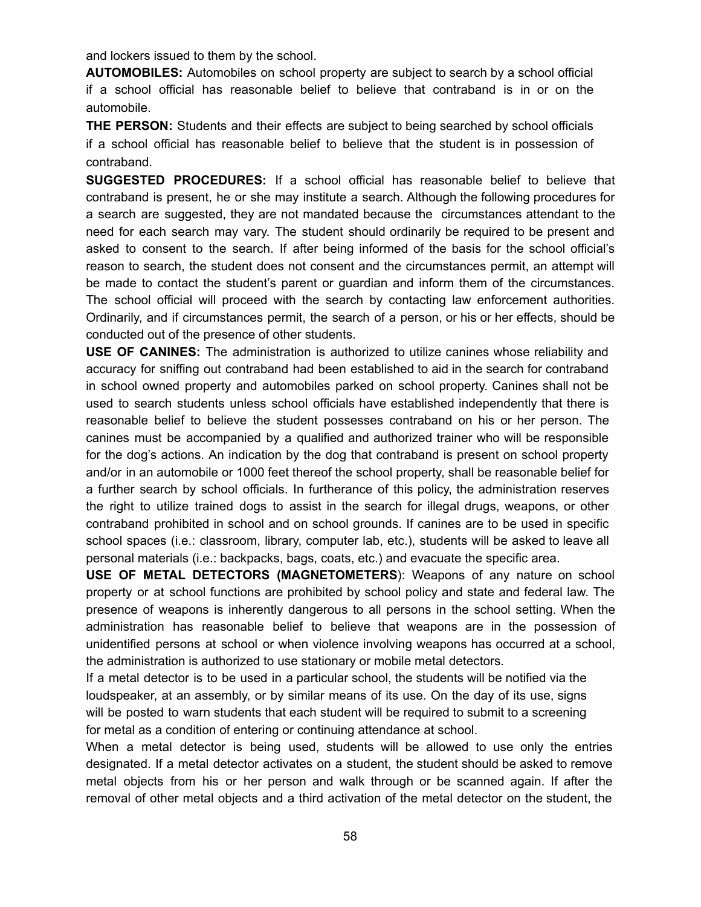and lockers issued to them by the school.

**AUTOMOBILES:** Automobiles on school property are subject to search by a school official if a school official has reasonable belief to believe that contraband is in or on the automobile.

**THE PERSON:** Students and their effects are subject to being searched by school officials if a school official has reasonable belief to believe that the student is in possession of contraband.

**SUGGESTED PROCEDURES:** If a school official has reasonable belief to believe that contraband is present, he or she may institute a search. Although the following procedures for a search are suggested, they are not mandated because the circumstances attendant to the need for each search may vary. The student should ordinarily be required to be present and asked to consent to the search. If after being informed of the basis for the school official's reason to search, the student does not consent and the circumstances permit, an attempt will be made to contact the student's parent or guardian and inform them of the circumstances. The school official will proceed with the search by contacting law enforcement authorities. Ordinarily, and if circumstances permit, the search of a person, or his or her effects, should be conducted out of the presence of other students.

**USE OF CANINES:** The administration is authorized to utilize canines whose reliability and accuracy for sniffing out contraband had been established to aid in the search for contraband in school owned property and automobiles parked on school property. Canines shall not be used to search students unless school officials have established independently that there is reasonable belief to believe the student possesses contraband on his or her person. The canines must be accompanied by a qualified and authorized trainer who will be responsible for the dog's actions. An indication by the dog that contraband is present on school property and/or in an automobile or 1000 feet thereof the school property, shall be reasonable belief for a further search by school officials. In furtherance of this policy, the administration reserves the right to utilize trained dogs to assist in the search for illegal drugs, weapons, or other contraband prohibited in school and on school grounds. If canines are to be used in specific school spaces (i.e.: classroom, library, computer lab, etc.), students will be asked to leave all personal materials (i.e.: backpacks, bags, coats, etc.) and evacuate the specific area.

**USE OF METAL DETECTORS (MAGNETOMETERS)**: Weapons of any nature on school property or at school functions are prohibited by school policy and state and federal law. The presence of weapons is inherently dangerous to all persons in the school setting. When the administration has reasonable belief to believe that weapons are in the possession of unidentified persons at school or when violence involving weapons has occurred at a school, the administration is authorized to use stationary or mobile metal detectors.

If a metal detector is to be used in a particular school, the students will be notified via the loudspeaker, at an assembly, or by similar means of its use. On the day of its use, signs will be posted to warn students that each student will be required to submit to a screening for metal as a condition of entering or continuing attendance at school.

When a metal detector is being used, students will be allowed to use only the entries designated. If a metal detector activates on a student, the student should be asked to remove metal objects from his or her person and walk through or be scanned again. If after the removal of other metal objects and a third activation of the metal detector on the student, the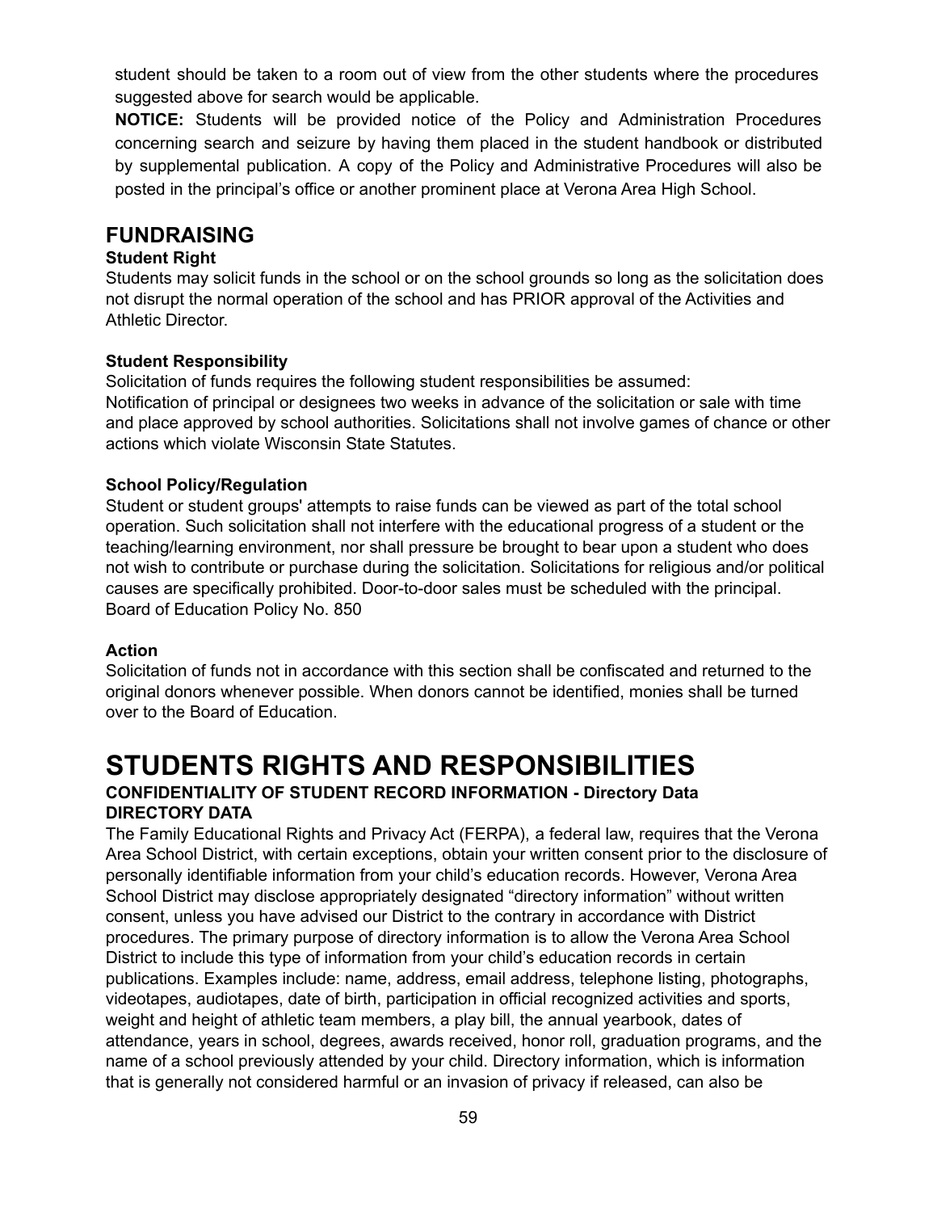student should be taken to a room out of view from the other students where the procedures suggested above for search would be applicable.

**NOTICE:** Students will be provided notice of the Policy and Administration Procedures concerning search and seizure by having them placed in the student handbook or distributed by supplemental publication. A copy of the Policy and Administrative Procedures will also be posted in the principal's office or another prominent place at Verona Area High School.

## FUNDRAISING

**Student Right**

Students may solicit funds in the school or on the school grounds so long as the solicitation does not disrupt the normal operation of the school and has PRIOR approval of the Activities and Athletic Director.

**Student Responsibility**

Solicitation of funds requires the following student responsibilities be assumed:
Notification of principal or designees two weeks in advance of the solicitation or sale with time and place approved by school authorities. Solicitations shall not involve games of chance or other actions which violate Wisconsin State Statutes.

**School Policy/Regulation**

Student or student groups' attempts to raise funds can be viewed as part of the total school operation. Such solicitation shall not interfere with the educational progress of a student or the teaching/learning environment, nor shall pressure be brought to bear upon a student who does not wish to contribute or purchase during the solicitation. Solicitations for religious and/or political causes are specifically prohibited. Door-to-door sales must be scheduled with the principal.
Board of Education Policy No. 850

**Action**

Solicitation of funds not in accordance with this section shall be confiscated and returned to the original donors whenever possible. When donors cannot be identified, monies shall be turned over to the Board of Education.

# STUDENTS RIGHTS AND RESPONSIBILITIES

**CONFIDENTIALITY OF STUDENT RECORD INFORMATION - Directory Data**
**DIRECTORY DATA**

The Family Educational Rights and Privacy Act (FERPA), a federal law, requires that the Verona Area School District, with certain exceptions, obtain your written consent prior to the disclosure of personally identifiable information from your child's education records. However, Verona Area School District may disclose appropriately designated "directory information" without written consent, unless you have advised our District to the contrary in accordance with District procedures. The primary purpose of directory information is to allow the Verona Area School District to include this type of information from your child's education records in certain publications. Examples include: name, address, email address, telephone listing, photographs, videotapes, audiotapes, date of birth, participation in official recognized activities and sports, weight and height of athletic team members, a play bill, the annual yearbook, dates of attendance, years in school, degrees, awards received, honor roll, graduation programs, and the name of a school previously attended by your child. Directory information, which is information that is generally not considered harmful or an invasion of privacy if released, can also be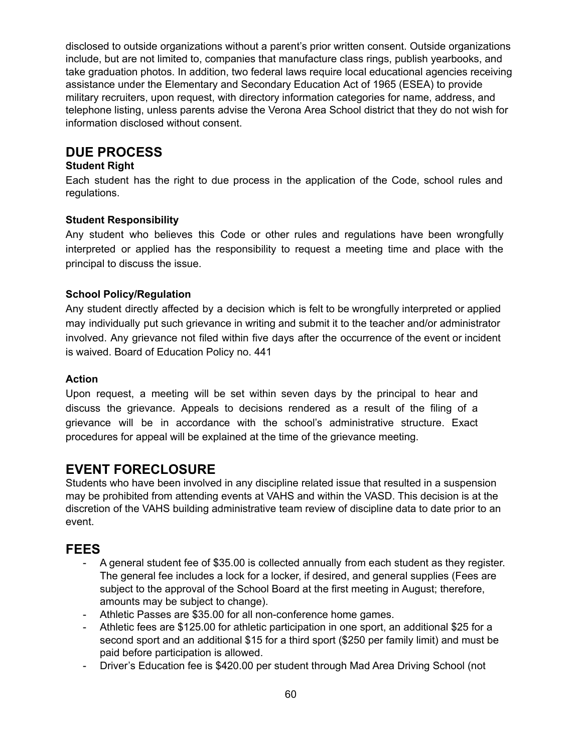disclosed to outside organizations without a parent's prior written consent. Outside organizations include, but are not limited to, companies that manufacture class rings, publish yearbooks, and take graduation photos. In addition, two federal laws require local educational agencies receiving assistance under the Elementary and Secondary Education Act of 1965 (ESEA) to provide military recruiters, upon request, with directory information categories for name, address, and telephone listing, unless parents advise the Verona Area School district that they do not wish for information disclosed without consent.

## DUE PROCESS

**Student Right**

Each student has the right to due process in the application of the Code, school rules and regulations.

**Student Responsibility**

Any student who believes this Code or other rules and regulations have been wrongfully interpreted or applied has the responsibility to request a meeting time and place with the principal to discuss the issue.

**School Policy/Regulation**

Any student directly affected by a decision which is felt to be wrongfully interpreted or applied may individually put such grievance in writing and submit it to the teacher and/or administrator involved. Any grievance not filed within five days after the occurrence of the event or incident is waived. Board of Education Policy no. 441

**Action**

Upon request, a meeting will be set within seven days by the principal to hear and discuss the grievance. Appeals to decisions rendered as a result of the filing of a grievance will be in accordance with the school's administrative structure. Exact procedures for appeal will be explained at the time of the grievance meeting.

## EVENT FORECLOSURE

Students who have been involved in any discipline related issue that resulted in a suspension may be prohibited from attending events at VAHS and within the VASD. This decision is at the discretion of the VAHS building administrative team review of discipline data to date prior to an event.

## FEES

- A general student fee of $35.00 is collected annually from each student as they register. The general fee includes a lock for a locker, if desired, and general supplies (Fees are subject to the approval of the School Board at the first meeting in August; therefore, amounts may be subject to change).
- Athletic Passes are $35.00 for all non-conference home games.
- Athletic fees are $125.00 for athletic participation in one sport, an additional $25 for a second sport and an additional $15 for a third sport ($250 per family limit) and must be paid before participation is allowed.
- Driver's Education fee is $420.00 per student through Mad Area Driving School (not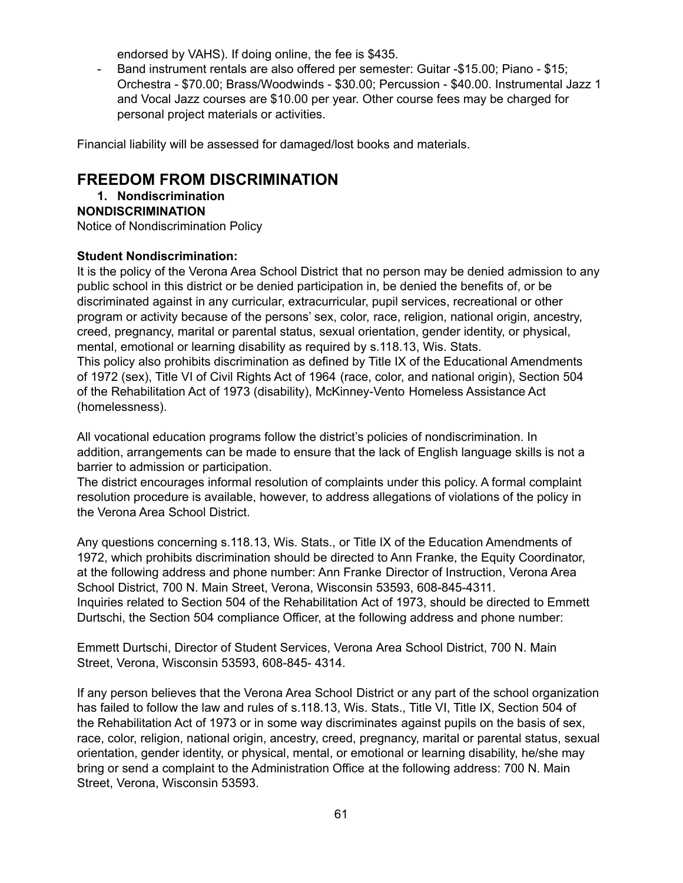endorsed by VAHS). If doing online, the fee is $435.

- Band instrument rentals are also offered per semester: Guitar -$15.00; Piano - $15; Orchestra - $70.00; Brass/Woodwinds - $30.00; Percussion - $40.00. Instrumental Jazz 1 and Vocal Jazz courses are $10.00 per year. Other course fees may be charged for personal project materials or activities.

Financial liability will be assessed for damaged/lost books and materials.

## FREEDOM FROM DISCRIMINATION

1. **Nondiscrimination**

**NONDISCRIMINATION**

Notice of Nondiscrimination Policy

**Student Nondiscrimination:**

It is the policy of the Verona Area School District that no person may be denied admission to any public school in this district or be denied participation in, be denied the benefits of, or be discriminated against in any curricular, extracurricular, pupil services, recreational or other program or activity because of the persons' sex, color, race, religion, national origin, ancestry, creed, pregnancy, marital or parental status, sexual orientation, gender identity, or physical, mental, emotional or learning disability as required by s.118.13, Wis. Stats.

This policy also prohibits discrimination as defined by Title IX of the Educational Amendments of 1972 (sex), Title VI of Civil Rights Act of 1964 (race, color, and national origin), Section 504 of the Rehabilitation Act of 1973 (disability), McKinney-Vento Homeless Assistance Act (homelessness).

All vocational education programs follow the district's policies of nondiscrimination. In addition, arrangements can be made to ensure that the lack of English language skills is not a barrier to admission or participation.

The district encourages informal resolution of complaints under this policy. A formal complaint resolution procedure is available, however, to address allegations of violations of the policy in the Verona Area School District.

Any questions concerning s.118.13, Wis. Stats., or Title IX of the Education Amendments of 1972, which prohibits discrimination should be directed to Ann Franke, the Equity Coordinator, at the following address and phone number: Ann Franke Director of Instruction, Verona Area School District, 700 N. Main Street, Verona, Wisconsin 53593, 608-845-4311.

Inquiries related to Section 504 of the Rehabilitation Act of 1973, should be directed to Emmett Durtschi, the Section 504 compliance Officer, at the following address and phone number:

Emmett Durtschi, Director of Student Services, Verona Area School District, 700 N. Main Street, Verona, Wisconsin 53593, 608-845- 4314.

If any person believes that the Verona Area School District or any part of the school organization has failed to follow the law and rules of s.118.13, Wis. Stats., Title VI, Title IX, Section 504 of the Rehabilitation Act of 1973 or in some way discriminates against pupils on the basis of sex, race, color, religion, national origin, ancestry, creed, pregnancy, marital or parental status, sexual orientation, gender identity, or physical, mental, or emotional or learning disability, he/she may bring or send a complaint to the Administration Office at the following address: 700 N. Main Street, Verona, Wisconsin 53593.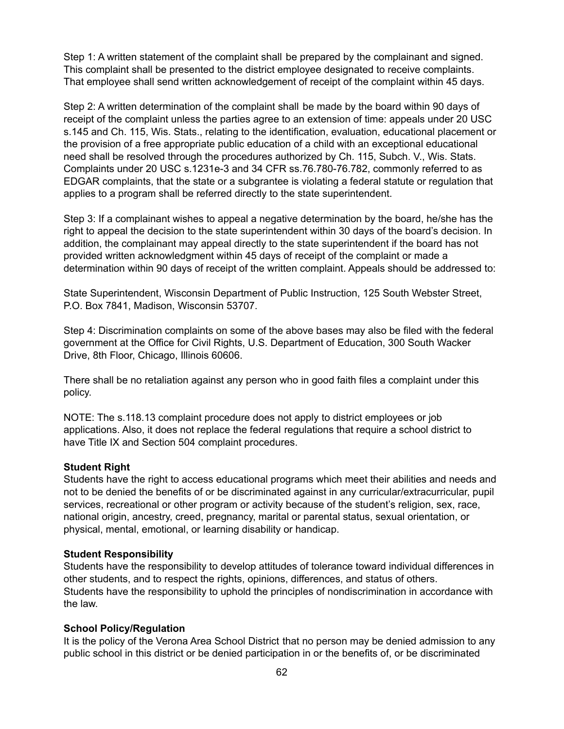Step 1: A written statement of the complaint shall be prepared by the complainant and signed. This complaint shall be presented to the district employee designated to receive complaints. That employee shall send written acknowledgement of receipt of the complaint within 45 days.

Step 2: A written determination of the complaint shall be made by the board within 90 days of receipt of the complaint unless the parties agree to an extension of time: appeals under 20 USC s.145 and Ch. 115, Wis. Stats., relating to the identification, evaluation, educational placement or the provision of a free appropriate public education of a child with an exceptional educational need shall be resolved through the procedures authorized by Ch. 115, Subch. V., Wis. Stats. Complaints under 20 USC s.1231e-3 and 34 CFR ss.76.780-76.782, commonly referred to as EDGAR complaints, that the state or a subgrantee is violating a federal statute or regulation that applies to a program shall be referred directly to the state superintendent.

Step 3: If a complainant wishes to appeal a negative determination by the board, he/she has the right to appeal the decision to the state superintendent within 30 days of the board's decision. In addition, the complainant may appeal directly to the state superintendent if the board has not provided written acknowledgment within 45 days of receipt of the complaint or made a determination within 90 days of receipt of the written complaint. Appeals should be addressed to:

State Superintendent, Wisconsin Department of Public Instruction, 125 South Webster Street, P.O. Box 7841, Madison, Wisconsin 53707.

Step 4: Discrimination complaints on some of the above bases may also be filed with the federal government at the Office for Civil Rights, U.S. Department of Education, 300 South Wacker Drive, 8th Floor, Chicago, Illinois 60606.

There shall be no retaliation against any person who in good faith files a complaint under this policy.

NOTE: The s.118.13 complaint procedure does not apply to district employees or job applications. Also, it does not replace the federal regulations that require a school district to have Title IX and Section 504 complaint procedures.

**Student Right**
Students have the right to access educational programs which meet their abilities and needs and not to be denied the benefits of or be discriminated against in any curricular/extracurricular, pupil services, recreational or other program or activity because of the student's religion, sex, race, national origin, ancestry, creed, pregnancy, marital or parental status, sexual orientation, or physical, mental, emotional, or learning disability or handicap.

**Student Responsibility**
Students have the responsibility to develop attitudes of tolerance toward individual differences in other students, and to respect the rights, opinions, differences, and status of others.
Students have the responsibility to uphold the principles of nondiscrimination in accordance with the law.

**School Policy/Regulation**
It is the policy of the Verona Area School District that no person may be denied admission to any public school in this district or be denied participation in or the benefits of, or be discriminated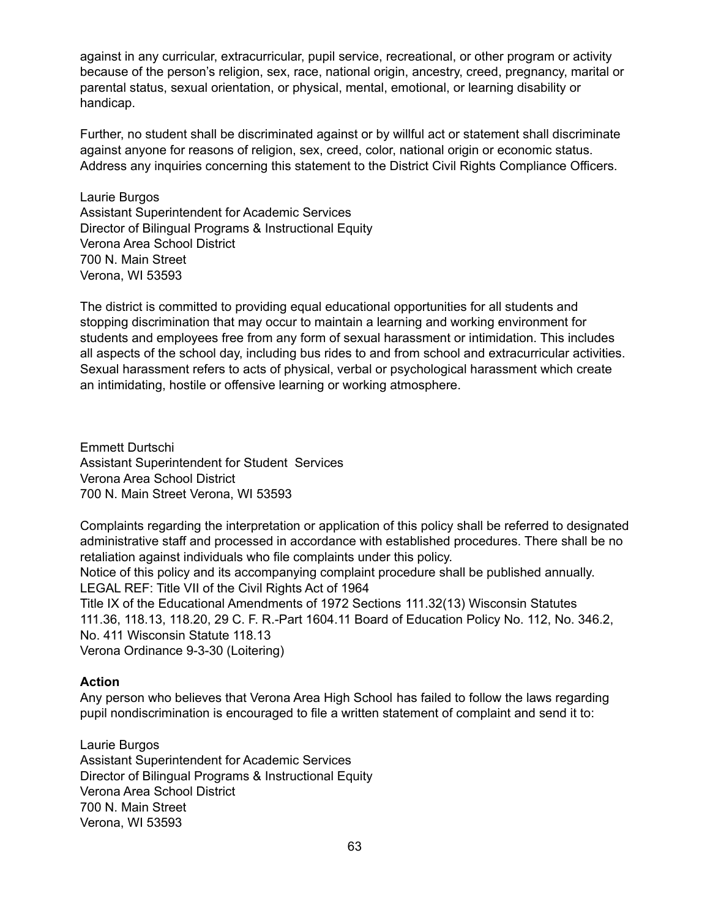against in any curricular, extracurricular, pupil service, recreational, or other program or activity because of the person's religion, sex, race, national origin, ancestry, creed, pregnancy, marital or parental status, sexual orientation, or physical, mental, emotional, or learning disability or handicap.

Further, no student shall be discriminated against or by willful act or statement shall discriminate against anyone for reasons of religion, sex, creed, color, national origin or economic status. Address any inquiries concerning this statement to the District Civil Rights Compliance Officers.

Laurie Burgos
Assistant Superintendent for Academic Services
Director of Bilingual Programs & Instructional Equity
Verona Area School District
700 N. Main Street
Verona, WI 53593

The district is committed to providing equal educational opportunities for all students and stopping discrimination that may occur to maintain a learning and working environment for students and employees free from any form of sexual harassment or intimidation. This includes all aspects of the school day, including bus rides to and from school and extracurricular activities. Sexual harassment refers to acts of physical, verbal or psychological harassment which create an intimidating, hostile or offensive learning or working atmosphere.

Emmett Durtschi
Assistant Superintendent for Student Services
Verona Area School District
700 N. Main Street Verona, WI 53593

Complaints regarding the interpretation or application of this policy shall be referred to designated administrative staff and processed in accordance with established procedures. There shall be no retaliation against individuals who file complaints under this policy.
Notice of this policy and its accompanying complaint procedure shall be published annually.
LEGAL REF: Title VII of the Civil Rights Act of 1964
Title IX of the Educational Amendments of 1972 Sections 111.32(13) Wisconsin Statutes 111.36, 118.13, 118.20, 29 C. F. R.-Part 1604.11 Board of Education Policy No. 112, No. 346.2, No. 411 Wisconsin Statute 118.13
Verona Ordinance 9-3-30 (Loitering)

**Action**
Any person who believes that Verona Area High School has failed to follow the laws regarding pupil nondiscrimination is encouraged to file a written statement of complaint and send it to:

Laurie Burgos
Assistant Superintendent for Academic Services
Director of Bilingual Programs & Instructional Equity
Verona Area School District
700 N. Main Street
Verona, WI 53593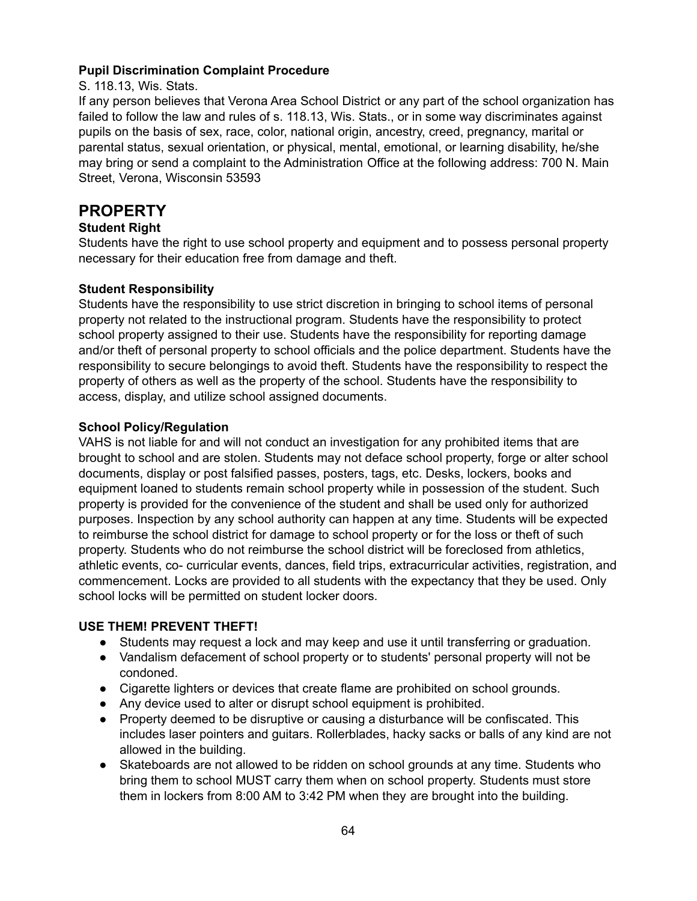### Pupil Discrimination Complaint Procedure

S. 118.13, Wis. Stats.

If any person believes that Verona Area School District or any part of the school organization has failed to follow the law and rules of s. 118.13, Wis. Stats., or in some way discriminates against pupils on the basis of sex, race, color, national origin, ancestry, creed, pregnancy, marital or parental status, sexual orientation, or physical, mental, emotional, or learning disability, he/she may bring or send a complaint to the Administration Office at the following address: 700 N. Main Street, Verona, Wisconsin 53593

# PROPERTY

### Student Right

Students have the right to use school property and equipment and to possess personal property necessary for their education free from damage and theft.

### Student Responsibility

Students have the responsibility to use strict discretion in bringing to school items of personal property not related to the instructional program. Students have the responsibility to protect school property assigned to their use. Students have the responsibility for reporting damage and/or theft of personal property to school officials and the police department. Students have the responsibility to secure belongings to avoid theft. Students have the responsibility to respect the property of others as well as the property of the school. Students have the responsibility to access, display, and utilize school assigned documents.

### School Policy/Regulation

VAHS is not liable for and will not conduct an investigation for any prohibited items that are brought to school and are stolen. Students may not deface school property, forge or alter school documents, display or post falsified passes, posters, tags, etc. Desks, lockers, books and equipment loaned to students remain school property while in possession of the student. Such property is provided for the convenience of the student and shall be used only for authorized purposes. Inspection by any school authority can happen at any time. Students will be expected to reimburse the school district for damage to school property or for the loss or theft of such property. Students who do not reimburse the school district will be foreclosed from athletics, athletic events, co- curricular events, dances, field trips, extracurricular activities, registration, and commencement. Locks are provided to all students with the expectancy that they be used. Only school locks will be permitted on student locker doors.

**USE THEM! PREVENT THEFT!**

- Students may request a lock and may keep and use it until transferring or graduation.
- Vandalism defacement of school property or to students' personal property will not be condoned.
- Cigarette lighters or devices that create flame are prohibited on school grounds.
- Any device used to alter or disrupt school equipment is prohibited.
- Property deemed to be disruptive or causing a disturbance will be confiscated. This includes laser pointers and guitars. Rollerblades, hacky sacks or balls of any kind are not allowed in the building.
- Skateboards are not allowed to be ridden on school grounds at any time. Students who bring them to school MUST carry them when on school property. Students must store them in lockers from 8:00 AM to 3:42 PM when they are brought into the building.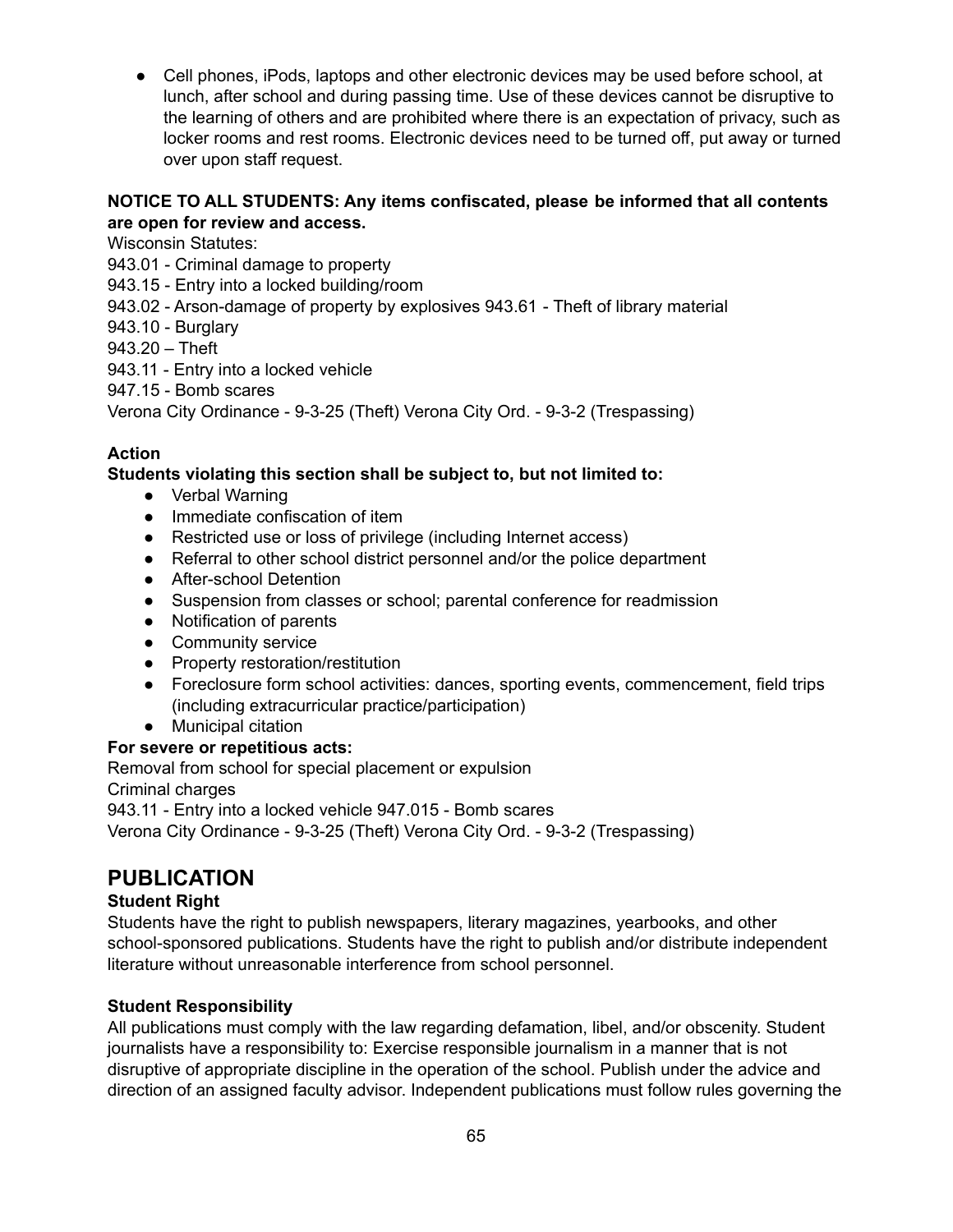- Cell phones, iPods, laptops and other electronic devices may be used before school, at lunch, after school and during passing time. Use of these devices cannot be disruptive to the learning of others and are prohibited where there is an expectation of privacy, such as locker rooms and rest rooms. Electronic devices need to be turned off, put away or turned over upon staff request.

**NOTICE TO ALL STUDENTS: Any items confiscated, please be informed that all contents are open for review and access.**

Wisconsin Statutes:
943.01 - Criminal damage to property
943.15 - Entry into a locked building/room
943.02 - Arson-damage of property by explosives 943.61 - Theft of library material
943.10 - Burglary
943.20 – Theft
943.11 - Entry into a locked vehicle
947.15 - Bomb scares
Verona City Ordinance - 9-3-25 (Theft) Verona City Ord. - 9-3-2 (Trespassing)

**Action**

**Students violating this section shall be subject to, but not limited to:**

- Verbal Warning
- Immediate confiscation of item
- Restricted use or loss of privilege (including Internet access)
- Referral to other school district personnel and/or the police department
- After-school Detention
- Suspension from classes or school; parental conference for readmission
- Notification of parents
- Community service
- Property restoration/restitution
- Foreclosure form school activities: dances, sporting events, commencement, field trips (including extracurricular practice/participation)
- Municipal citation

**For severe or repetitious acts:**

Removal from school for special placement or expulsion
Criminal charges
943.11 - Entry into a locked vehicle 947.015 - Bomb scares
Verona City Ordinance - 9-3-25 (Theft) Verona City Ord. - 9-3-2 (Trespassing)

## PUBLICATION

**Student Right**

Students have the right to publish newspapers, literary magazines, yearbooks, and other school-sponsored publications. Students have the right to publish and/or distribute independent literature without unreasonable interference from school personnel.

**Student Responsibility**

All publications must comply with the law regarding defamation, libel, and/or obscenity. Student journalists have a responsibility to: Exercise responsible journalism in a manner that is not disruptive of appropriate discipline in the operation of the school. Publish under the advice and direction of an assigned faculty advisor. Independent publications must follow rules governing the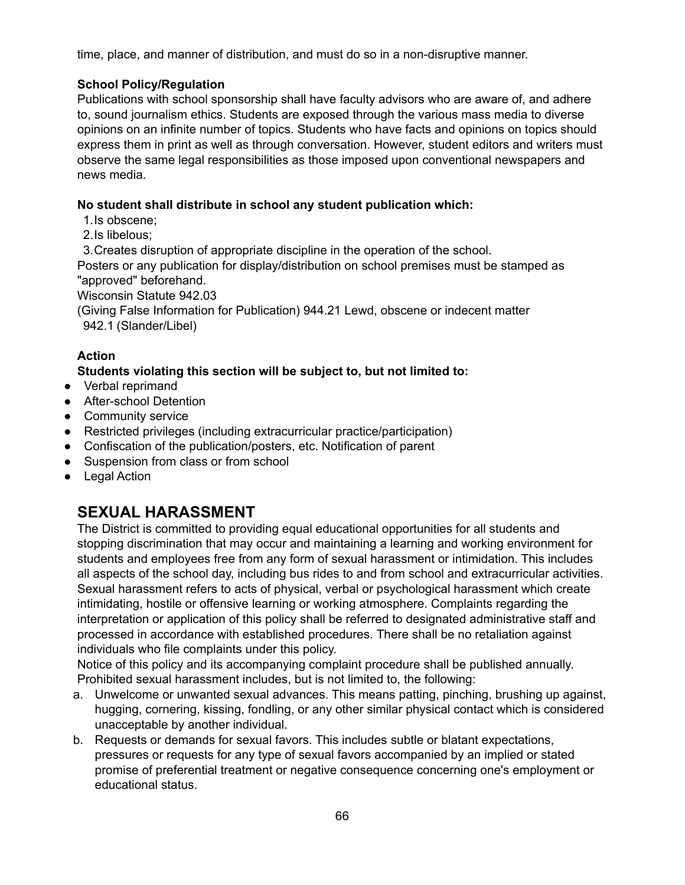time, place, and manner of distribution, and must do so in a non-disruptive manner.

**School Policy/Regulation**

Publications with school sponsorship shall have faculty advisors who are aware of, and adhere to, sound journalism ethics. Students are exposed through the various mass media to diverse opinions on an infinite number of topics. Students who have facts and opinions on topics should express them in print as well as through conversation. However, student editors and writers must observe the same legal responsibilities as those imposed upon conventional newspapers and news media.

**No student shall distribute in school any student publication which:**

1. Is obscene;
2. Is libelous;
3. Creates disruption of appropriate discipline in the operation of the school.

Posters or any publication for display/distribution on school premises must be stamped as "approved" beforehand.

Wisconsin Statute 942.03

(Giving False Information for Publication) 944.21 Lewd, obscene or indecent matter

942.1 (Slander/Libel)

**Action**

**Students violating this section will be subject to, but not limited to:**

- Verbal reprimand
- After-school Detention
- Community service
- Restricted privileges (including extracurricular practice/participation)
- Confiscation of the publication/posters, etc. Notification of parent
- Suspension from class or from school
- Legal Action

## SEXUAL HARASSMENT

The District is committed to providing equal educational opportunities for all students and stopping discrimination that may occur and maintaining a learning and working environment for students and employees free from any form of sexual harassment or intimidation. This includes all aspects of the school day, including bus rides to and from school and extracurricular activities. Sexual harassment refers to acts of physical, verbal or psychological harassment which create intimidating, hostile or offensive learning or working atmosphere. Complaints regarding the interpretation or application of this policy shall be referred to designated administrative staff and processed in accordance with established procedures. There shall be no retaliation against individuals who file complaints under this policy.

Notice of this policy and its accompanying complaint procedure shall be published annually.

Prohibited sexual harassment includes, but is not limited to, the following:

a. Unwelcome or unwanted sexual advances. This means patting, pinching, brushing up against, hugging, cornering, kissing, fondling, or any other similar physical contact which is considered unacceptable by another individual.
b. Requests or demands for sexual favors. This includes subtle or blatant expectations, pressures or requests for any type of sexual favors accompanied by an implied or stated promise of preferential treatment or negative consequence concerning one's employment or educational status.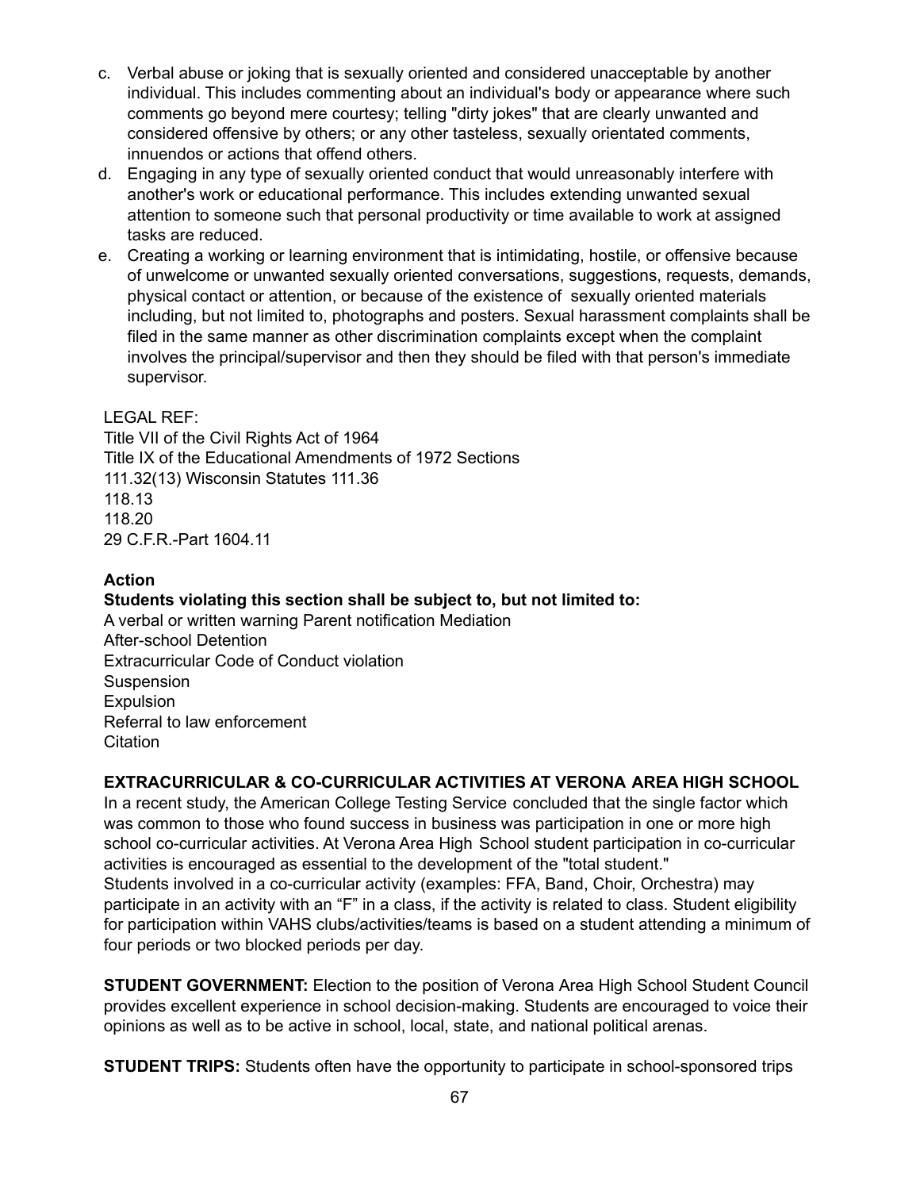c. Verbal abuse or joking that is sexually oriented and considered unacceptable by another individual. This includes commenting about an individual's body or appearance where such comments go beyond mere courtesy; telling "dirty jokes" that are clearly unwanted and considered offensive by others; or any other tasteless, sexually orientated comments, innuendos or actions that offend others.
d. Engaging in any type of sexually oriented conduct that would unreasonably interfere with another's work or educational performance. This includes extending unwanted sexual attention to someone such that personal productivity or time available to work at assigned tasks are reduced.
e. Creating a working or learning environment that is intimidating, hostile, or offensive because of unwelcome or unwanted sexually oriented conversations, suggestions, requests, demands, physical contact or attention, or because of the existence of sexually oriented materials including, but not limited to, photographs and posters. Sexual harassment complaints shall be filed in the same manner as other discrimination complaints except when the complaint involves the principal/supervisor and then they should be filed with that person's immediate supervisor.

LEGAL REF:
Title VII of the Civil Rights Act of 1964
Title IX of the Educational Amendments of 1972 Sections
111.32(13) Wisconsin Statutes 111.36
118.13
118.20
29 C.F.R.-Part 1604.11

**Action**
**Students violating this section shall be subject to, but not limited to:**
A verbal or written warning Parent notification Mediation
After-school Detention
Extracurricular Code of Conduct violation
Suspension
Expulsion
Referral to law enforcement
Citation

**EXTRACURRICULAR & CO-CURRICULAR ACTIVITIES AT VERONA AREA HIGH SCHOOL**
In a recent study, the American College Testing Service concluded that the single factor which was common to those who found success in business was participation in one or more high school co-curricular activities. At Verona Area High School student participation in co-curricular activities is encouraged as essential to the development of the "total student."
Students involved in a co-curricular activity (examples: FFA, Band, Choir, Orchestra) may participate in an activity with an "F" in a class, if the activity is related to class. Student eligibility for participation within VAHS clubs/activities/teams is based on a student attending a minimum of four periods or two blocked periods per day.

**STUDENT GOVERNMENT:** Election to the position of Verona Area High School Student Council provides excellent experience in school decision-making. Students are encouraged to voice their opinions as well as to be active in school, local, state, and national political arenas.

**STUDENT TRIPS:** Students often have the opportunity to participate in school-sponsored trips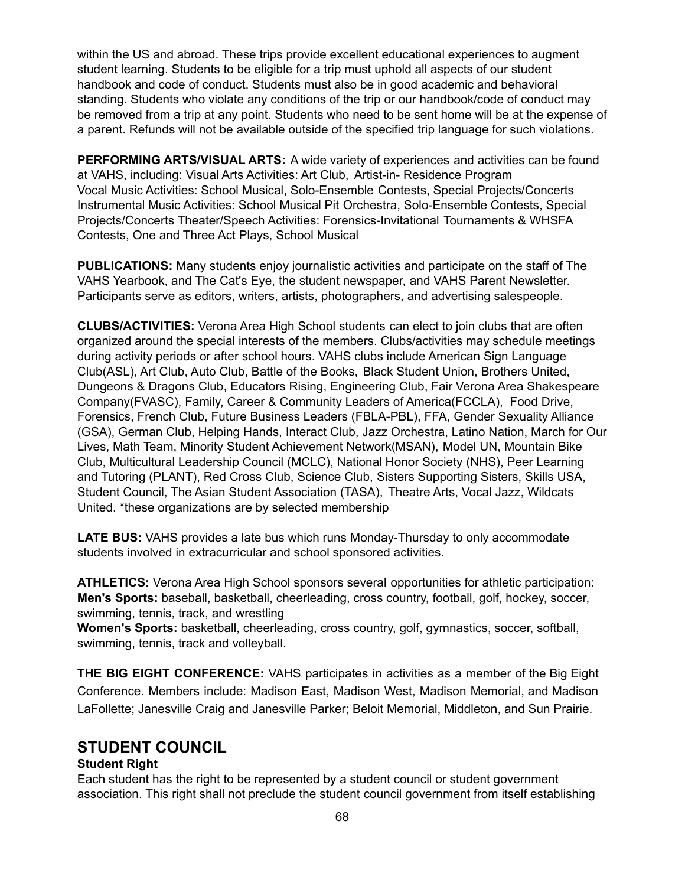within the US and abroad. These trips provide excellent educational experiences to augment student learning. Students to be eligible for a trip must uphold all aspects of our student handbook and code of conduct. Students must also be in good academic and behavioral standing. Students who violate any conditions of the trip or our handbook/code of conduct may be removed from a trip at any point. Students who need to be sent home will be at the expense of a parent. Refunds will not be available outside of the specified trip language for such violations.

**PERFORMING ARTS/VISUAL ARTS:** A wide variety of experiences and activities can be found at VAHS, including: Visual Arts Activities: Art Club, Artist-in- Residence Program Vocal Music Activities: School Musical, Solo-Ensemble Contests, Special Projects/Concerts Instrumental Music Activities: School Musical Pit Orchestra, Solo-Ensemble Contests, Special Projects/Concerts Theater/Speech Activities: Forensics-Invitational Tournaments & WHSFA Contests, One and Three Act Plays, School Musical

**PUBLICATIONS:** Many students enjoy journalistic activities and participate on the staff of The VAHS Yearbook, and The Cat's Eye, the student newspaper, and VAHS Parent Newsletter. Participants serve as editors, writers, artists, photographers, and advertising salespeople.

**CLUBS/ACTIVITIES:** Verona Area High School students can elect to join clubs that are often organized around the special interests of the members. Clubs/activities may schedule meetings during activity periods or after school hours. VAHS clubs include American Sign Language Club(ASL), Art Club, Auto Club, Battle of the Books, Black Student Union, Brothers United, Dungeons & Dragons Club, Educators Rising, Engineering Club, Fair Verona Area Shakespeare Company(FVASC), Family, Career & Community Leaders of America(FCCLA), Food Drive, Forensics, French Club, Future Business Leaders (FBLA-PBL), FFA, Gender Sexuality Alliance (GSA), German Club, Helping Hands, Interact Club, Jazz Orchestra, Latino Nation, March for Our Lives, Math Team, Minority Student Achievement Network(MSAN), Model UN, Mountain Bike Club, Multicultural Leadership Council (MCLC), National Honor Society (NHS), Peer Learning and Tutoring (PLANT), Red Cross Club, Science Club, Sisters Supporting Sisters, Skills USA, Student Council, The Asian Student Association (TASA), Theatre Arts, Vocal Jazz, Wildcats United. *these organizations are by selected membership

**LATE BUS:** VAHS provides a late bus which runs Monday-Thursday to only accommodate students involved in extracurricular and school sponsored activities.

**ATHLETICS:** Verona Area High School sponsors several opportunities for athletic participation:
**Men's Sports:** baseball, basketball, cheerleading, cross country, football, golf, hockey, soccer, swimming, tennis, track, and wrestling
**Women's Sports:** basketball, cheerleading, cross country, golf, gymnastics, soccer, softball, swimming, tennis, track and volleyball.

**THE BIG EIGHT CONFERENCE:** VAHS participates in activities as a member of the Big Eight Conference. Members include: Madison East, Madison West, Madison Memorial, and Madison LaFollette; Janesville Craig and Janesville Parker; Beloit Memorial, Middleton, and Sun Prairie.

## STUDENT COUNCIL

### Student Right

Each student has the right to be represented by a student council or student government association. This right shall not preclude the student council government from itself establishing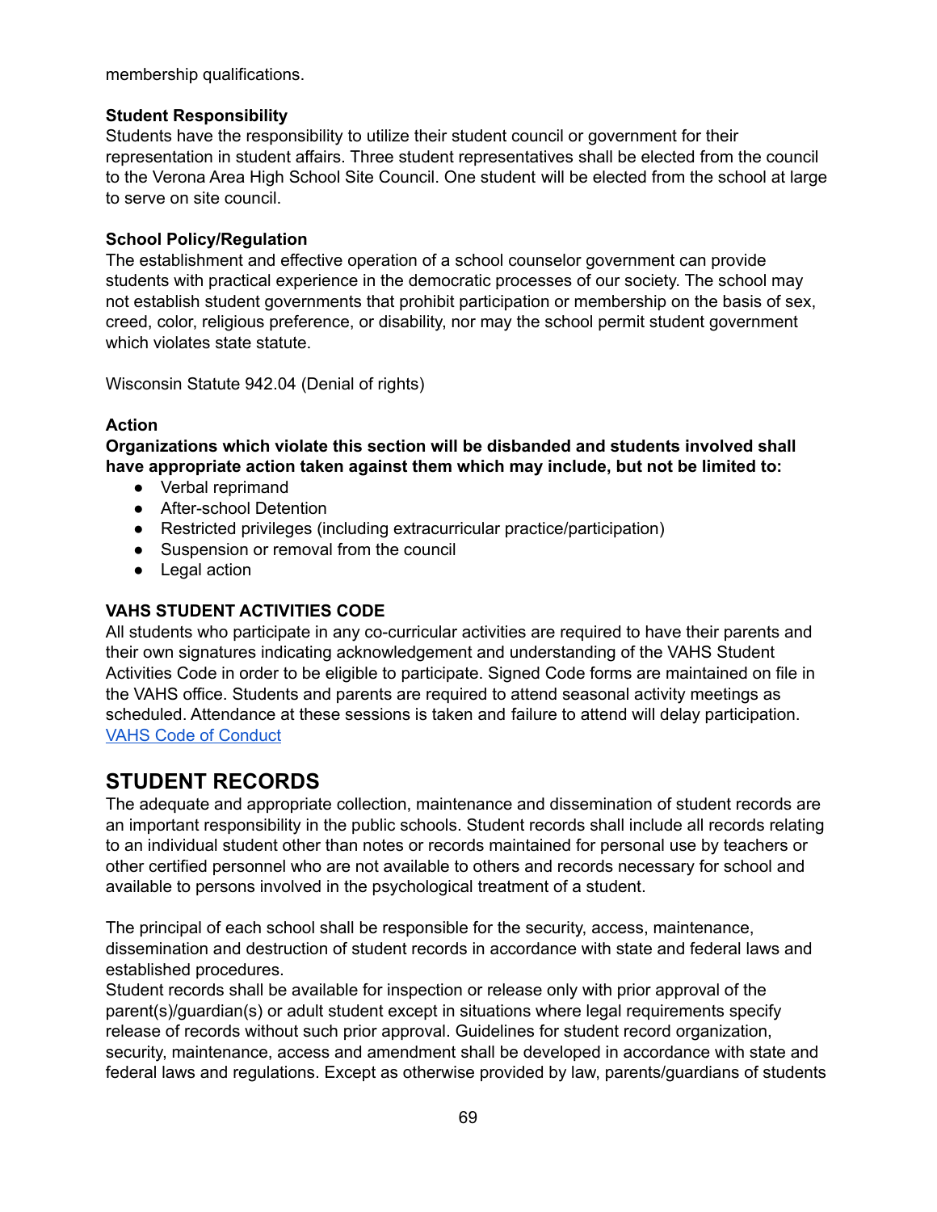membership qualifications.

**Student Responsibility**
Students have the responsibility to utilize their student council or government for their representation in student affairs. Three student representatives shall be elected from the council to the Verona Area High School Site Council. One student will be elected from the school at large to serve on site council.

**School Policy/Regulation**
The establishment and effective operation of a school counselor government can provide students with practical experience in the democratic processes of our society. The school may not establish student governments that prohibit participation or membership on the basis of sex, creed, color, religious preference, or disability, nor may the school permit student government which violates state statute.

Wisconsin Statute 942.04 (Denial of rights)

**Action**
**Organizations which violate this section will be disbanded and students involved shall have appropriate action taken against them which may include, but not be limited to:**

- Verbal reprimand
- After-school Detention
- Restricted privileges (including extracurricular practice/participation)
- Suspension or removal from the council
- Legal action

**VAHS STUDENT ACTIVITIES CODE**
All students who participate in any co-curricular activities are required to have their parents and their own signatures indicating acknowledgement and understanding of the VAHS Student Activities Code in order to be eligible to participate. Signed Code forms are maintained on file in the VAHS office. Students and parents are required to attend seasonal activity meetings as scheduled. Attendance at these sessions is taken and failure to attend will delay participation.
[VAHS Code of Conduct]

## STUDENT RECORDS

The adequate and appropriate collection, maintenance and dissemination of student records are an important responsibility in the public schools. Student records shall include all records relating to an individual student other than notes or records maintained for personal use by teachers or other certified personnel who are not available to others and records necessary for school and available to persons involved in the psychological treatment of a student.

The principal of each school shall be responsible for the security, access, maintenance, dissemination and destruction of student records in accordance with state and federal laws and established procedures.
Student records shall be available for inspection or release only with prior approval of the parent(s)/guardian(s) or adult student except in situations where legal requirements specify release of records without such prior approval. Guidelines for student record organization, security, maintenance, access and amendment shall be developed in accordance with state and federal laws and regulations. Except as otherwise provided by law, parents/guardians of students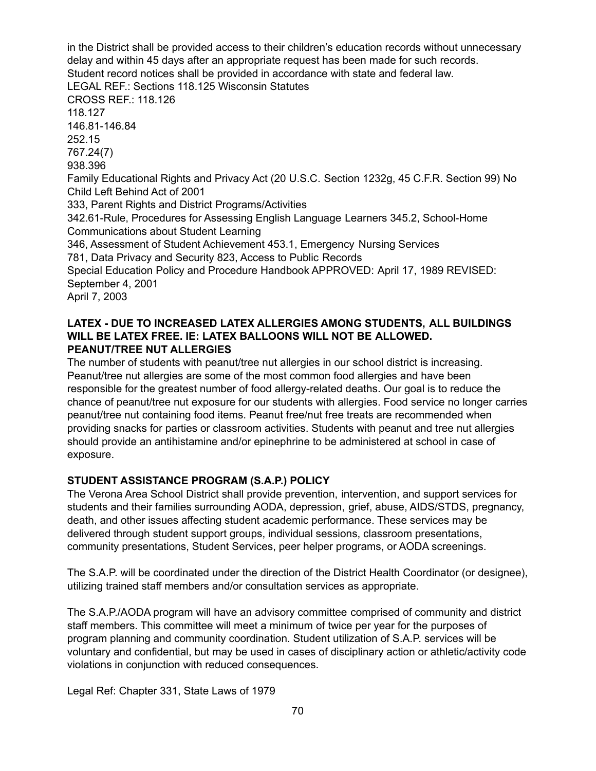in the District shall be provided access to their children's education records without unnecessary delay and within 45 days after an appropriate request has been made for such records. Student record notices shall be provided in accordance with state and federal law.

LEGAL REF.: Sections 118.125 Wisconsin Statutes
CROSS REF.: 118.126
118.127
146.81-146.84
252.15
767.24(7)
938.396
Family Educational Rights and Privacy Act (20 U.S.C. Section 1232g, 45 C.F.R. Section 99) No Child Left Behind Act of 2001
333, Parent Rights and District Programs/Activities
342.61-Rule, Procedures for Assessing English Language Learners 345.2, School-Home Communications about Student Learning
346, Assessment of Student Achievement 453.1, Emergency Nursing Services
781, Data Privacy and Security 823, Access to Public Records
Special Education Policy and Procedure Handbook APPROVED: April 17, 1989 REVISED: September 4, 2001
April 7, 2003

**LATEX - DUE TO INCREASED LATEX ALLERGIES AMONG STUDENTS, ALL BUILDINGS WILL BE LATEX FREE. IE: LATEX BALLOONS WILL NOT BE ALLOWED.**

**PEANUT/TREE NUT ALLERGIES**

The number of students with peanut/tree nut allergies in our school district is increasing. Peanut/tree nut allergies are some of the most common food allergies and have been responsible for the greatest number of food allergy-related deaths. Our goal is to reduce the chance of peanut/tree nut exposure for our students with allergies. Food service no longer carries peanut/tree nut containing food items. Peanut free/nut free treats are recommended when providing snacks for parties or classroom activities. Students with peanut and tree nut allergies should provide an antihistamine and/or epinephrine to be administered at school in case of exposure.

**STUDENT ASSISTANCE PROGRAM (S.A.P.) POLICY**

The Verona Area School District shall provide prevention, intervention, and support services for students and their families surrounding AODA, depression, grief, abuse, AIDS/STDS, pregnancy, death, and other issues affecting student academic performance. These services may be delivered through student support groups, individual sessions, classroom presentations, community presentations, Student Services, peer helper programs, or AODA screenings.

The S.A.P. will be coordinated under the direction of the District Health Coordinator (or designee), utilizing trained staff members and/or consultation services as appropriate.

The S.A.P./AODA program will have an advisory committee comprised of community and district staff members. This committee will meet a minimum of twice per year for the purposes of program planning and community coordination. Student utilization of S.A.P. services will be voluntary and confidential, but may be used in cases of disciplinary action or athletic/activity code violations in conjunction with reduced consequences.

Legal Ref: Chapter 331, State Laws of 1979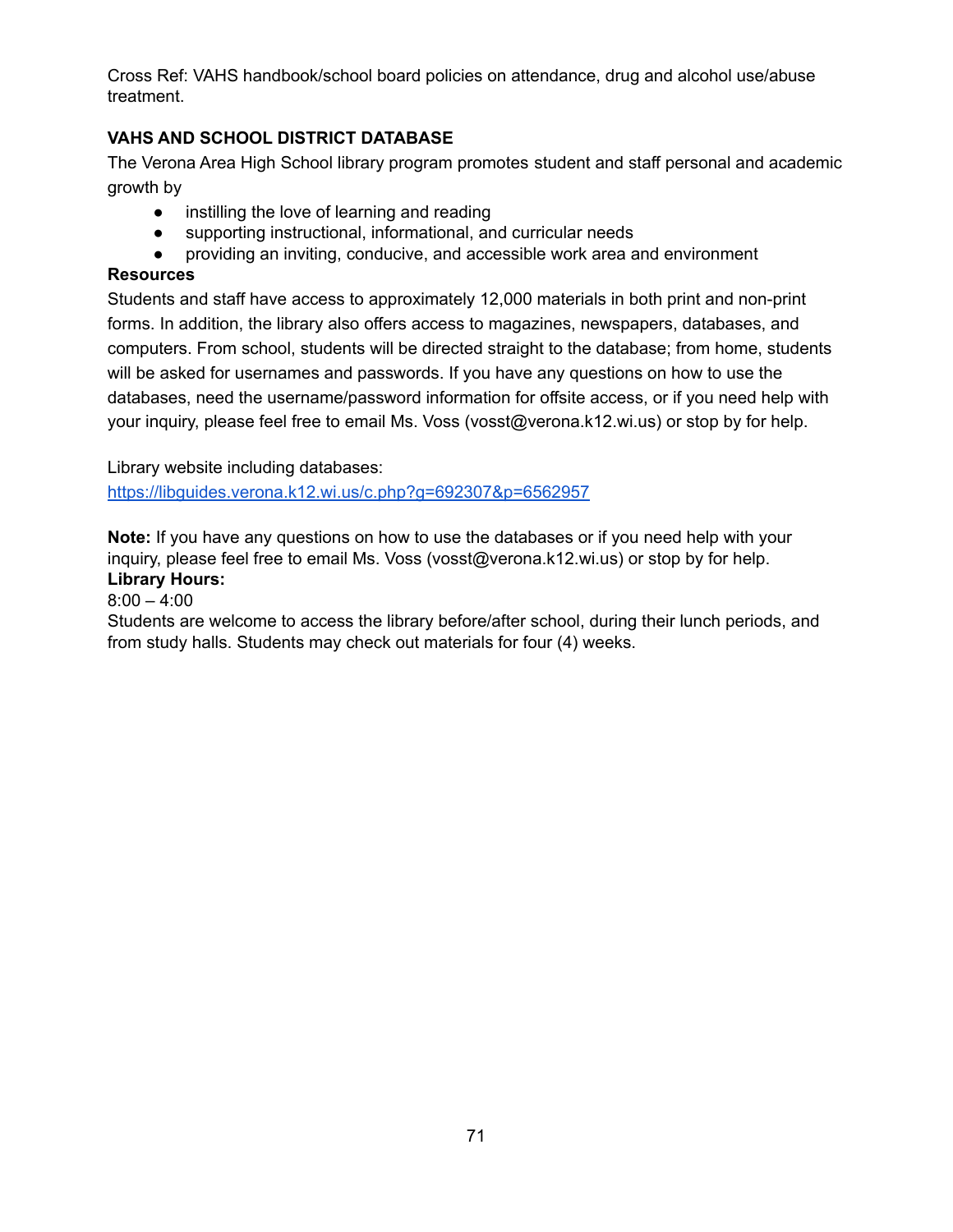Cross Ref: VAHS handbook/school board policies on attendance, drug and alcohol use/abuse treatment.

**VAHS AND SCHOOL DISTRICT DATABASE**

The Verona Area High School library program promotes student and staff personal and academic growth by

- instilling the love of learning and reading
- supporting instructional, informational, and curricular needs
- providing an inviting, conducive, and accessible work area and environment

**Resources**

Students and staff have access to approximately 12,000 materials in both print and non-print forms. In addition, the library also offers access to magazines, newspapers, databases, and computers. From school, students will be directed straight to the database; from home, students will be asked for usernames and passwords. If you have any questions on how to use the databases, need the username/password information for offsite access, or if you need help with your inquiry, please feel free to email Ms. Voss (vosst@verona.k12.wi.us) or stop by for help.

Library website including databases:
[https://libguides.verona.k12.wi.us/c.php?g=692307&p=6562957](https://libguides.verona.k12.wi.us/c.php?g=692307&p=6562957)

**Note:** If you have any questions on how to use the databases or if you need help with your inquiry, please feel free to email Ms. Voss (vosst@verona.k12.wi.us) or stop by for help.

**Library Hours:**

8:00 – 4:00

Students are welcome to access the library before/after school, during their lunch periods, and from study halls. Students may check out materials for four (4) weeks.